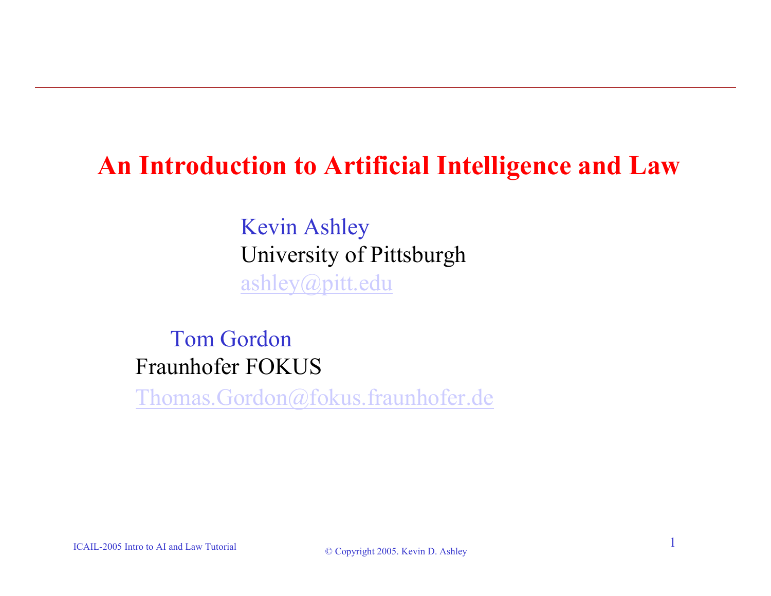# An Introduction to Artificial Intelligence and Law

Kevin Ashley
University of Pittsburgh
ashley@pitt.edu

Tom Gordon
Fraunhofer FOKUS
Thomas.Gordon@fokus.fraunhofer.de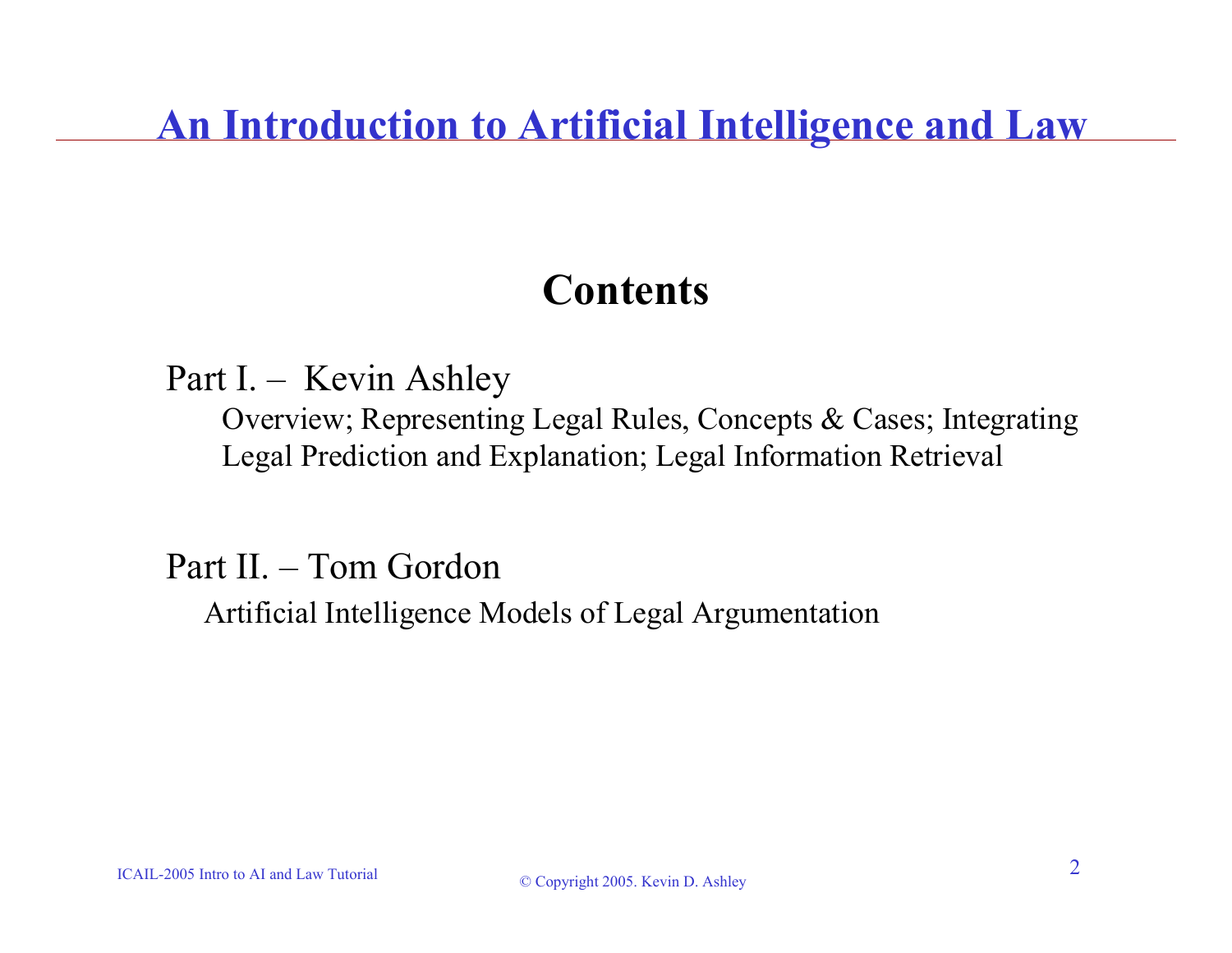# An Introduction to Artificial Intelligence and Law

## Contents

Part I. – Kevin Ashley

Overview; Representing Legal Rules, Concepts & Cases; Integrating Legal Prediction and Explanation; Legal Information Retrieval

Part II. – Tom Gordon

Artificial Intelligence Models of Legal Argumentation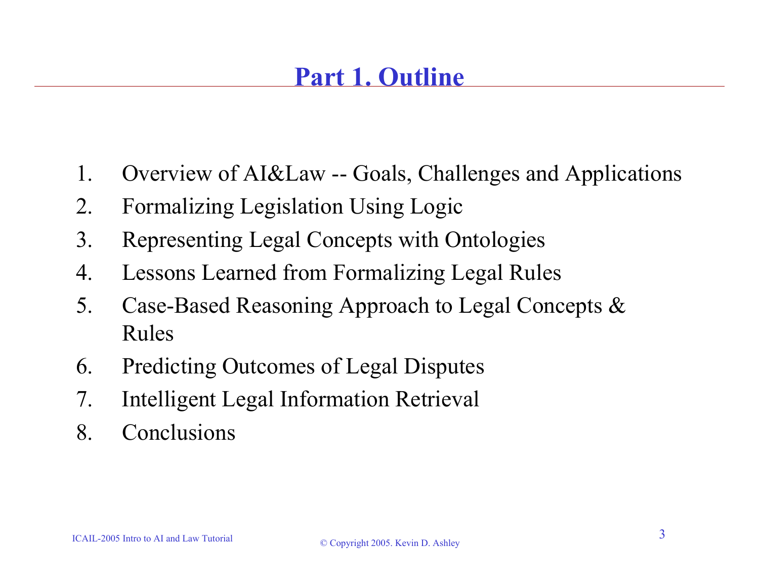# Part 1. Outline

1. Overview of AI&Law -- Goals, Challenges and Applications
2. Formalizing Legislation Using Logic
3. Representing Legal Concepts with Ontologies
4. Lessons Learned from Formalizing Legal Rules
5. Case-Based Reasoning Approach to Legal Concepts & Rules
6. Predicting Outcomes of Legal Disputes
7. Intelligent Legal Information Retrieval
8. Conclusions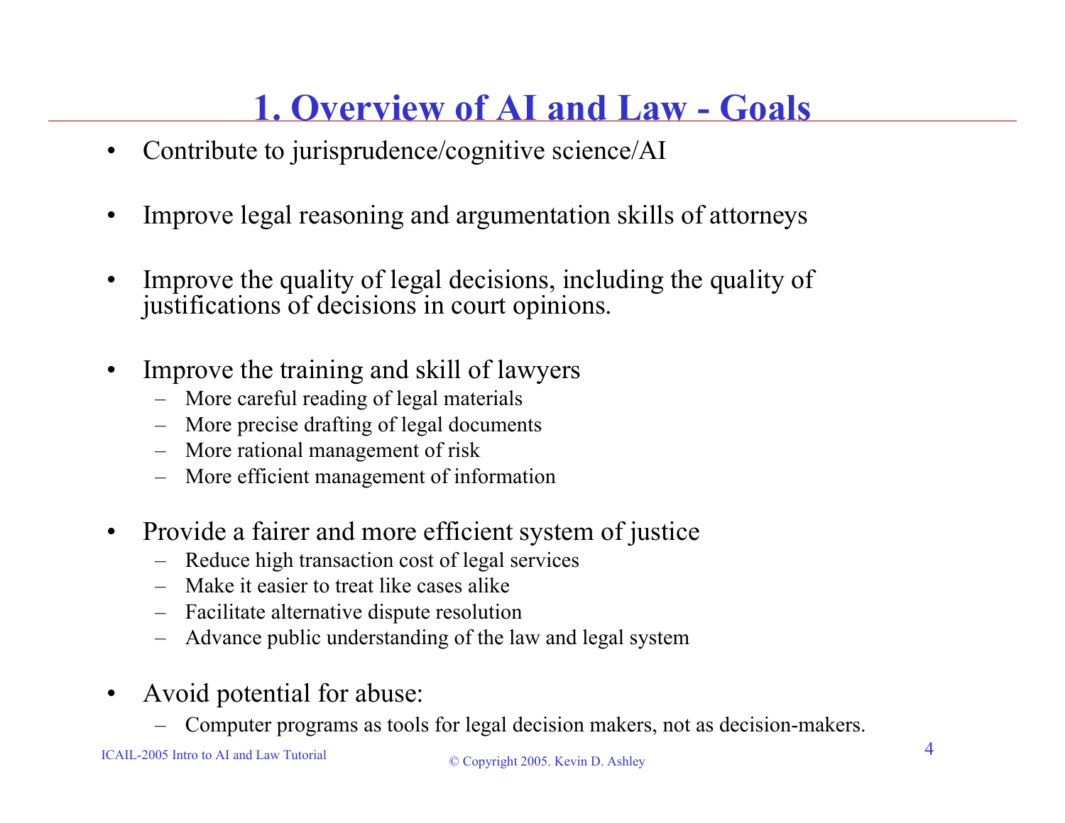# 1. Overview of AI and Law - Goals

- Contribute to jurisprudence/cognitive science/AI
- Improve legal reasoning and argumentation skills of attorneys
- Improve the quality of legal decisions, including the quality of justifications of decisions in court opinions.
- Improve the training and skill of lawyers
  - More careful reading of legal materials
  - More precise drafting of legal documents
  - More rational management of risk
  - More efficient management of information
- Provide a fairer and more efficient system of justice
  - Reduce high transaction cost of legal services
  - Make it easier to treat like cases alike
  - Facilitate alternative dispute resolution
  - Advance public understanding of the law and legal system
- Avoid potential for abuse:
  - Computer programs as tools for legal decision makers, not as decision-makers.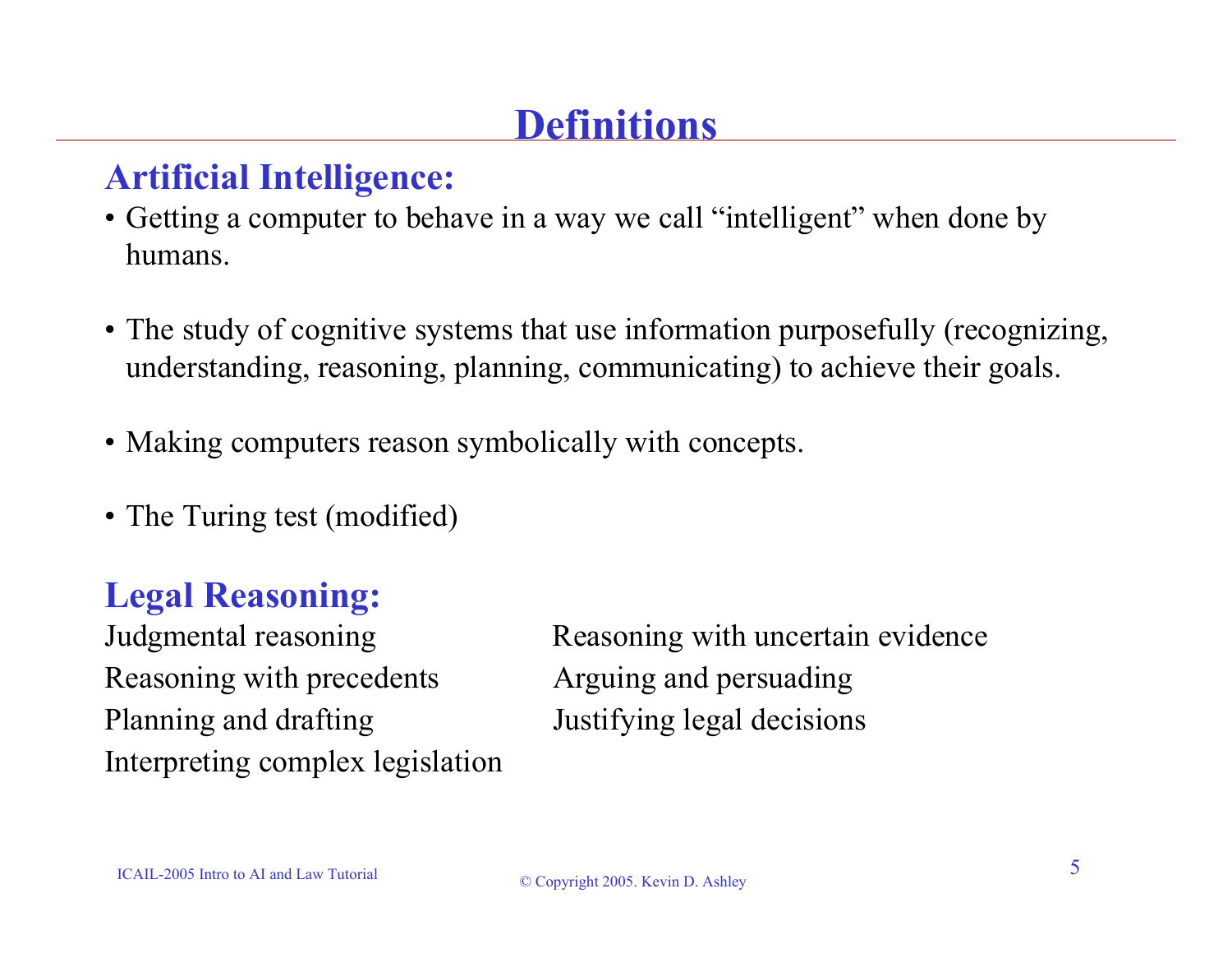# Definitions

## Artificial Intelligence:

- Getting a computer to behave in a way we call "intelligent" when done by humans.
- The study of cognitive systems that use information purposefully (recognizing, understanding, reasoning, planning, communicating) to achieve their goals.
- Making computers reason symbolically with concepts.
- The Turing test (modified)

## Legal Reasoning:

Judgmental reasoning
Reasoning with precedents
Planning and drafting
Interpreting complex legislation
Reasoning with uncertain evidence
Arguing and persuading
Justifying legal decisions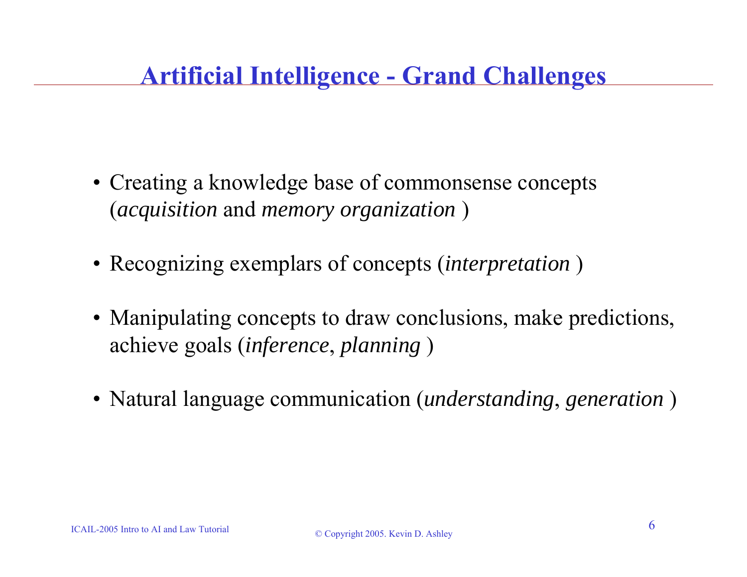# Artificial Intelligence - Grand Challenges

- Creating a knowledge base of commonsense concepts (*acquisition* and *memory organization* )
- Recognizing exemplars of concepts (*interpretation* )
- Manipulating concepts to draw conclusions, make predictions, achieve goals (*inference*, *planning* )
- Natural language communication (*understanding*, *generation* )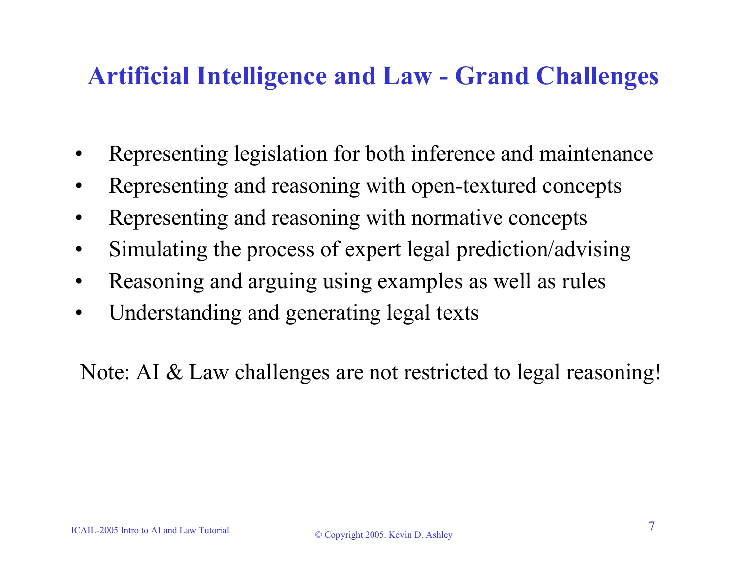# Artificial Intelligence and Law - Grand Challenges

- Representing legislation for both inference and maintenance
- Representing and reasoning with open-textured concepts
- Representing and reasoning with normative concepts
- Simulating the process of expert legal prediction/advising
- Reasoning and arguing using examples as well as rules
- Understanding and generating legal texts

Note: AI & Law challenges are not restricted to legal reasoning!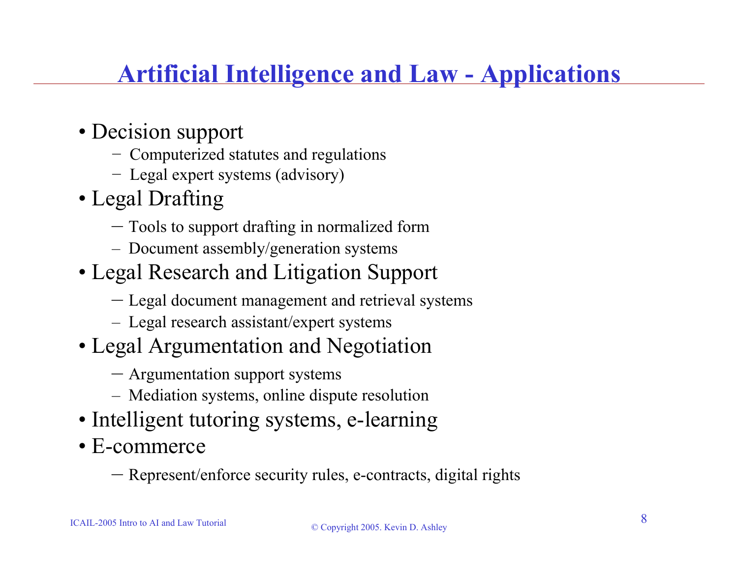# Artificial Intelligence and Law - Applications

- Decision support
  - Computerized statutes and regulations
  - Legal expert systems (advisory)
- Legal Drafting
  - Tools to support drafting in normalized form
  - Document assembly/generation systems
- Legal Research and Litigation Support
  - Legal document management and retrieval systems
  - Legal research assistant/expert systems
- Legal Argumentation and Negotiation
  - Argumentation support systems
  - Mediation systems, online dispute resolution
- Intelligent tutoring systems, e-learning
- E-commerce
  - Represent/enforce security rules, e-contracts, digital rights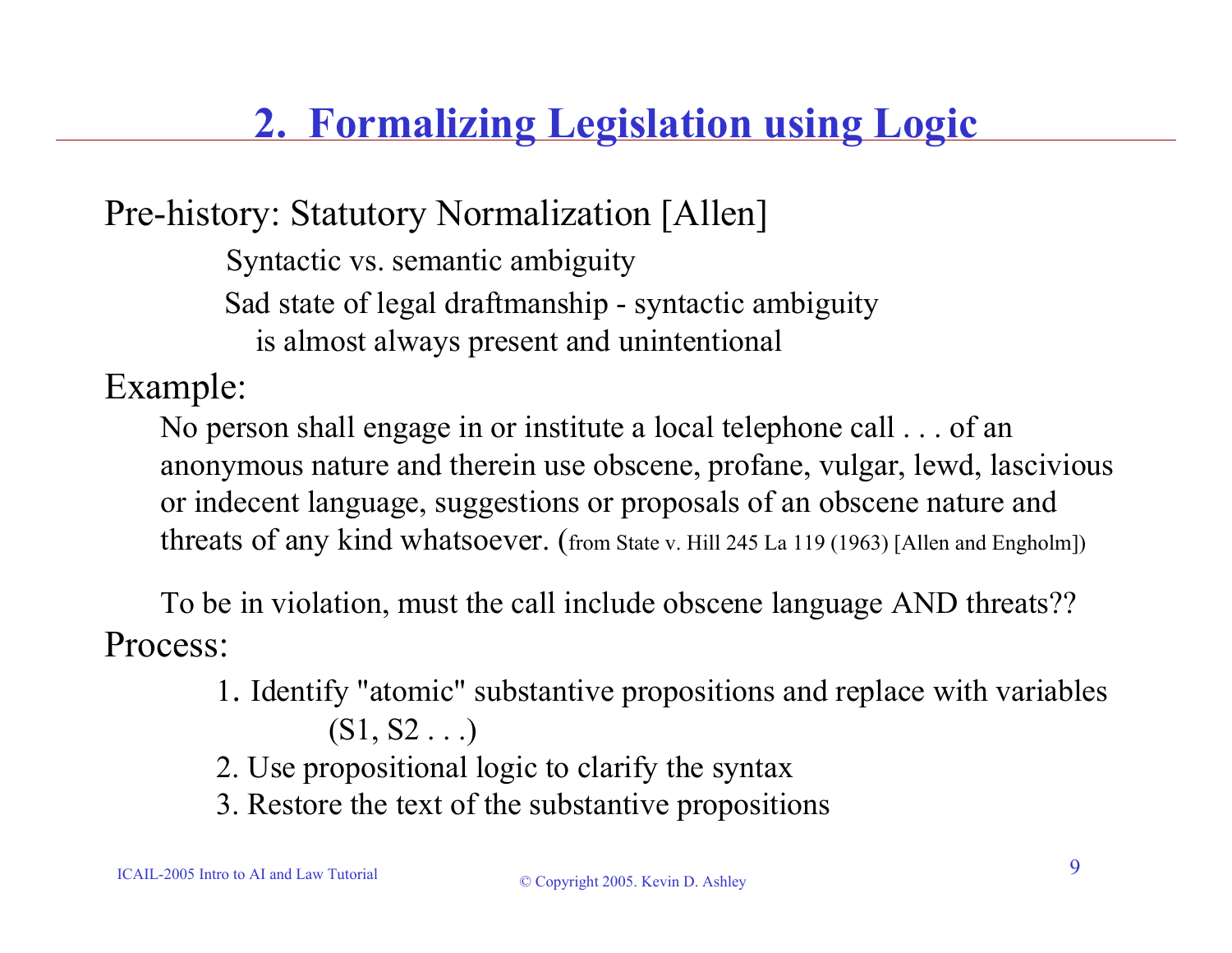## 2. Formalizing Legislation using Logic

Pre-history: Statutory Normalization [Allen]

- Syntactic vs. semantic ambiguity
- Sad state of legal draftmanship - syntactic ambiguity is almost always present and unintentional

Example:

> No person shall engage in or institute a local telephone call . . . of an anonymous nature and therein use obscene, profane, vulgar, lewd, lascivious or indecent language, suggestions or proposals of an obscene nature and threats of any kind whatsoever. (from State v. Hill 245 La 119 (1963) [Allen and Engholm])

To be in violation, must the call include obscene language AND threats??

Process:

1. Identify "atomic" substantive propositions and replace with variables (S1, S2 . . .)
2. Use propositional logic to clarify the syntax
3. Restore the text of the substantive propositions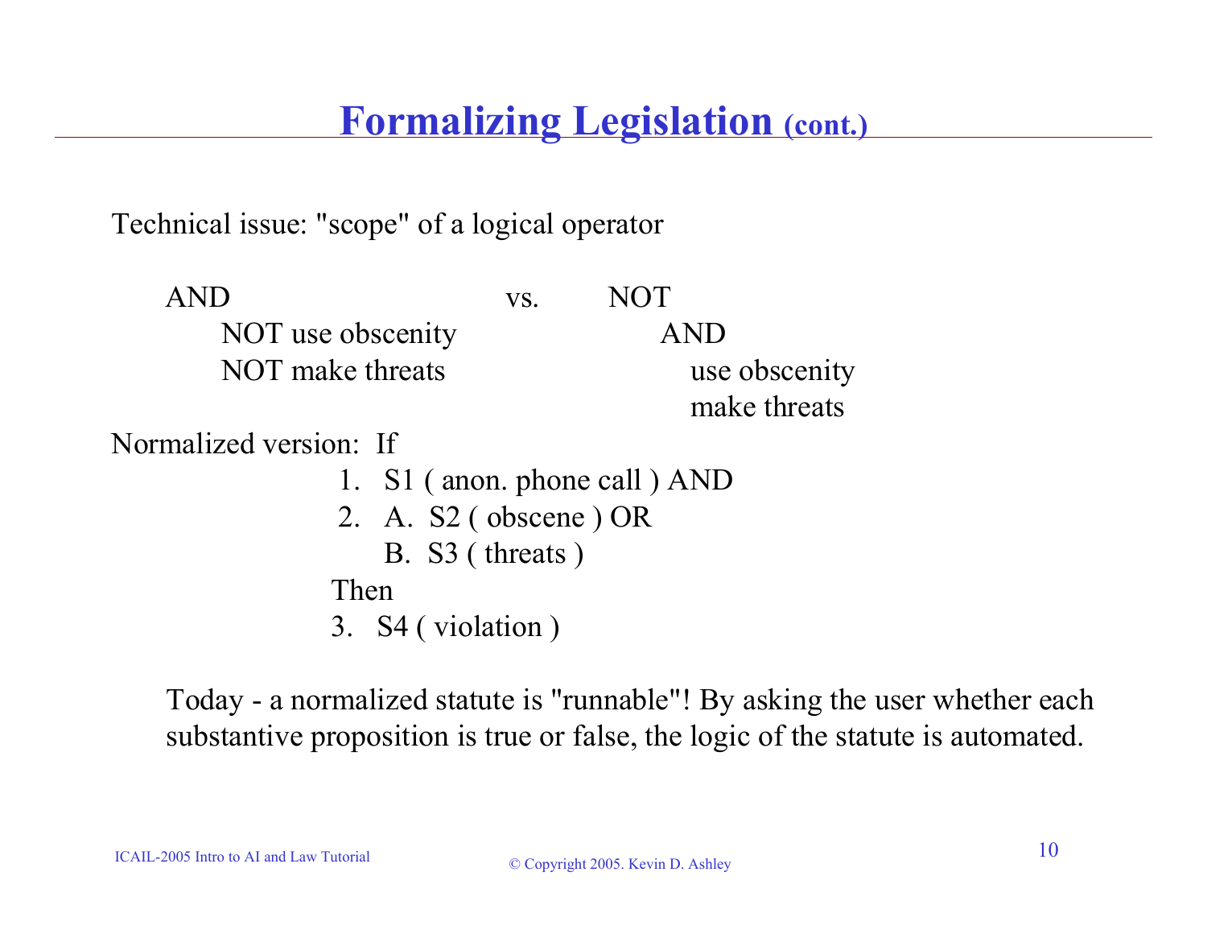# Formalizing Legislation (cont.)

Technical issue: "scope" of a logical operator

```
AND                          vs.     NOT
    NOT use obscenity                    AND
    NOT make threats                         use obscenity
                                             make threats
```

Normalized version: If

1. S1 ( anon. phone call ) AND
2. A. S2 ( obscene ) OR
   B. S3 ( threats )

Then

3. S4 ( violation )

Today - a normalized statute is "runnable"! By asking the user whether each substantive proposition is true or false, the logic of the statute is automated.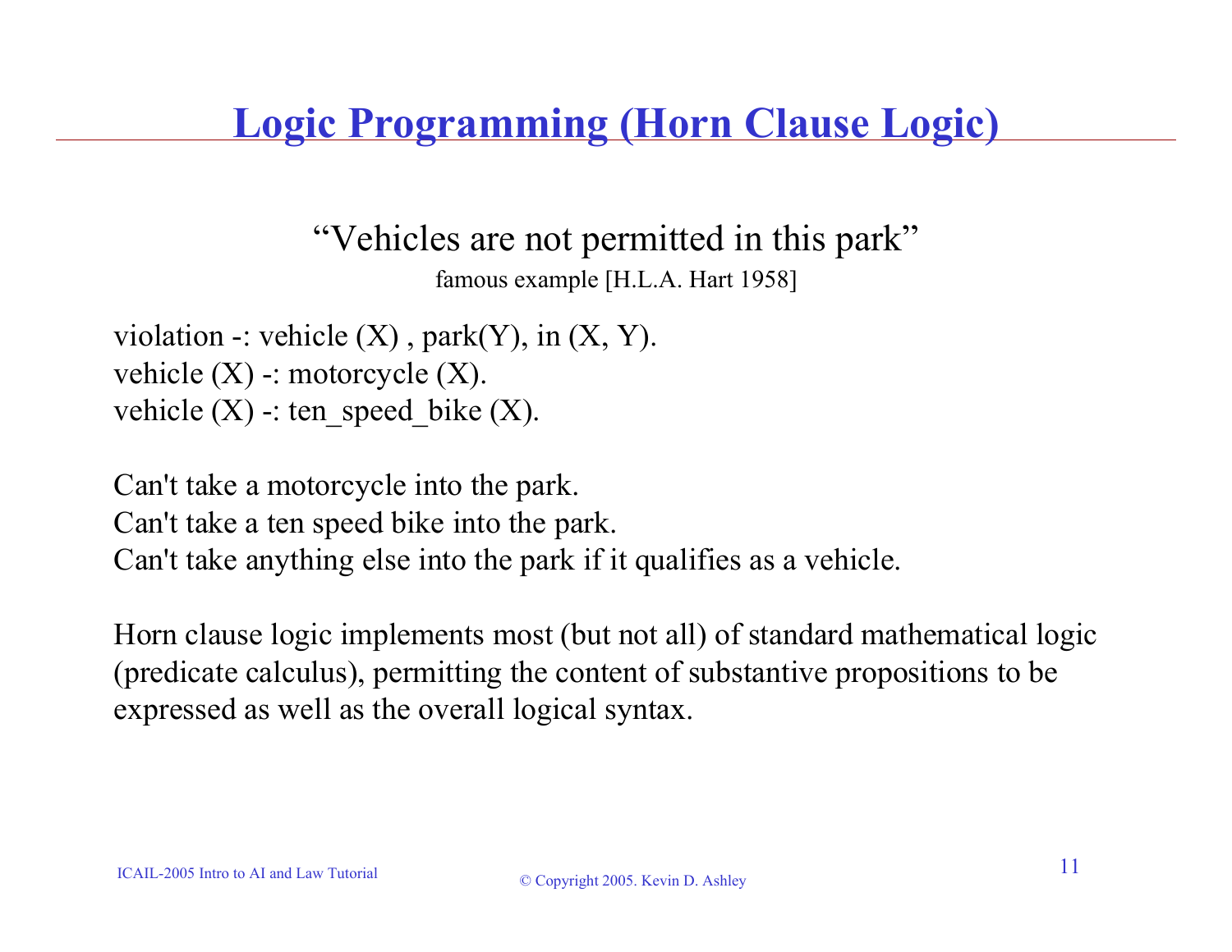# Logic Programming (Horn Clause Logic)

"Vehicles are not permitted in this park"

famous example [H.L.A. Hart 1958]

```
violation -: vehicle (X) , park(Y), in (X, Y).
vehicle (X) -: motorcycle (X).
vehicle (X) -: ten_speed_bike (X).
```

Can't take a motorcycle into the park.
Can't take a ten speed bike into the park.
Can't take anything else into the park if it qualifies as a vehicle.

Horn clause logic implements most (but not all) of standard mathematical logic (predicate calculus), permitting the content of substantive propositions to be expressed as well as the overall logical syntax.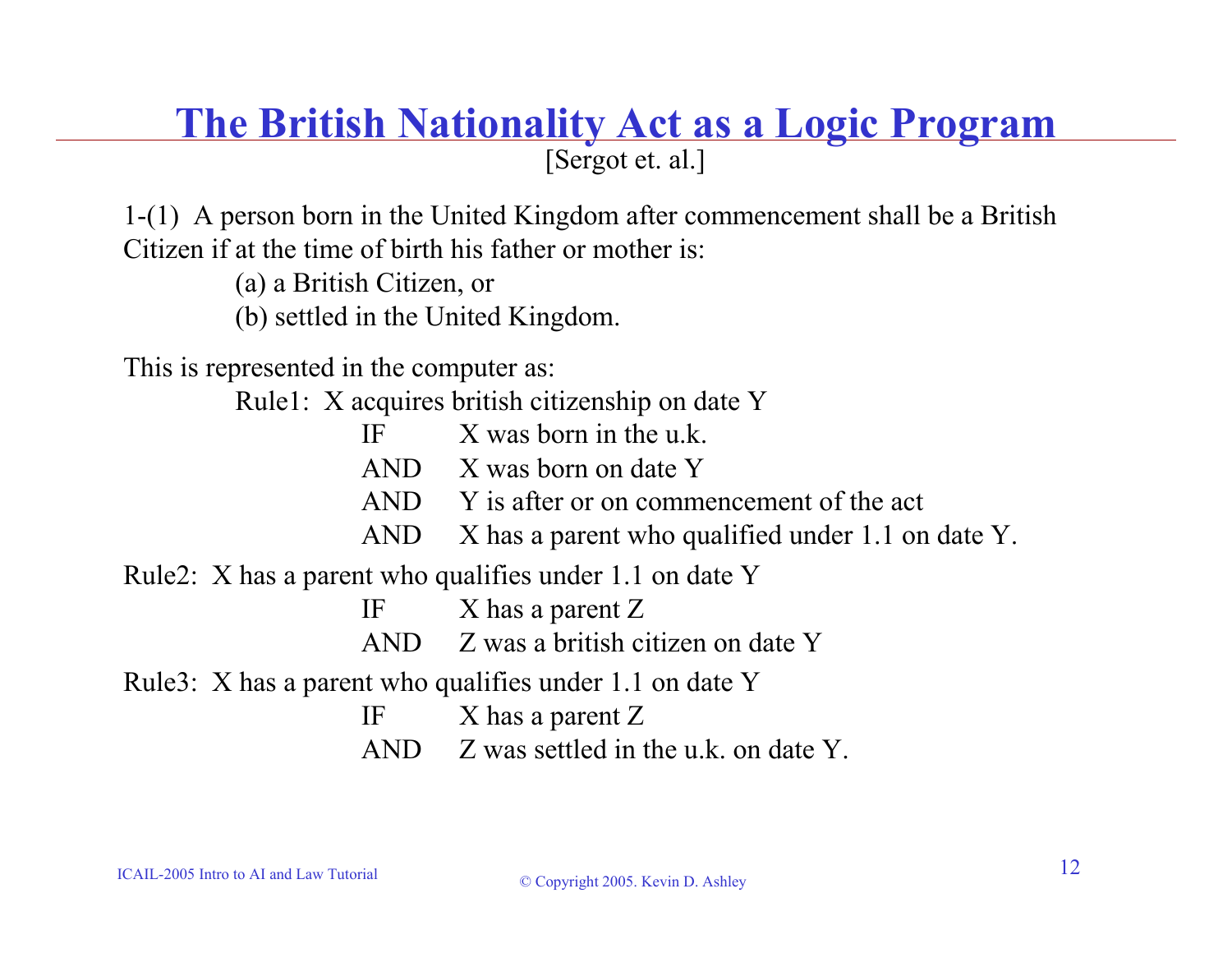# The British Nationality Act as a Logic Program

[Sergot et. al.]

1-(1) A person born in the United Kingdom after commencement shall be a British Citizen if at the time of birth his father or mother is:

(a) a British Citizen, or

(b) settled in the United Kingdom.

This is represented in the computer as:

```
Rule1: X acquires british citizenship on date Y
        IF      X was born in the u.k.
        AND     X was born on date Y
        AND     Y is after or on commencement of the act
        AND     X has a parent who qualified under 1.1 on date Y.

Rule2: X has a parent who qualifies under 1.1 on date Y
        IF      X has a parent Z
        AND     Z was a british citizen on date Y

Rule3: X has a parent who qualifies under 1.1 on date Y
        IF      X has a parent Z
        AND     Z was settled in the u.k. on date Y.
```

ICAIL-2005 Intro to AI and Law Tutorial

© Copyright 2005. Kevin D. Ashley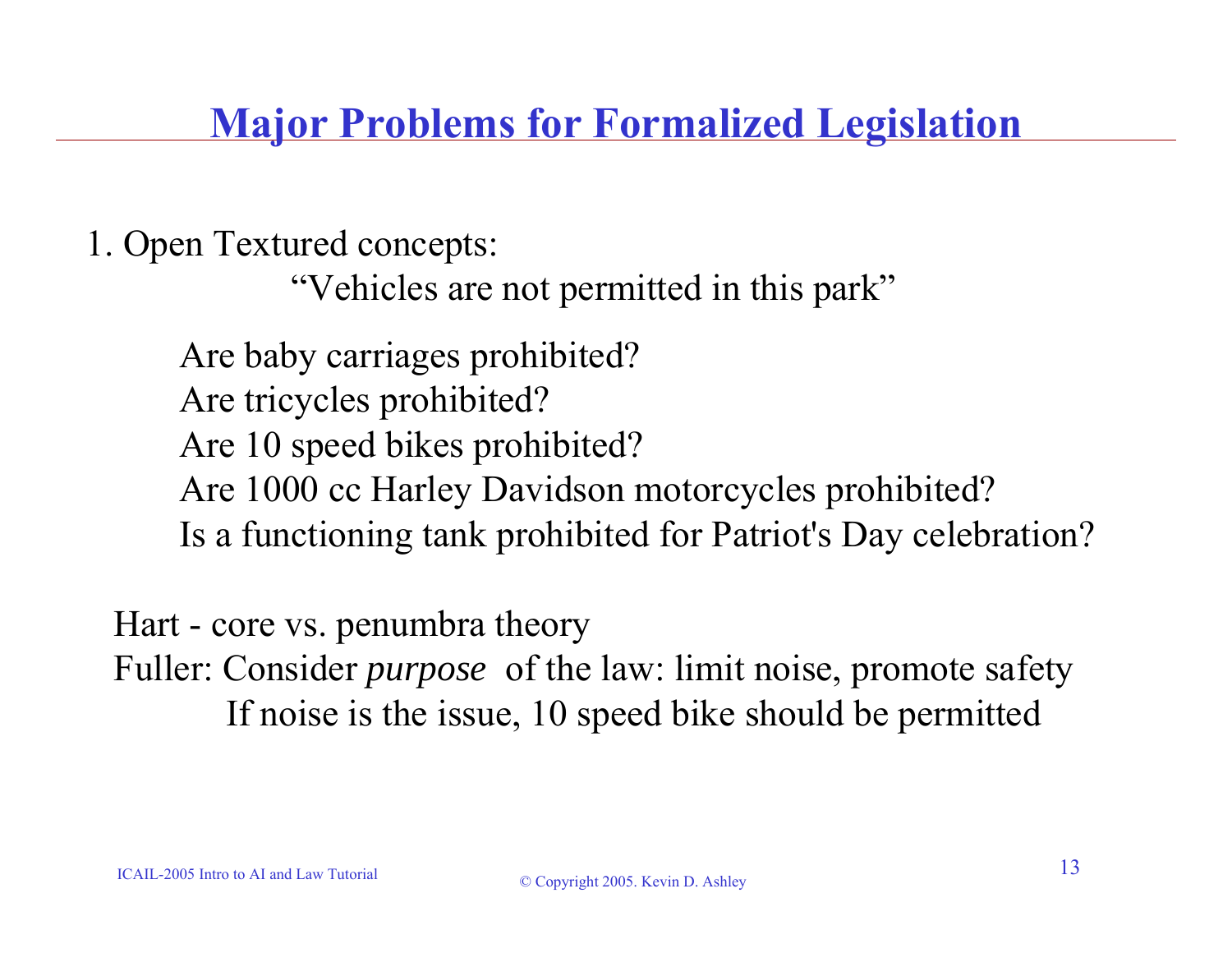# Major Problems for Formalized Legislation

1. Open Textured concepts:

   "Vehicles are not permitted in this park"

   Are baby carriages prohibited?
   Are tricycles prohibited?
   Are 10 speed bikes prohibited?
   Are 1000 cc Harley Davidson motorcycles prohibited?
   Is a functioning tank prohibited for Patriot's Day celebration?

Hart - core vs. penumbra theory
Fuller: Consider *purpose* of the law: limit noise, promote safety
  If noise is the issue, 10 speed bike should be permitted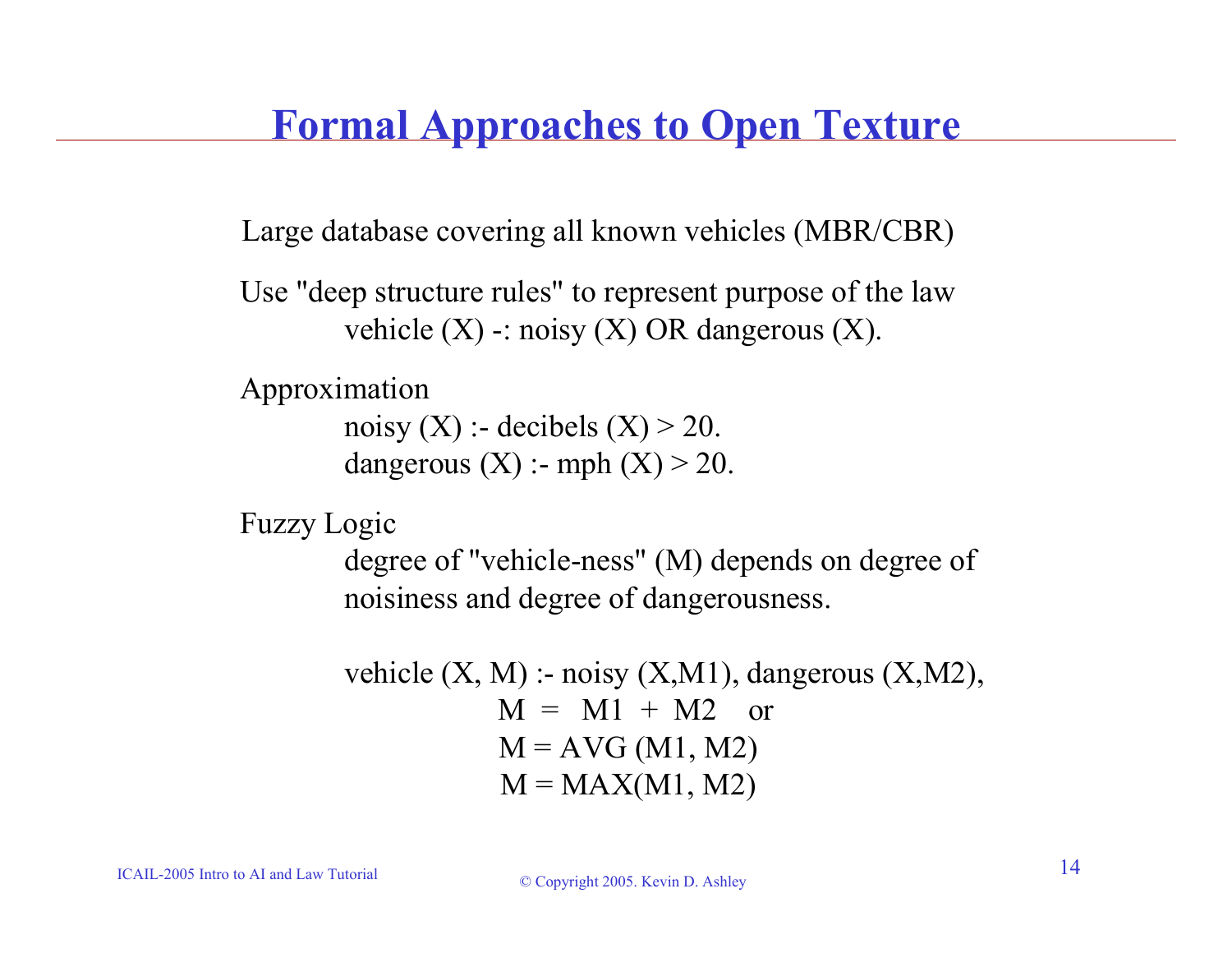# Formal Approaches to Open Texture

Large database covering all known vehicles (MBR/CBR)

Use "deep structure rules" to represent purpose of the law

```
vehicle (X) -: noisy (X) OR dangerous (X).
```

Approximation

```
noisy (X) :- decibels (X) > 20.
dangerous (X) :- mph (X) > 20.
```

Fuzzy Logic

degree of "vehicle-ness" (M) depends on degree of noisiness and degree of dangerousness.

```
vehicle (X, M) :- noisy (X,M1), dangerous (X,M2),
        M  =  M1  +  M2    or
        M = AVG (M1, M2)
        M = MAX(M1, M2)
```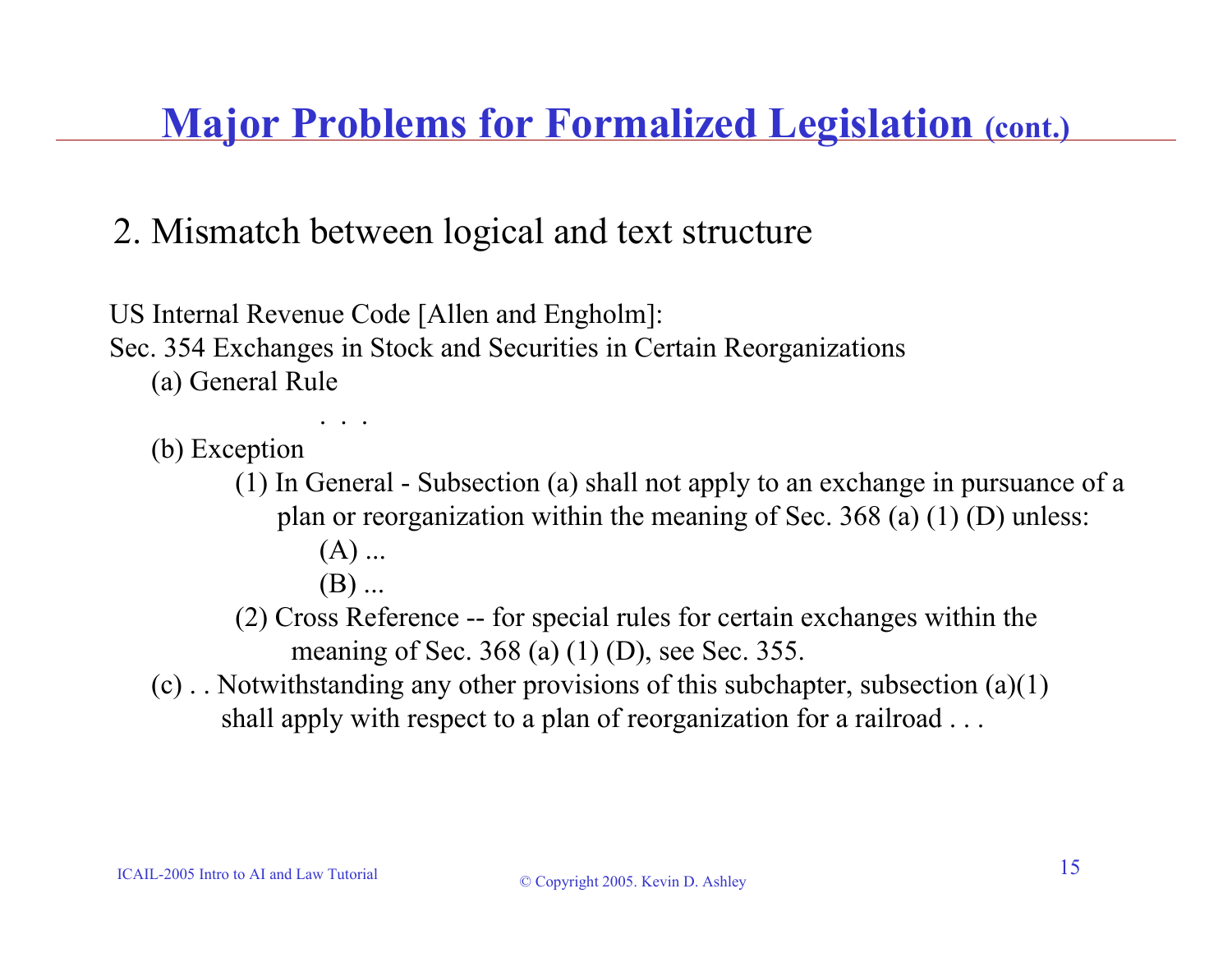# Major Problems for Formalized Legislation (cont.)

## 2. Mismatch between logical and text structure

US Internal Revenue Code [Allen and Engholm]:

Sec. 354 Exchanges in Stock and Securities in Certain Reorganizations

- (a) General Rule

  . . .

- (b) Exception
  - (1) In General - Subsection (a) shall not apply to an exchange in pursuance of a plan or reorganization within the meaning of Sec. 368 (a) (1) (D) unless:
    - (A) ...
    - (B) ...
  - (2) Cross Reference -- for special rules for certain exchanges within the meaning of Sec. 368 (a) (1) (D), see Sec. 355.
- (c) . . Notwithstanding any other provisions of this subchapter, subsection (a)(1) shall apply with respect to a plan of reorganization for a railroad . . .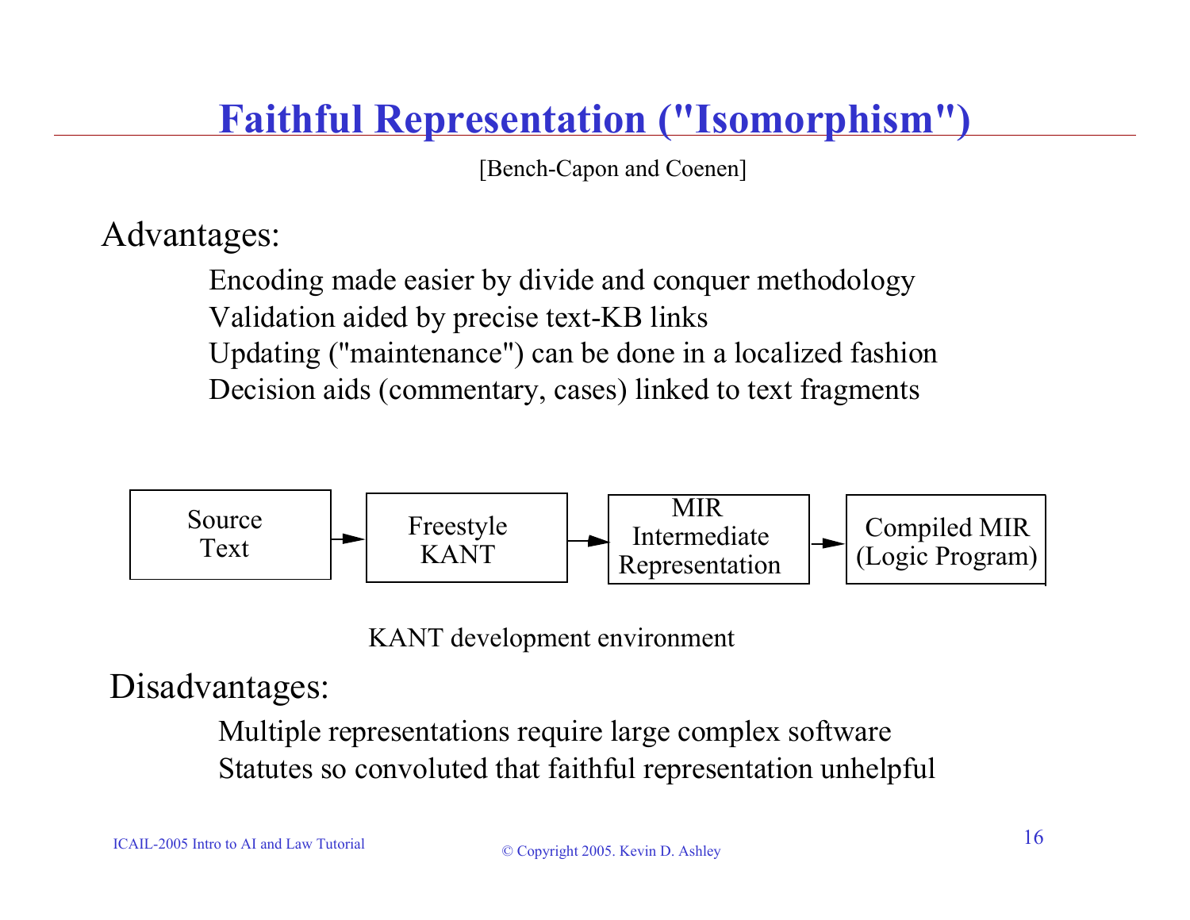# Faithful Representation ("Isomorphism")

[Bench-Capon and Coenen]

Advantages:

- Encoding made easier by divide and conquer methodology
- Validation aided by precise text-KB links
- Updating ("maintenance") can be done in a localized fashion
- Decision aids (commentary, cases) linked to text fragments

Source Text → Freestyle KANT → MIR Intermediate Representation → Compiled MIR (Logic Program)

KANT development environment

Disadvantages:

- Multiple representations require large complex software
- Statutes so convoluted that faithful representation unhelpful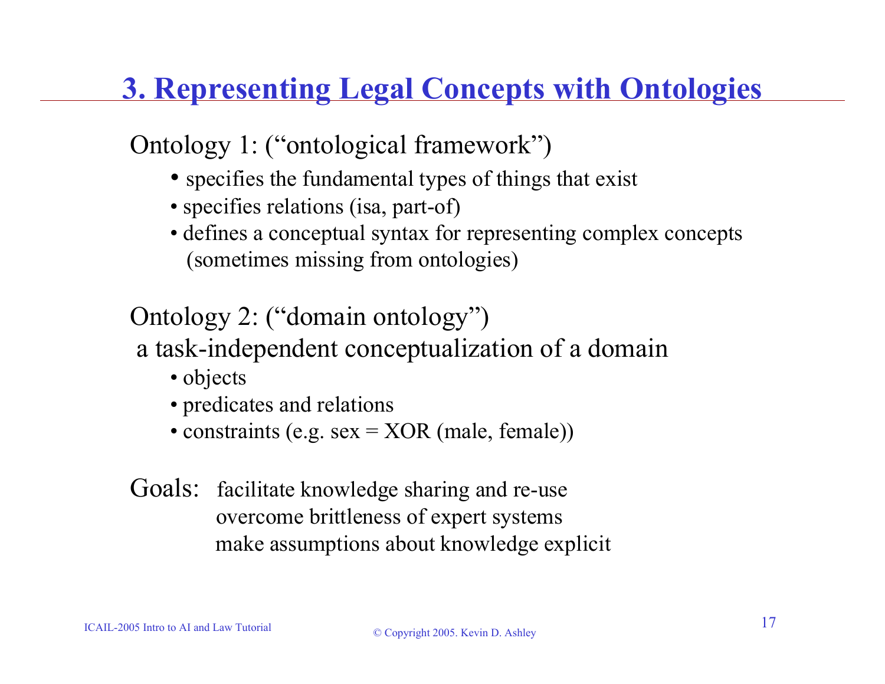# 3. Representing Legal Concepts with Ontologies

Ontology 1: ("ontological framework")

- specifies the fundamental types of things that exist
- specifies relations (isa, part-of)
- defines a conceptual syntax for representing complex concepts (sometimes missing from ontologies)

Ontology 2: ("domain ontology")

a task-independent conceptualization of a domain

- objects
- predicates and relations
- constraints (e.g. sex = XOR (male, female))

Goals: facilitate knowledge sharing and re-use
overcome brittleness of expert systems
make assumptions about knowledge explicit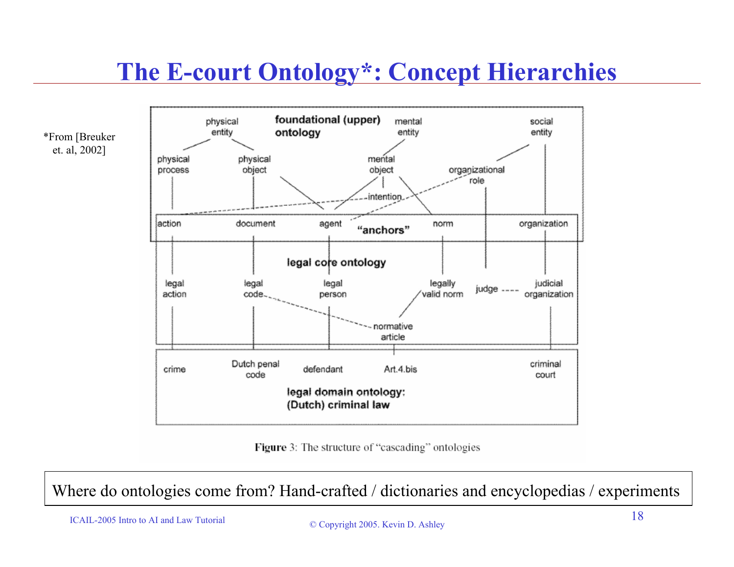# The E-court Ontology*: Concept Hierarchies

*From [Breuker et. al, 2002]

foundational (upper) ontology

physical entity — physical process, physical object

mental entity — mental object — intention

social entity — organizational role

"anchors": action, document, agent, norm, organization

legal core ontology

legal action, legal code, legal person, legally valid norm, judge, judicial organization, normative article

legal domain ontology: (Dutch) criminal law

crime, Dutch penal code, defendant, Art.4.bis, criminal court

**Figure** 3: The structure of "cascading" ontologies

Where do ontologies come from? Hand-crafted / dictionaries and encyclopedias / experiments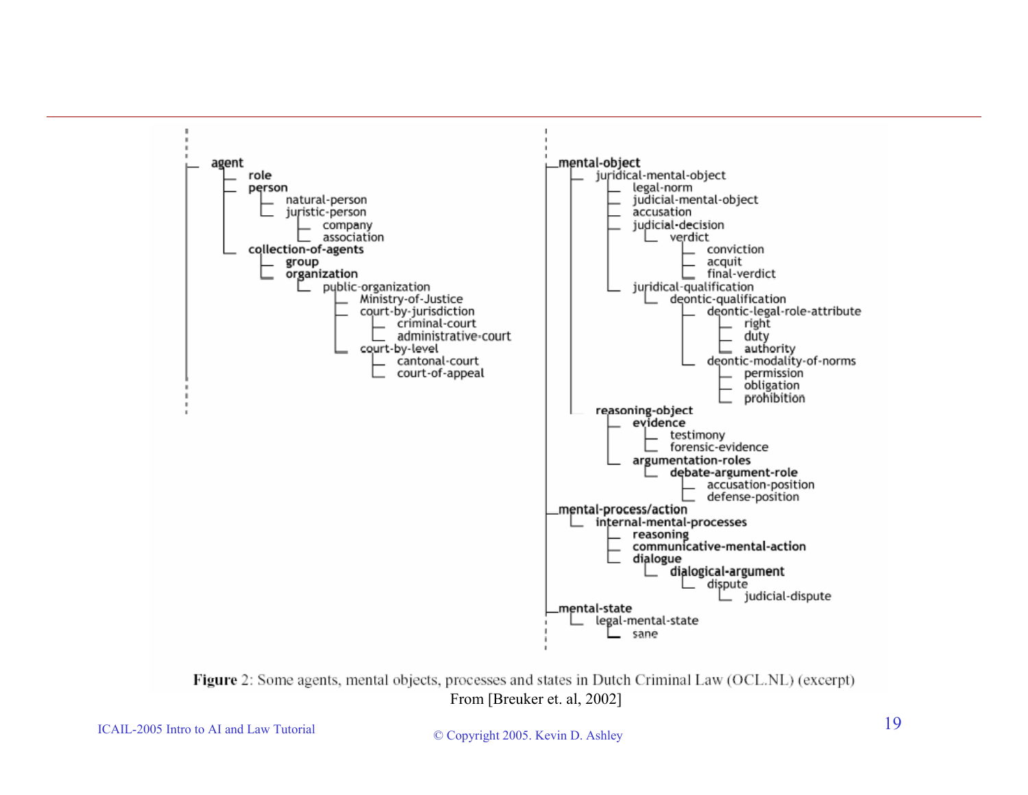- **agent**
  - **role**
  - **person**
    - natural-person
    - juristic-person
      - company
      - association
  - **collection-of-agents**
    - **group**
    - **organization**
      - public-organization
        - Ministry-of-Justice
        - court-by-jurisdiction
          - criminal-court
          - administrative-court
        - court-by-level
          - cantonal-court
          - court-of-appeal

- **mental-object**
  - juridical-mental-object
    - legal-norm
    - judicial-mental-object
    - accusation
    - judicial-decision
      - verdict
        - conviction
        - acquit
        - final-verdict
    - juridical-qualification
      - deontic-qualification
        - deontic-legal-role-attribute
          - right
          - duty
          - authority
        - deontic-modality-of-norms
          - permission
          - obligation
          - prohibition
  - reasoning-object
    - **evidence**
      - testimony
      - forensic-evidence
    - **argumentation-roles**
      - **debate-argument-role**
        - accusation-position
        - defense-position
- **mental-process/action**
  - **internal-mental-processes**
    - **reasoning**
    - **communicative-mental-action**
    - **dialogue**
      - **dialogical-argument**
        - dispute
          - judicial-dispute
- **mental-state**
  - legal-mental-state
    - sane

**Figure** 2: Some agents, mental objects, processes and states in Dutch Criminal Law (OCL.NL) (excerpt)

From [Breuker et. al, 2002]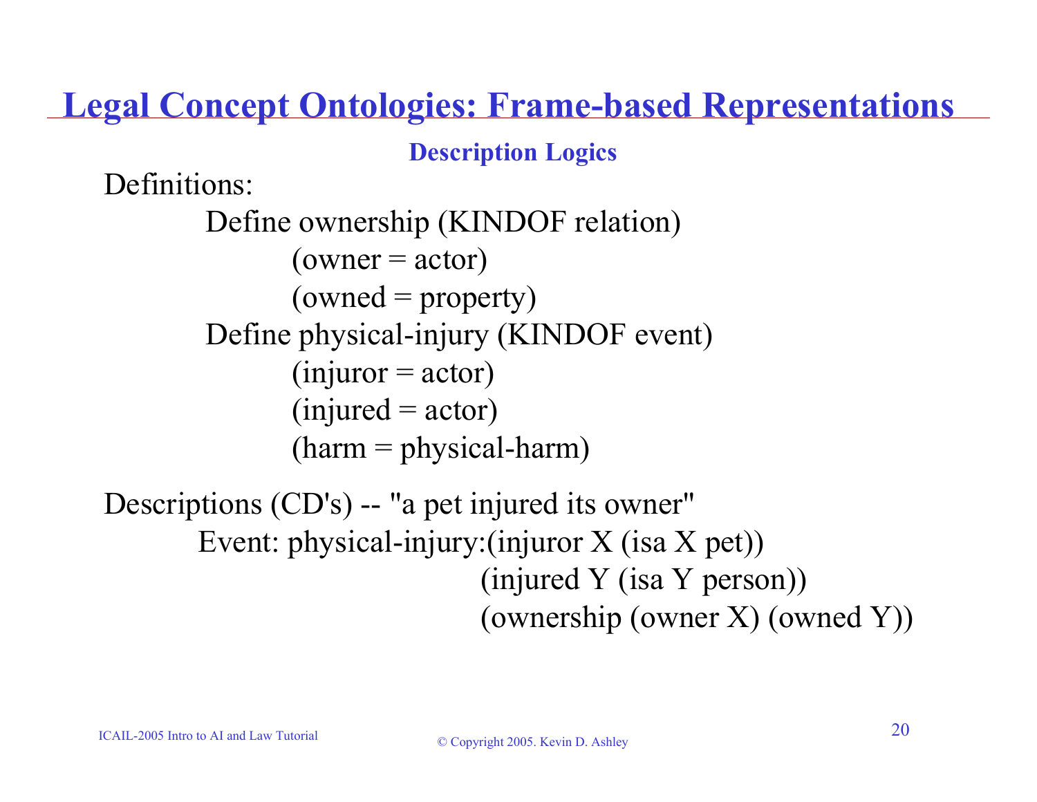# Legal Concept Ontologies: Frame-based Representations

### Description Logics

Definitions:

```
Define ownership (KINDOF relation)
        (owner = actor)
        (owned = property)
Define physical-injury (KINDOF event)
        (injuror = actor)
        (injured = actor)
        (harm = physical-harm)
```

Descriptions (CD's) -- "a pet injured its owner"

```
Event: physical-injury:(injuror X (isa X pet))
                       (injured Y (isa Y person))
                       (ownership (owner X) (owned Y))
```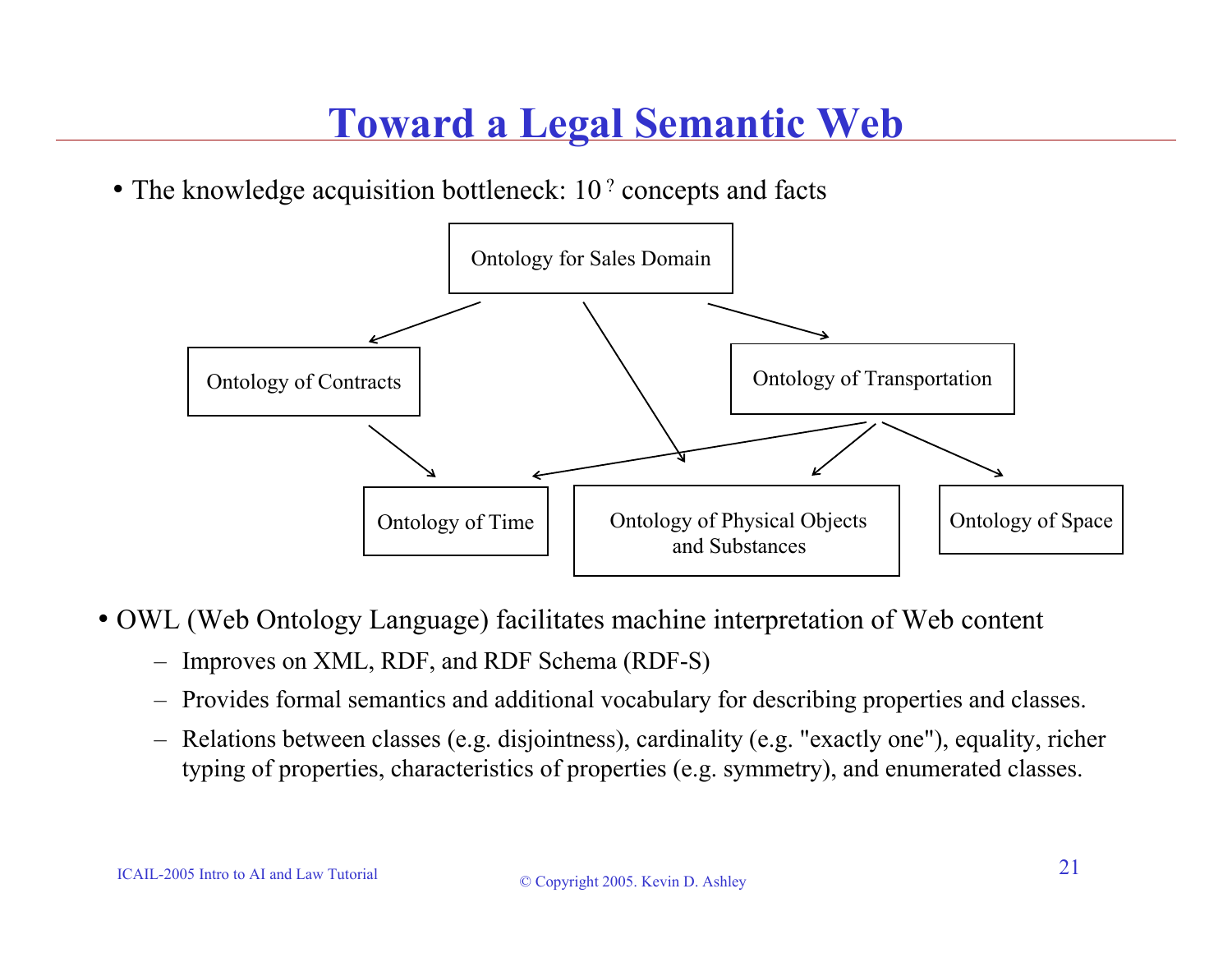# Toward a Legal Semantic Web

- The knowledge acquisition bottleneck: $10^{?}$ concepts and facts

Ontology for Sales Domain

Ontology of Contracts

Ontology of Transportation

Ontology of Time

Ontology of Physical Objects and Substances

Ontology of Space

- OWL (Web Ontology Language) facilitates machine interpretation of Web content
  - Improves on XML, RDF, and RDF Schema (RDF-S)
  - Provides formal semantics and additional vocabulary for describing properties and classes.
  - Relations between classes (e.g. disjointness), cardinality (e.g. "exactly one"), equality, richer typing of properties, characteristics of properties (e.g. symmetry), and enumerated classes.

ICAIL-2005 Intro to AI and Law Tutorial

© Copyright 2005. Kevin D. Ashley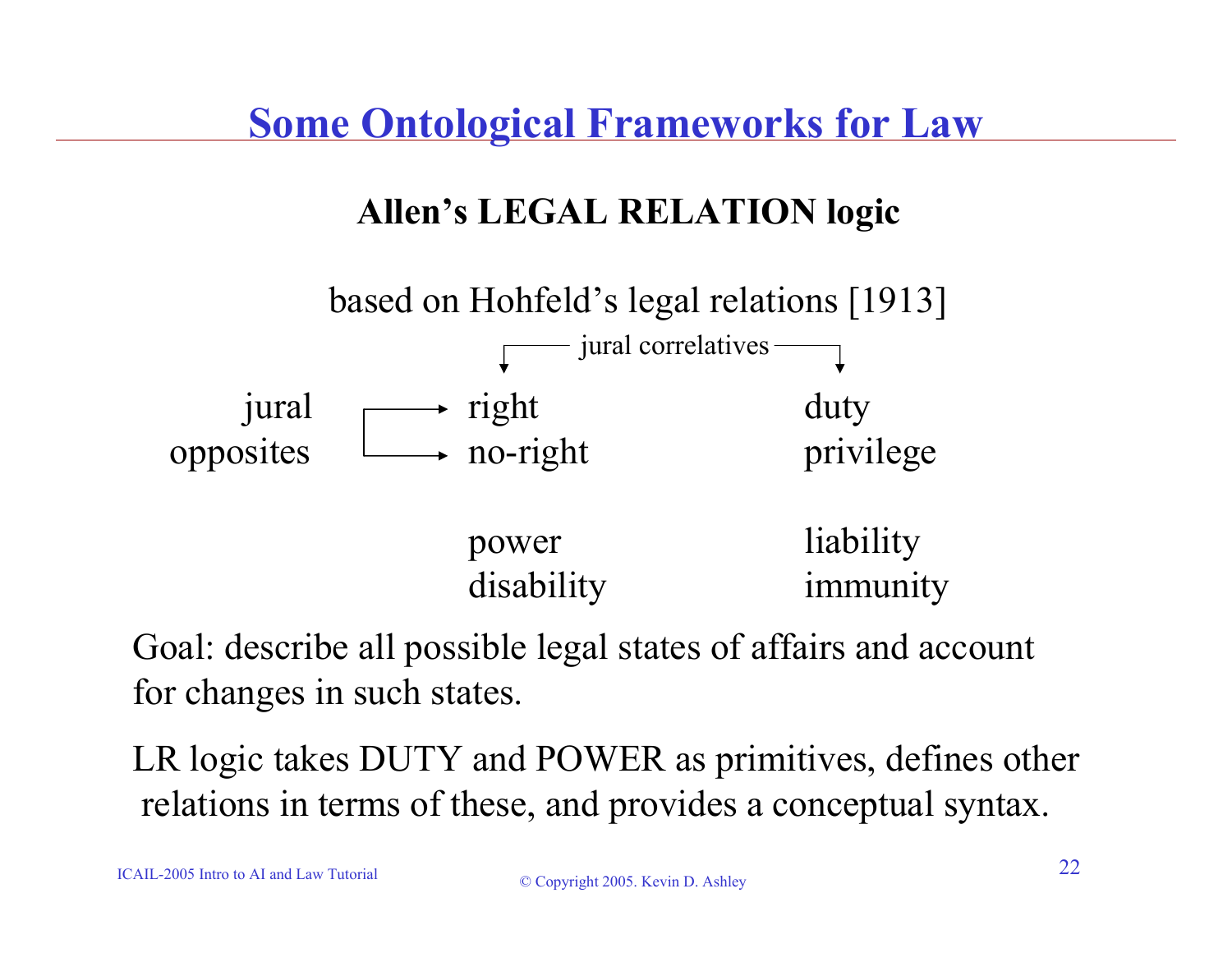# Some Ontological Frameworks for Law

## Allen's LEGAL RELATION logic

based on Hohfeld's legal relations [1913]

| | jural correlatives | |
|---|---|---|
| jural opposites | right | duty |
| | no-right | privilege |
| | power | liability |
| | disability | immunity |

Goal: describe all possible legal states of affairs and account for changes in such states.

LR logic takes DUTY and POWER as primitives, defines other relations in terms of these, and provides a conceptual syntax.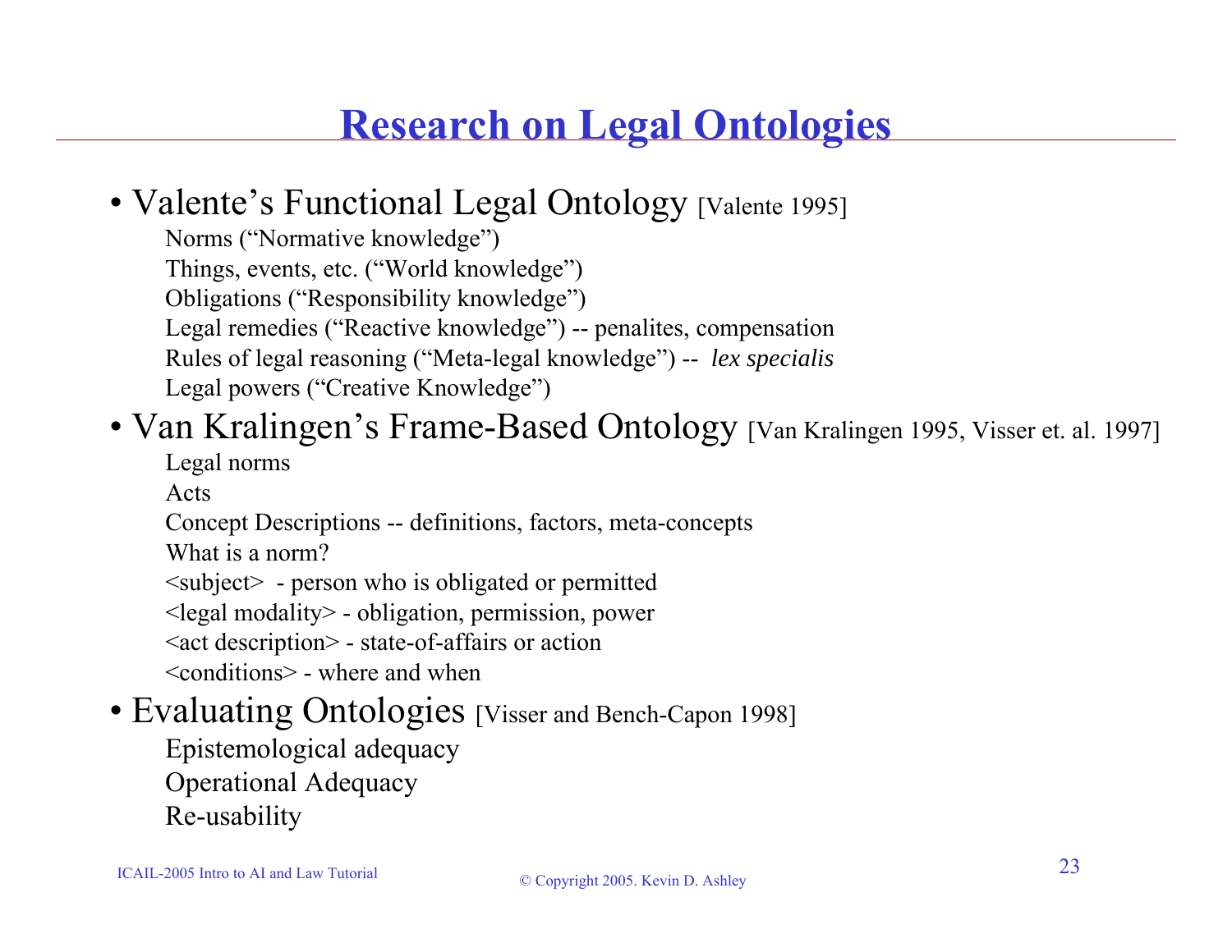# Research on Legal Ontologies

- Valente's Functional Legal Ontology [Valente 1995]

  Norms ("Normative knowledge")
  Things, events, etc. ("World knowledge")
  Obligations ("Responsibility knowledge")
  Legal remedies ("Reactive knowledge") -- penalites, compensation
  Rules of legal reasoning ("Meta-legal knowledge") -- *lex specialis*
  Legal powers ("Creative Knowledge")

- Van Kralingen's Frame-Based Ontology [Van Kralingen 1995, Visser et. al. 1997]

  Legal norms
  Acts
  Concept Descriptions -- definitions, factors, meta-concepts
  What is a norm?
  <subject> - person who is obligated or permitted
  <legal modality> - obligation, permission, power
  <act description> - state-of-affairs or action
  <conditions> - where and when

- Evaluating Ontologies [Visser and Bench-Capon 1998]

  Epistemological adequacy
  Operational Adequacy
  Re-usability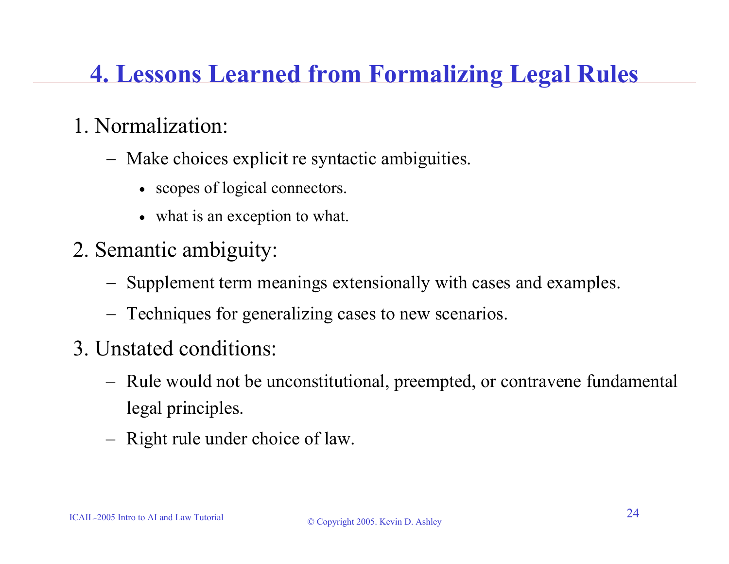## 4. Lessons Learned from Formalizing Legal Rules

1. Normalization:
   - Make choices explicit re syntactic ambiguities.
     - scopes of logical connectors.
     - what is an exception to what.
2. Semantic ambiguity:
   - Supplement term meanings extensionally with cases and examples.
   - Techniques for generalizing cases to new scenarios.
3. Unstated conditions:
   - Rule would not be unconstitutional, preempted, or contravene fundamental legal principles.
   - Right rule under choice of law.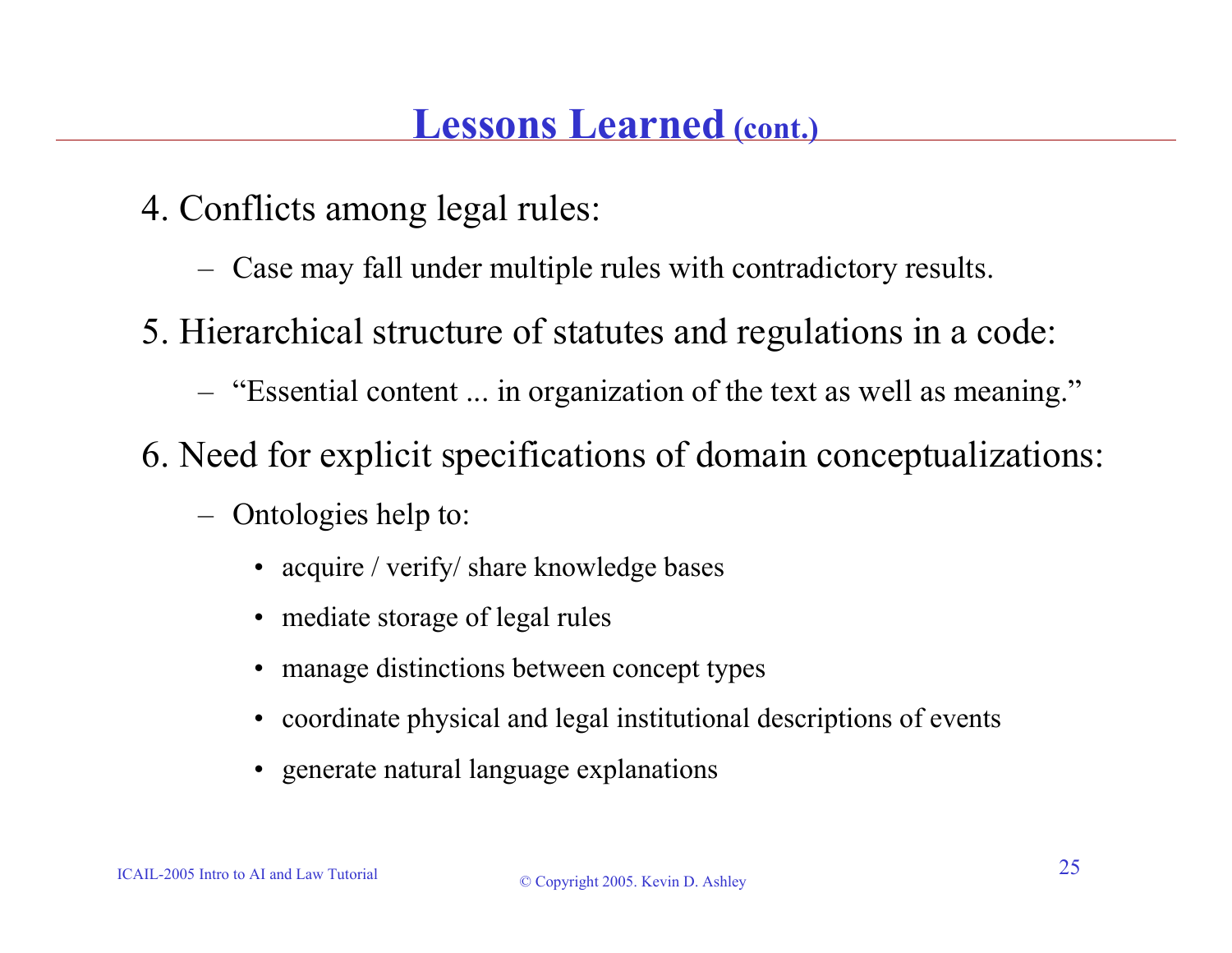## Lessons Learned (cont.)

4. Conflicts among legal rules:
   - Case may fall under multiple rules with contradictory results.
5. Hierarchical structure of statutes and regulations in a code:
   - "Essential content ... in organization of the text as well as meaning."
6. Need for explicit specifications of domain conceptualizations:
   - Ontologies help to:
     - acquire / verify/ share knowledge bases
     - mediate storage of legal rules
     - manage distinctions between concept types
     - coordinate physical and legal institutional descriptions of events
     - generate natural language explanations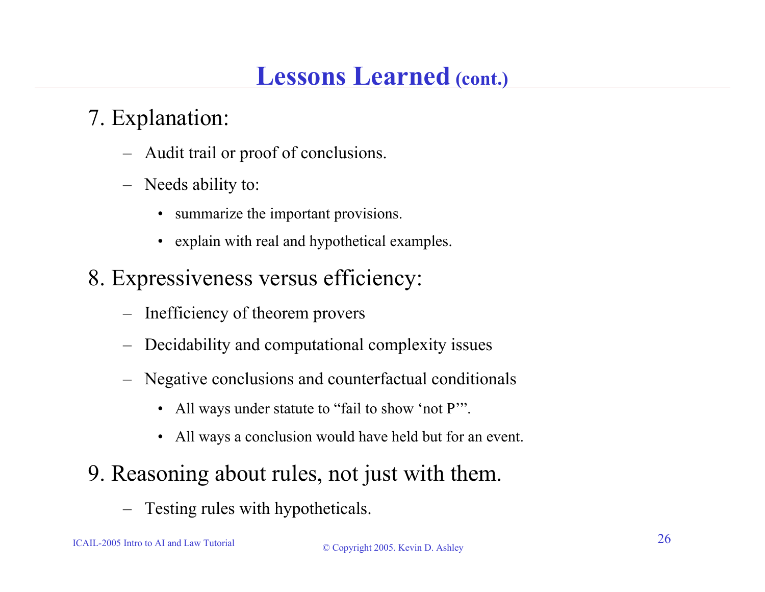# Lessons Learned (cont.)

7. Explanation:
   - Audit trail or proof of conclusions.
   - Needs ability to:
     - summarize the important provisions.
     - explain with real and hypothetical examples.
8. Expressiveness versus efficiency:
   - Inefficiency of theorem provers
   - Decidability and computational complexity issues
   - Negative conclusions and counterfactual conditionals
     - All ways under statute to "fail to show 'not P'".
     - All ways a conclusion would have held but for an event.
9. Reasoning about rules, not just with them.
   - Testing rules with hypotheticals.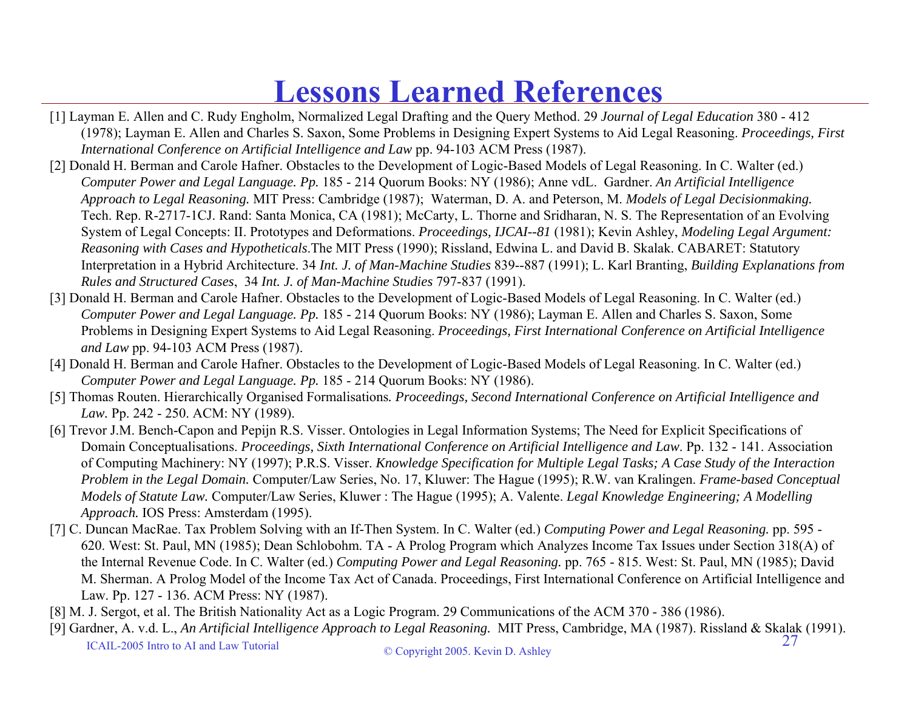# Lessons Learned References

[1] Layman E. Allen and C. Rudy Engholm, Normalized Legal Drafting and the Query Method. 29 *Journal of Legal Education* 380 - 412 (1978); Layman E. Allen and Charles S. Saxon, Some Problems in Designing Expert Systems to Aid Legal Reasoning. *Proceedings, First International Conference on Artificial Intelligence and Law* pp. 94-103 ACM Press (1987).

[2] Donald H. Berman and Carole Hafner. Obstacles to the Development of Logic-Based Models of Legal Reasoning. In C. Walter (ed.) *Computer Power and Legal Language. Pp.* 185 - 214 Quorum Books: NY (1986); Anne vdL. Gardner. *An Artificial Intelligence Approach to Legal Reasoning.* MIT Press: Cambridge (1987); Waterman, D. A. and Peterson, M. *Models of Legal Decisionmaking.* Tech. Rep. R-2717-1CJ. Rand: Santa Monica, CA (1981); McCarty, L. Thorne and Sridharan, N. S. The Representation of an Evolving System of Legal Concepts: II. Prototypes and Deformations. *Proceedings, IJCAI--81* (1981); Kevin Ashley, *Modeling Legal Argument: Reasoning with Cases and Hypotheticals*.The MIT Press (1990); Rissland, Edwina L. and David B. Skalak. CABARET: Statutory Interpretation in a Hybrid Architecture. 34 *Int. J. of Man-Machine Studies* 839--887 (1991); L. Karl Branting, *Building Explanations from Rules and Structured Cases*, 34 *Int. J. of Man-Machine Studies* 797-837 (1991).

[3] Donald H. Berman and Carole Hafner. Obstacles to the Development of Logic-Based Models of Legal Reasoning. In C. Walter (ed.) *Computer Power and Legal Language. Pp.* 185 - 214 Quorum Books: NY (1986); Layman E. Allen and Charles S. Saxon, Some Problems in Designing Expert Systems to Aid Legal Reasoning. *Proceedings, First International Conference on Artificial Intelligence and Law* pp. 94-103 ACM Press (1987).

[4] Donald H. Berman and Carole Hafner. Obstacles to the Development of Logic-Based Models of Legal Reasoning. In C. Walter (ed.) *Computer Power and Legal Language. Pp.* 185 - 214 Quorum Books: NY (1986).

[5] Thomas Routen. Hierarchically Organised Formalisations*. Proceedings, Second International Conference on Artificial Intelligence and Law.* Pp. 242 - 250. ACM: NY (1989).

[6] Trevor J.M. Bench-Capon and Pepijn R.S. Visser. Ontologies in Legal Information Systems; The Need for Explicit Specifications of Domain Conceptualisations. *Proceedings, Sixth International Conference on Artificial Intelligence and Law*. Pp. 132 - 141. Association of Computing Machinery: NY (1997); P.R.S. Visser. *Knowledge Specification for Multiple Legal Tasks; A Case Study of the Interaction Problem in the Legal Domain.* Computer/Law Series, No. 17, Kluwer: The Hague (1995); R.W. van Kralingen. *Frame-based Conceptual Models of Statute Law.* Computer/Law Series, Kluwer : The Hague (1995); A. Valente. *Legal Knowledge Engineering; A Modelling Approach.* IOS Press: Amsterdam (1995).

[7] C. Duncan MacRae. Tax Problem Solving with an If-Then System. In C. Walter (ed.) *Computing Power and Legal Reasoning.* pp. 595 - 620. West: St. Paul, MN (1985); Dean Schlobohm. TA - A Prolog Program which Analyzes Income Tax Issues under Section 318(A) of the Internal Revenue Code. In C. Walter (ed.) *Computing Power and Legal Reasoning.* pp. 765 - 815. West: St. Paul, MN (1985); David M. Sherman. A Prolog Model of the Income Tax Act of Canada. Proceedings, First International Conference on Artificial Intelligence and Law. Pp. 127 - 136. ACM Press: NY (1987).

[8] M. J. Sergot, et al. The British Nationality Act as a Logic Program. 29 Communications of the ACM 370 - 386 (1986).

[9] Gardner, A. v.d. L., *An Artificial Intelligence Approach to Legal Reasoning.* MIT Press, Cambridge, MA (1987). Rissland & Skalak (1991).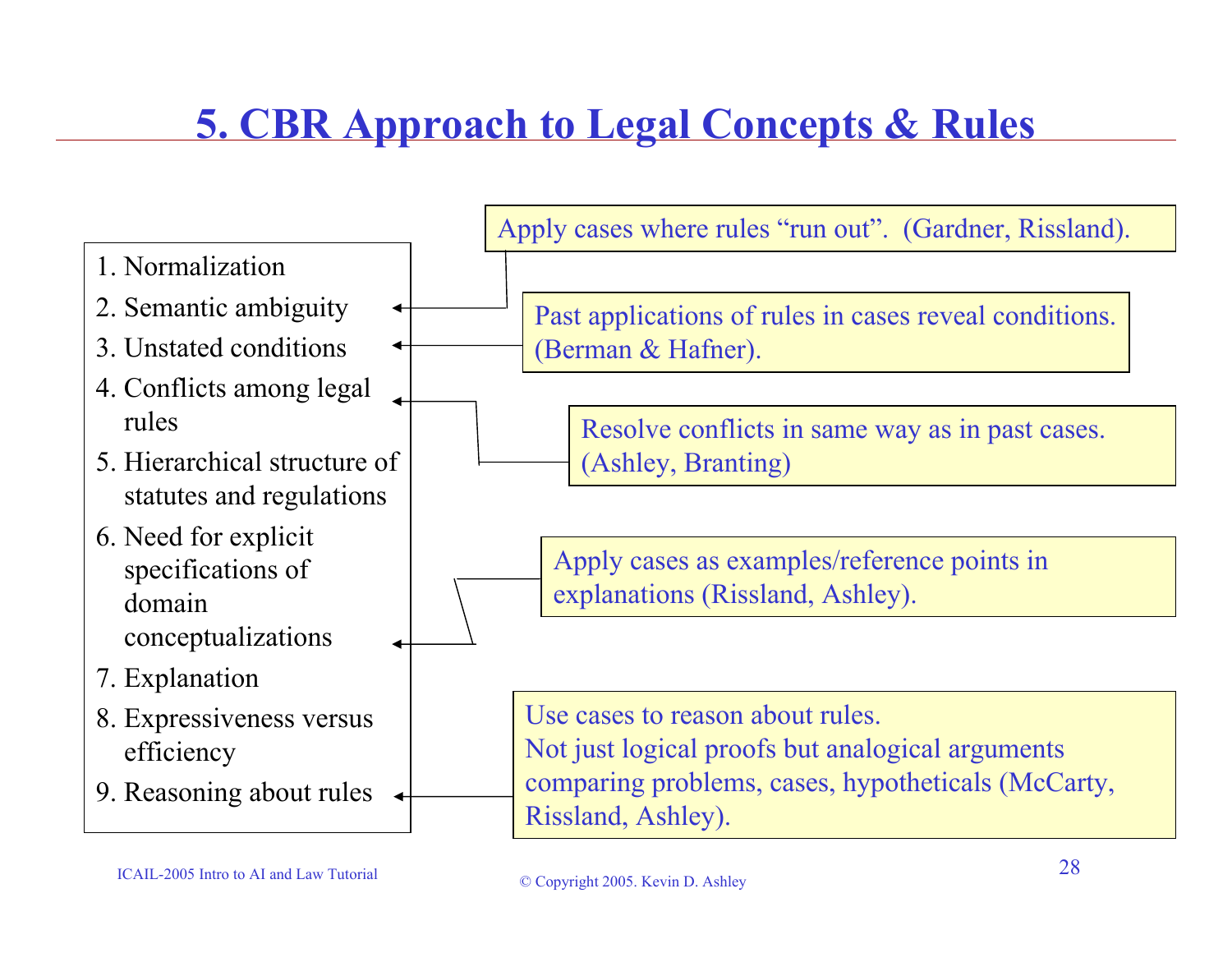# 5. CBR Approach to Legal Concepts & Rules

1. Normalization
2. Semantic ambiguity
3. Unstated conditions
4. Conflicts among legal rules
5. Hierarchical structure of statutes and regulations
6. Need for explicit specifications of domain conceptualizations
7. Explanation
8. Expressiveness versus efficiency
9. Reasoning about rules

Apply cases where rules "run out". (Gardner, Rissland).

Past applications of rules in cases reveal conditions. (Berman & Hafner).

Resolve conflicts in same way as in past cases. (Ashley, Branting)

Apply cases as examples/reference points in explanations (Rissland, Ashley).

Use cases to reason about rules.
Not just logical proofs but analogical arguments comparing problems, cases, hypotheticals (McCarty, Rissland, Ashley).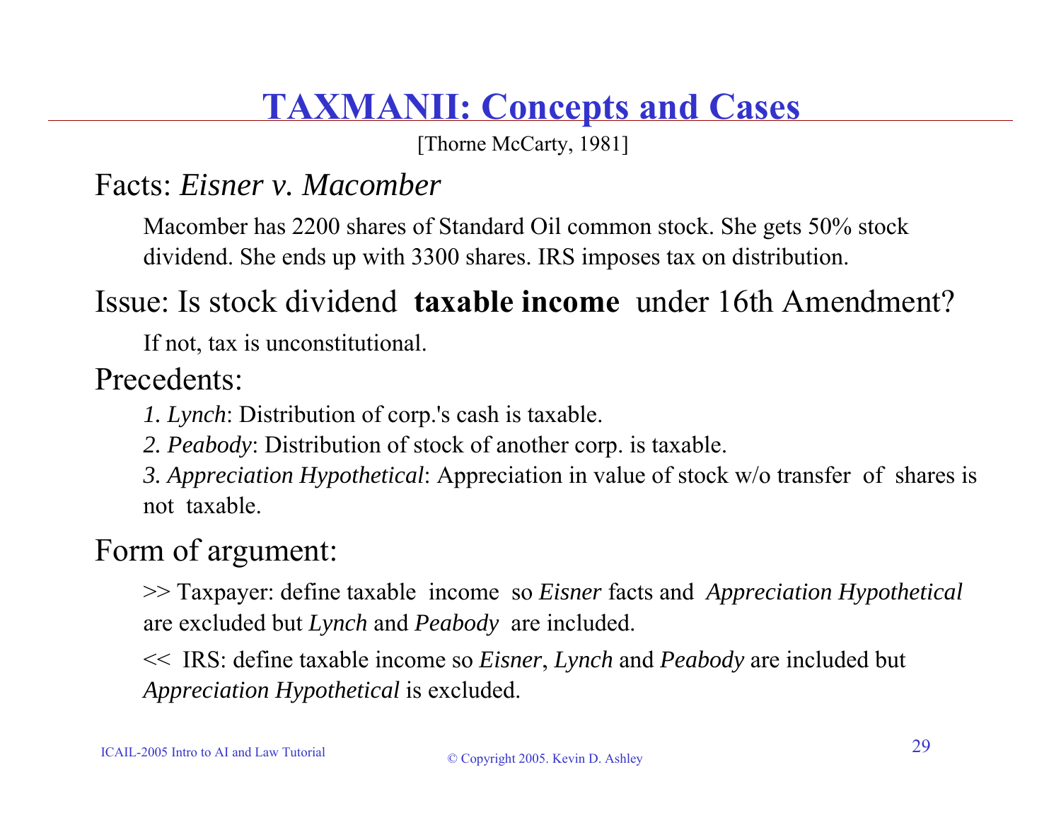# TAXMANII: Concepts and Cases

[Thorne McCarty, 1981]

## Facts: *Eisner v. Macomber*

Macomber has 2200 shares of Standard Oil common stock. She gets 50% stock dividend. She ends up with 3300 shares. IRS imposes tax on distribution.

## Issue: Is stock dividend **taxable income** under 16th Amendment?

If not, tax is unconstitutional.

## Precedents:

*1. Lynch*: Distribution of corp.'s cash is taxable.

*2. Peabody*: Distribution of stock of another corp. is taxable.

*3. Appreciation Hypothetical*: Appreciation in value of stock w/o transfer of shares is not taxable.

## Form of argument:

>> Taxpayer: define taxable income so *Eisner* facts and *Appreciation Hypothetical* are excluded but *Lynch* and *Peabody* are included.

<< IRS: define taxable income so *Eisner*, *Lynch* and *Peabody* are included but *Appreciation Hypothetical* is excluded.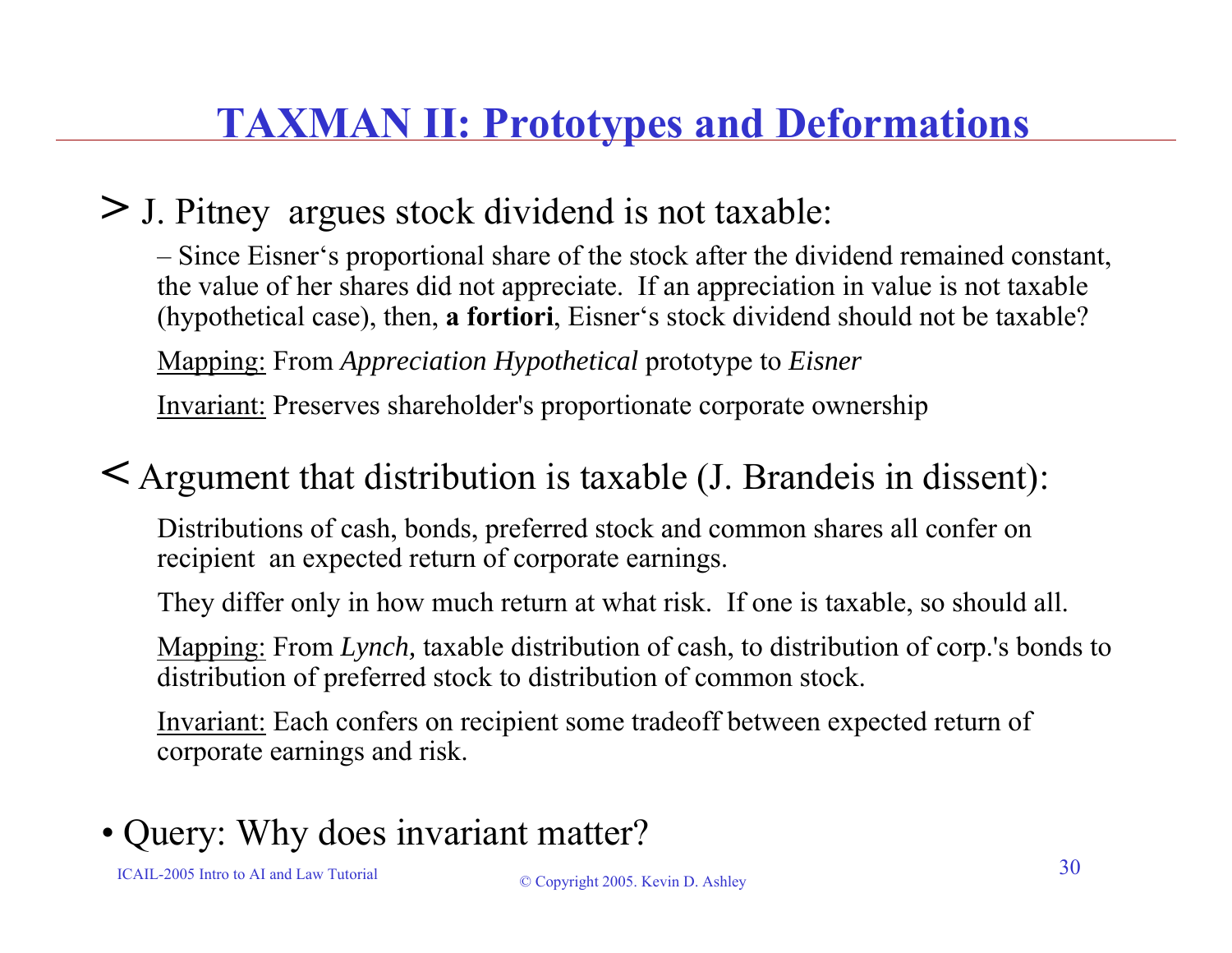# TAXMAN II: Prototypes and Deformations

> J. Pitney argues stock dividend is not taxable:

– Since Eisner‘s proportional share of the stock after the dividend remained constant, the value of her shares did not appreciate. If an appreciation in value is not taxable (hypothetical case), then, **a fortiori**, Eisner‘s stock dividend should not be taxable?

Mapping: From *Appreciation Hypothetical* prototype to *Eisner*

Invariant: Preserves shareholder's proportionate corporate ownership

< Argument that distribution is taxable (J. Brandeis in dissent):

Distributions of cash, bonds, preferred stock and common shares all confer on recipient an expected return of corporate earnings.

They differ only in how much return at what risk. If one is taxable, so should all.

Mapping: From *Lynch,* taxable distribution of cash, to distribution of corp.'s bonds to distribution of preferred stock to distribution of common stock.

Invariant: Each confers on recipient some tradeoff between expected return of corporate earnings and risk.

- Query: Why does invariant matter?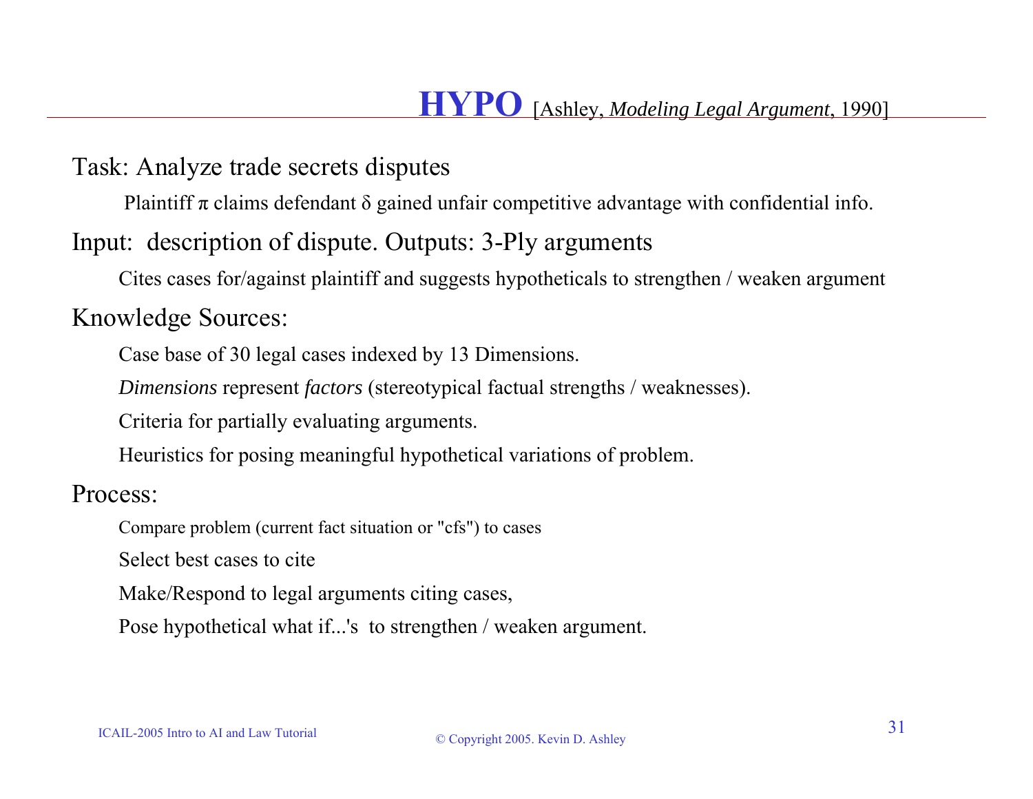# HYPO [Ashley, *Modeling Legal Argument*, 1990]

Task: Analyze trade secrets disputes

- Plaintiff π claims defendant δ gained unfair competitive advantage with confidential info.

Input: description of dispute. Outputs: 3-Ply arguments

- Cites cases for/against plaintiff and suggests hypotheticals to strengthen / weaken argument

Knowledge Sources:

- Case base of 30 legal cases indexed by 13 Dimensions.
- *Dimensions* represent *factors* (stereotypical factual strengths / weaknesses).
- Criteria for partially evaluating arguments.
- Heuristics for posing meaningful hypothetical variations of problem.

Process:

- Compare problem (current fact situation or "cfs") to cases
- Select best cases to cite
- Make/Respond to legal arguments citing cases,
- Pose hypothetical what if...'s to strengthen / weaken argument.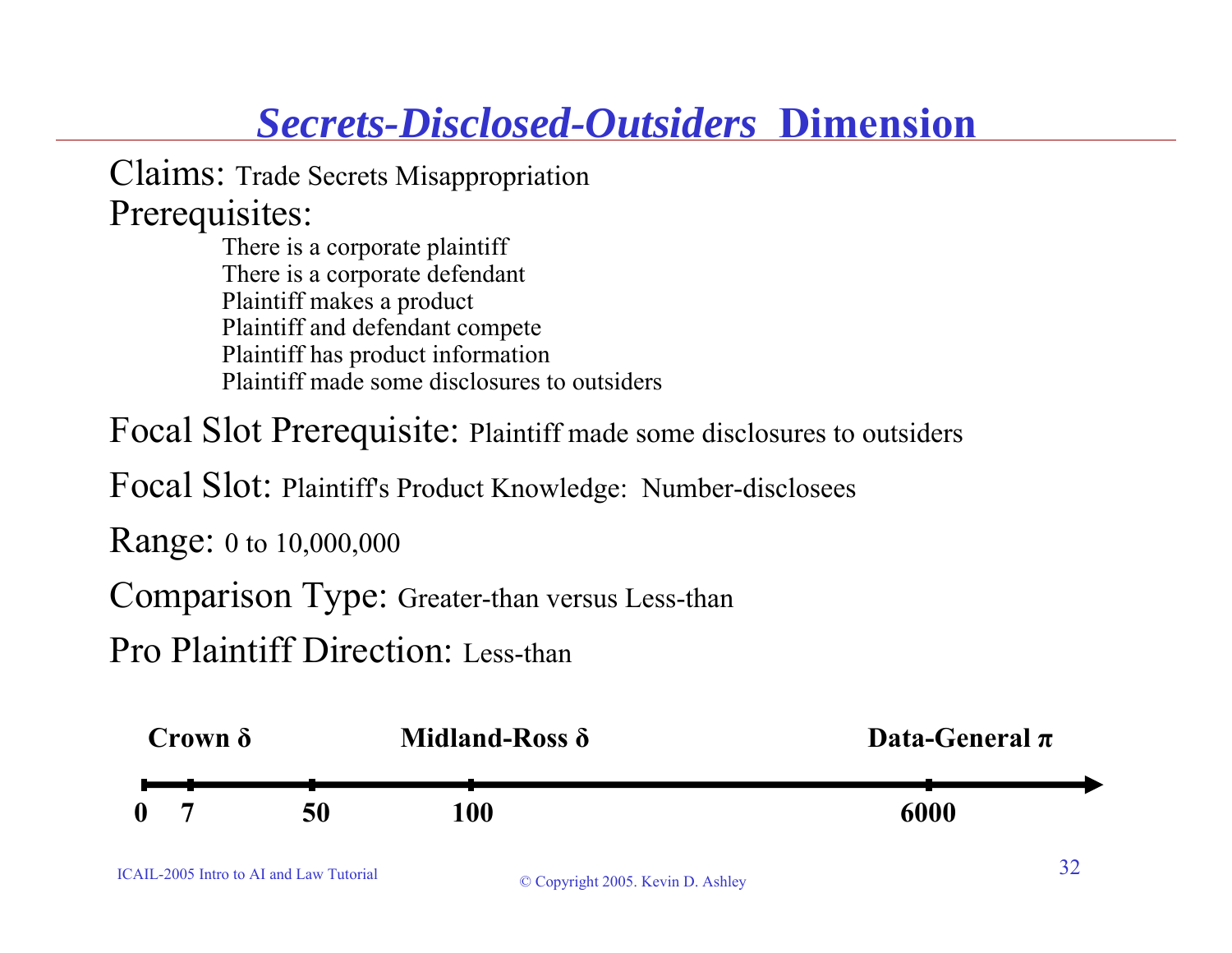# *Secrets-Disclosed-Outsiders* Dimension

Claims: Trade Secrets Misappropriation

Prerequisites:

- There is a corporate plaintiff
- There is a corporate defendant
- Plaintiff makes a product
- Plaintiff and defendant compete
- Plaintiff has product information
- Plaintiff made some disclosures to outsiders

Focal Slot Prerequisite: Plaintiff made some disclosures to outsiders

Focal Slot: Plaintiff's Product Knowledge: Number-disclosees

Range: 0 to 10,000,000

Comparison Type: Greater-than versus Less-than

Pro Plaintiff Direction: Less-than

**Crown δ** **Midland-Ross δ** **Data-General π**

**0** **7** **50** **100** **6000**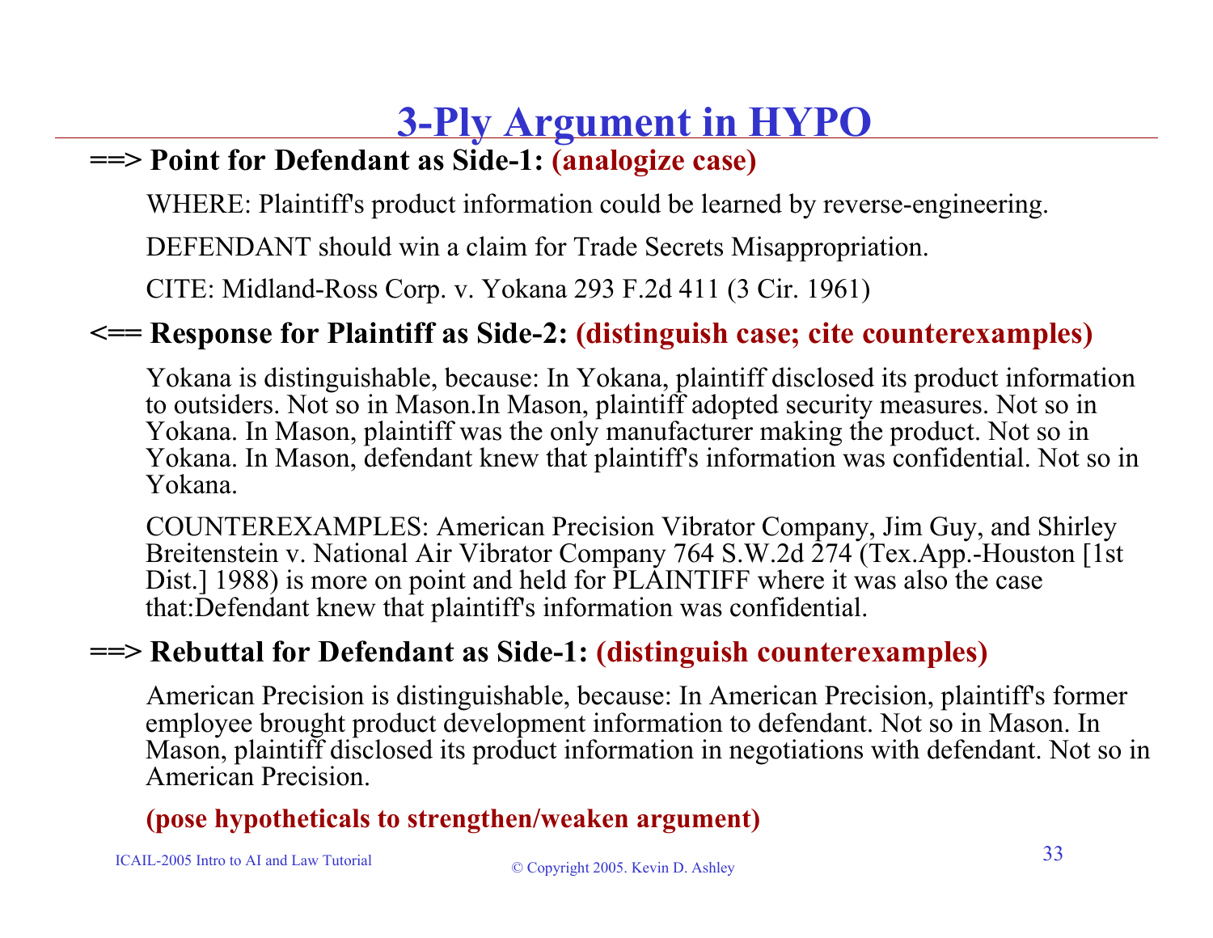# 3-Ply Argument in HYPO

**==> Point for Defendant as Side-1: (analogize case)**

WHERE: Plaintiff's product information could be learned by reverse-engineering.

DEFENDANT should win a claim for Trade Secrets Misappropriation.

CITE: Midland-Ross Corp. v. Yokana 293 F.2d 411 (3 Cir. 1961)

**<== Response for Plaintiff as Side-2: (distinguish case; cite counterexamples)**

Yokana is distinguishable, because: In Yokana, plaintiff disclosed its product information to outsiders. Not so in Mason.In Mason, plaintiff adopted security measures. Not so in Yokana. In Mason, plaintiff was the only manufacturer making the product. Not so in Yokana. In Mason, defendant knew that plaintiff's information was confidential. Not so in Yokana.

COUNTEREXAMPLES: American Precision Vibrator Company, Jim Guy, and Shirley Breitenstein v. National Air Vibrator Company 764 S.W.2d 274 (Tex.App.-Houston [1st Dist.] 1988) is more on point and held for PLAINTIFF where it was also the case that:Defendant knew that plaintiff's information was confidential.

**==> Rebuttal for Defendant as Side-1: (distinguish counterexamples)**

American Precision is distinguishable, because: In American Precision, plaintiff's former employee brought product development information to defendant. Not so in Mason. In Mason, plaintiff disclosed its product information in negotiations with defendant. Not so in American Precision.

**(pose hypotheticals to strengthen/weaken argument)**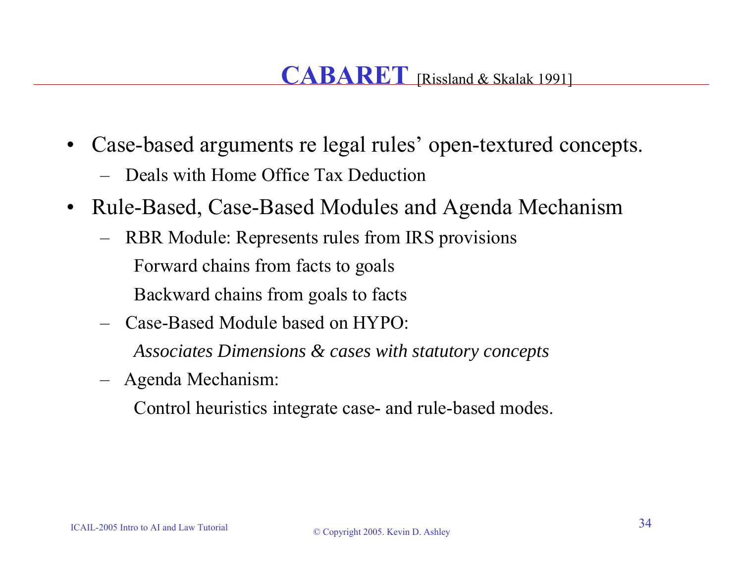# CABARET [Rissland & Skalak 1991]

- Case-based arguments re legal rules' open-textured concepts.
  - Deals with Home Office Tax Deduction
- Rule-Based, Case-Based Modules and Agenda Mechanism
  - RBR Module: Represents rules from IRS provisions

    Forward chains from facts to goals

    Backward chains from goals to facts
  - Case-Based Module based on HYPO:

    *Associates Dimensions & cases with statutory concepts*
  - Agenda Mechanism:

    Control heuristics integrate case- and rule-based modes.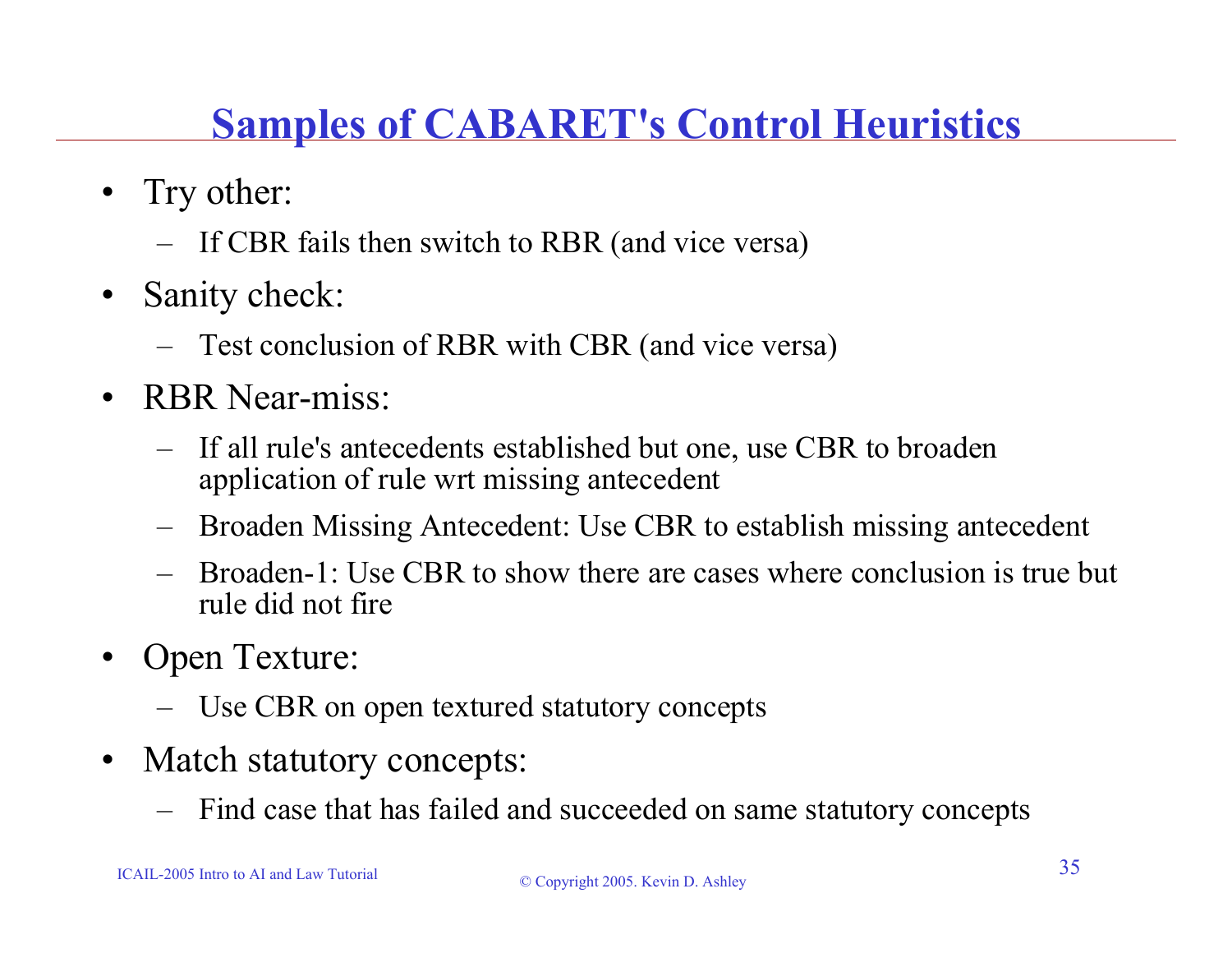# Samples of CABARET's Control Heuristics

- Try other:
  - If CBR fails then switch to RBR (and vice versa)
- Sanity check:
  - Test conclusion of RBR with CBR (and vice versa)
- RBR Near-miss:
  - If all rule's antecedents established but one, use CBR to broaden application of rule wrt missing antecedent
  - Broaden Missing Antecedent: Use CBR to establish missing antecedent
  - Broaden-1: Use CBR to show there are cases where conclusion is true but rule did not fire
- Open Texture:
  - Use CBR on open textured statutory concepts
- Match statutory concepts:
  - Find case that has failed and succeeded on same statutory concepts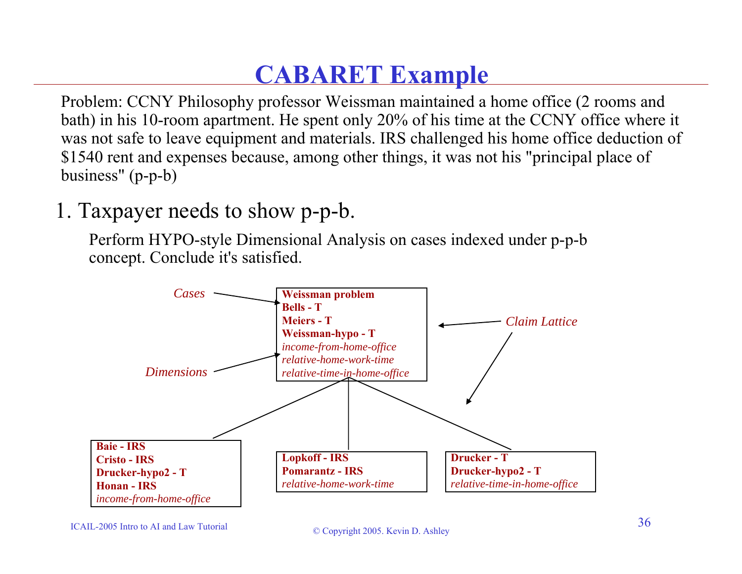# CABARET Example

Problem: CCNY Philosophy professor Weissman maintained a home office (2 rooms and bath) in his 10-room apartment. He spent only 20% of his time at the CCNY office where it was not safe to leave equipment and materials. IRS challenged his home office deduction of $1540 rent and expenses because, among other things, it was not his "principal place of business" (p-p-b)

1. Taxpayer needs to show p-p-b.

   Perform HYPO-style Dimensional Analysis on cases indexed under p-p-b concept. Conclude it's satisfied.

*Cases* → 

*Dimensions* → 

*Claim Lattice*

**Weissman problem**
**Bells - T**
**Meiers - T**
**Weissman-hypo - T**
*income-from-home-office*
*relative-home-work-time*
*relative-time-in-home-office*

**Baie - IRS**
**Cristo - IRS**
**Drucker-hypo2 - T**
**Honan - IRS**
*income-from-home-office*

**Lopkoff - IRS**
**Pomarantz - IRS**
*relative-home-work-time*

**Drucker - T**
**Drucker-hypo2 - T**
*relative-time-in-home-office*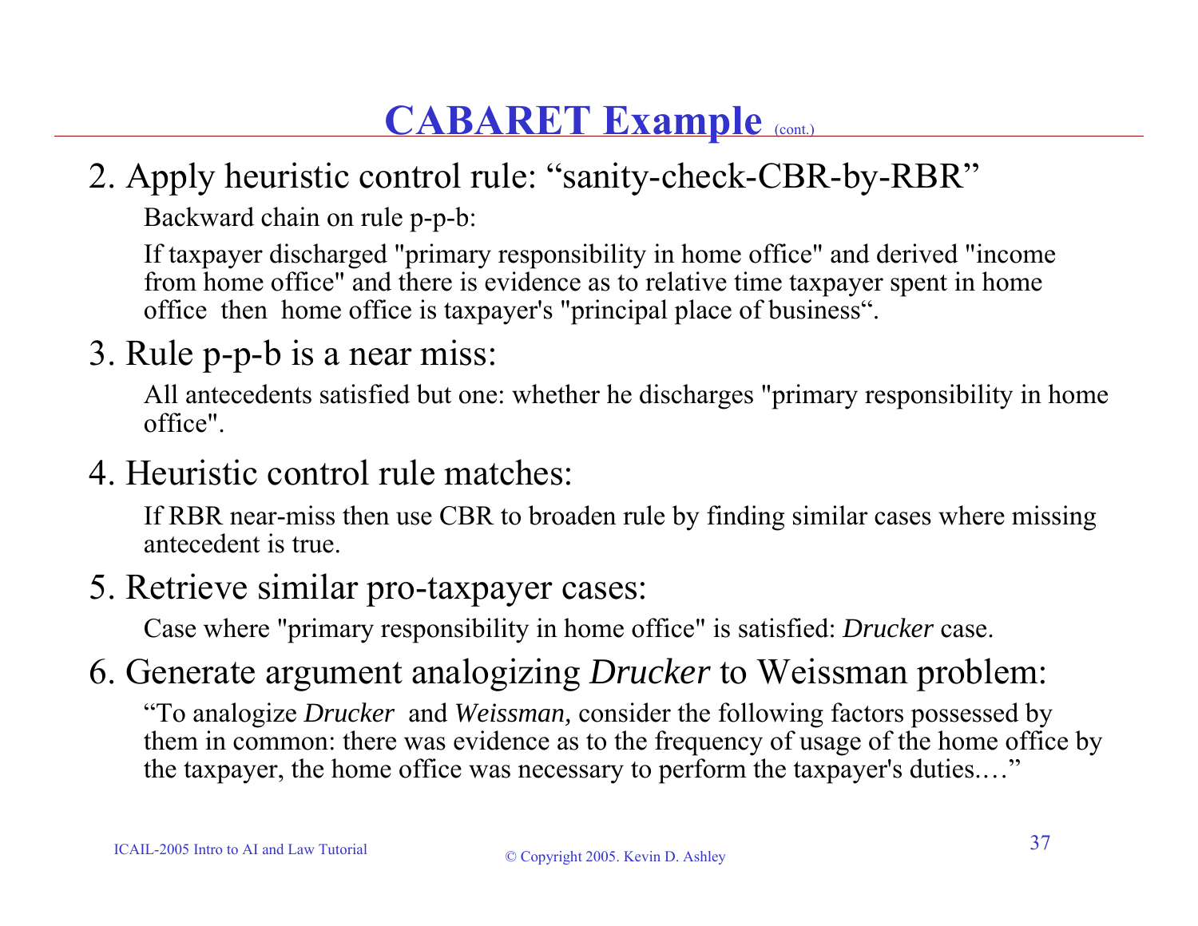# CABARET Example (cont.)

2. Apply heuristic control rule: “sanity-check-CBR-by-RBR”

   Backward chain on rule p-p-b:

   If taxpayer discharged "primary responsibility in home office" and derived "income from home office" and there is evidence as to relative time taxpayer spent in home office then home office is taxpayer's "principal place of business“.

3. Rule p-p-b is a near miss:

   All antecedents satisfied but one: whether he discharges "primary responsibility in home office".

4. Heuristic control rule matches:

   If RBR near-miss then use CBR to broaden rule by finding similar cases where missing antecedent is true.

5. Retrieve similar pro-taxpayer cases:

   Case where "primary responsibility in home office" is satisfied: *Drucker* case.

6. Generate argument analogizing *Drucker* to Weissman problem:

   “To analogize *Drucker* and *Weissman,* consider the following factors possessed by them in common: there was evidence as to the frequency of usage of the home office by the taxpayer, the home office was necessary to perform the taxpayer's duties.…”

ICAIL-2005 Intro to AI and Law Tutorial

© Copyright 2005. Kevin D. Ashley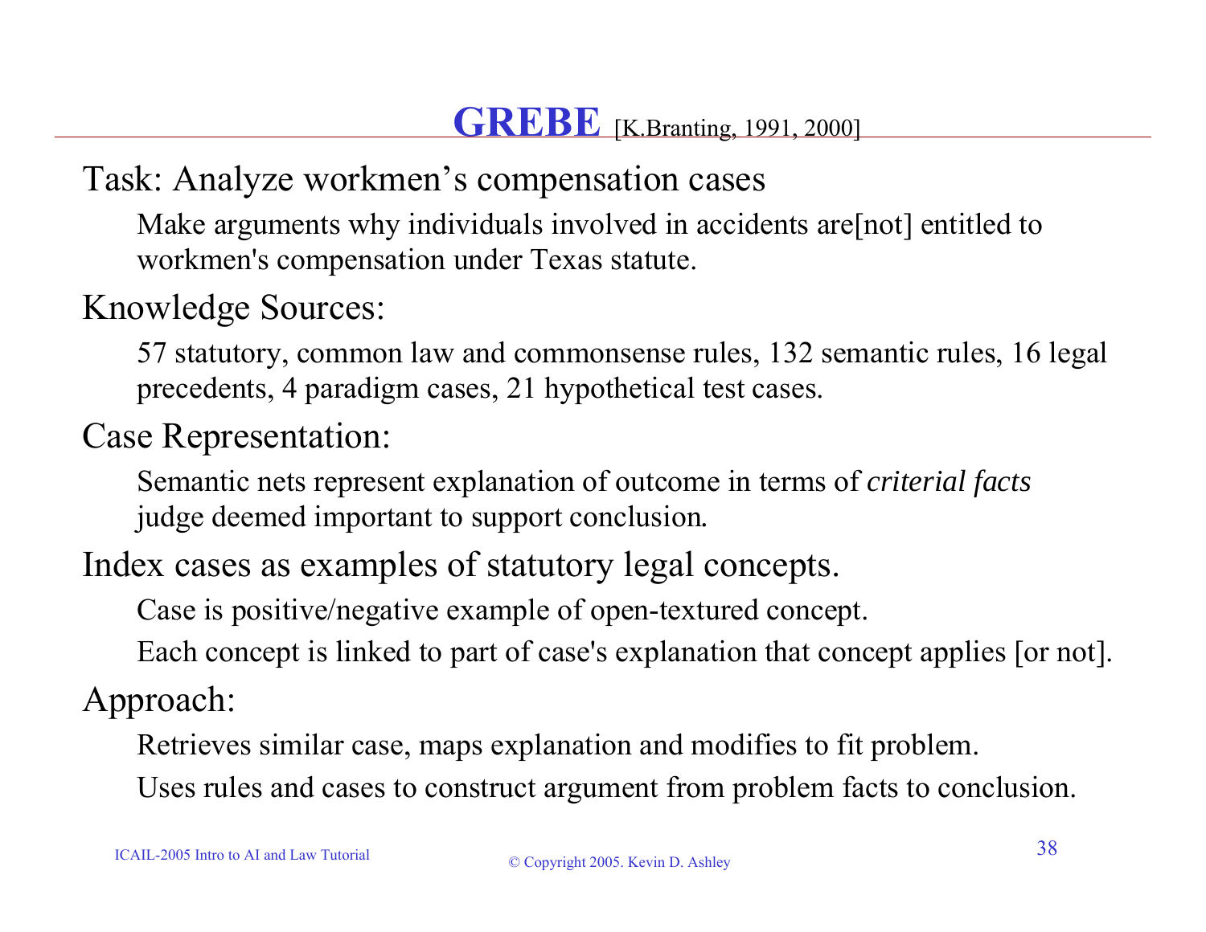# **GREBE** [K.Branting, 1991, 2000]

Task: Analyze workmen's compensation cases

- Make arguments why individuals involved in accidents are[not] entitled to workmen's compensation under Texas statute.

Knowledge Sources:

- 57 statutory, common law and commonsense rules, 132 semantic rules, 16 legal precedents, 4 paradigm cases, 21 hypothetical test cases.

Case Representation:

- Semantic nets represent explanation of outcome in terms of *criterial facts* judge deemed important to support conclusion.

Index cases as examples of statutory legal concepts.

- Case is positive/negative example of open-textured concept.
- Each concept is linked to part of case's explanation that concept applies [or not].

Approach:

- Retrieves similar case, maps explanation and modifies to fit problem.
- Uses rules and cases to construct argument from problem facts to conclusion.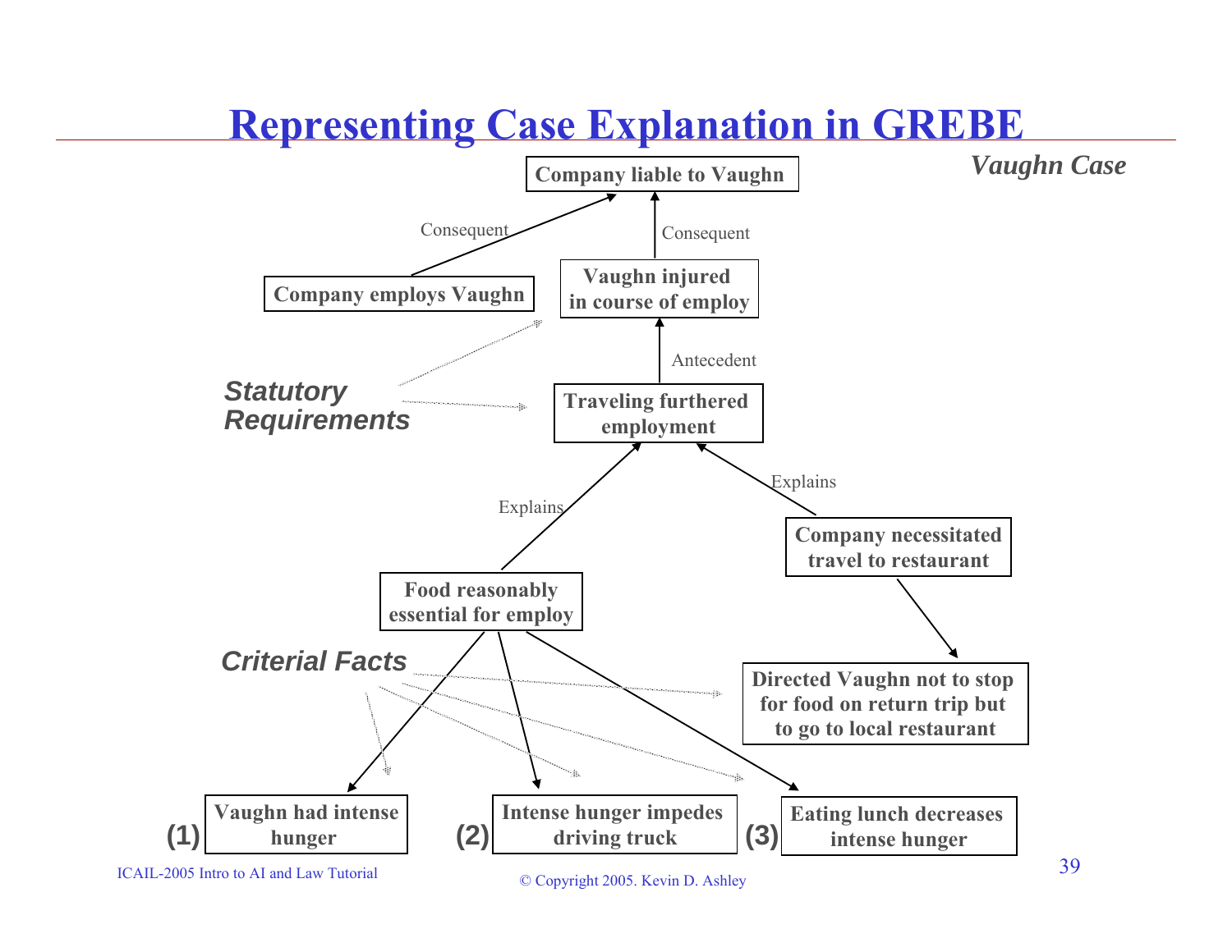# Representing Case Explanation in GREBE

*Vaughn Case*

Company liable to Vaughn

Consequent — Company employs Vaughn

Consequent — Vaughn injured in course of employ

Antecedent — Traveling furthered employment

***Statutory Requirements***

Explains — Food reasonably essential for employ

Explains — Company necessitated travel to restaurant

Directed Vaughn not to stop for food on return trip but to go to local restaurant

***Criterial Facts***

(1) Vaughn had intense hunger

(2) Intense hunger impedes driving truck

(3) Eating lunch decreases intense hunger

ICAIL-2005 Intro to AI and Law Tutorial

© Copyright 2005. Kevin D. Ashley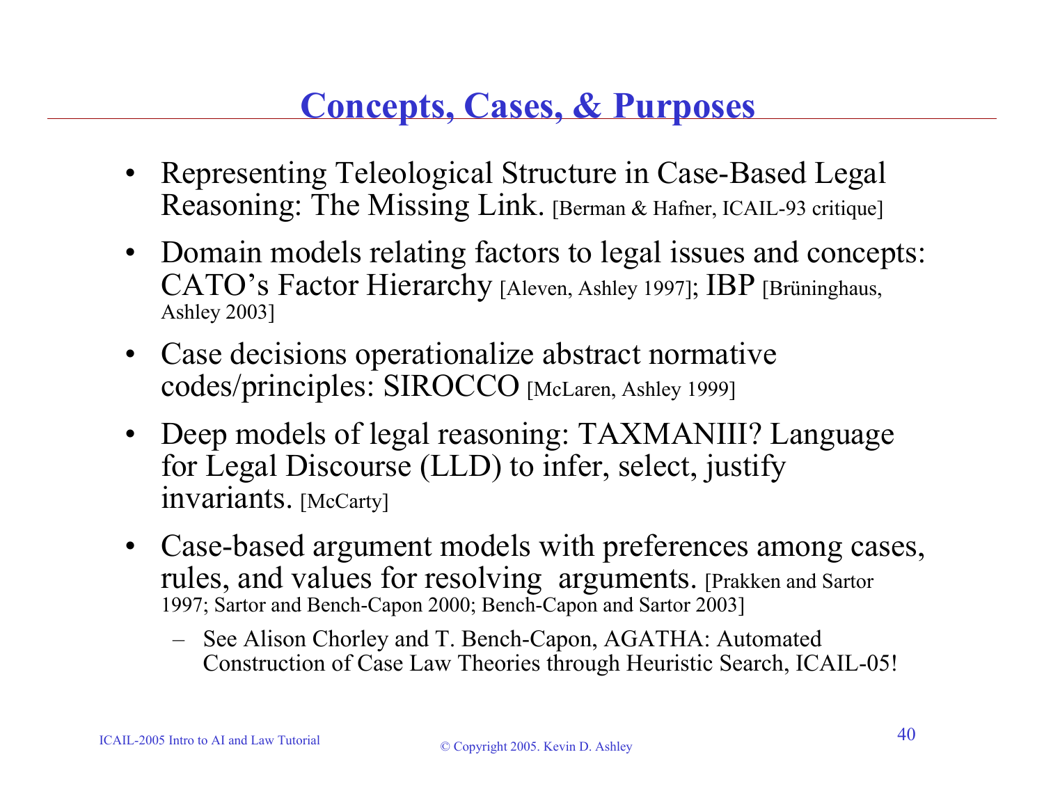# Concepts, Cases, & Purposes

- Representing Teleological Structure in Case-Based Legal Reasoning: The Missing Link. [Berman & Hafner, ICAIL-93 critique]
- Domain models relating factors to legal issues and concepts: CATO's Factor Hierarchy [Aleven, Ashley 1997]; IBP [Brüninghaus, Ashley 2003]
- Case decisions operationalize abstract normative codes/principles: SIROCCO [McLaren, Ashley 1999]
- Deep models of legal reasoning: TAXMANIII? Language for Legal Discourse (LLD) to infer, select, justify invariants. [McCarty]
- Case-based argument models with preferences among cases, rules, and values for resolving arguments. [Prakken and Sartor 1997; Sartor and Bench-Capon 2000; Bench-Capon and Sartor 2003]
  - See Alison Chorley and T. Bench-Capon, AGATHA: Automated Construction of Case Law Theories through Heuristic Search, ICAIL-05!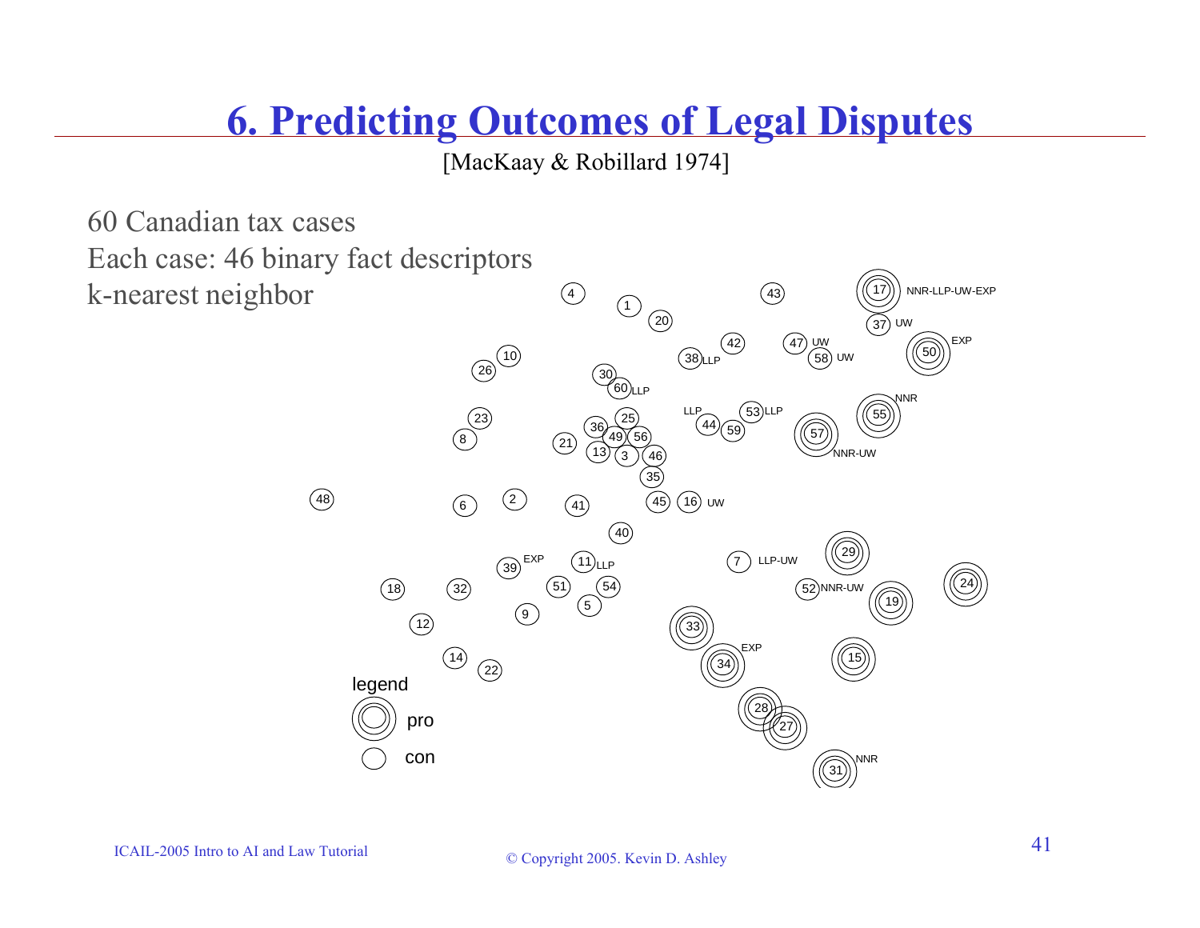# 6. Predicting Outcomes of Legal Disputes

[MacKaay & Robillard 1974]

60 Canadian tax cases

Each case: 46 binary fact descriptors

k-nearest neighbor

legend

pro

con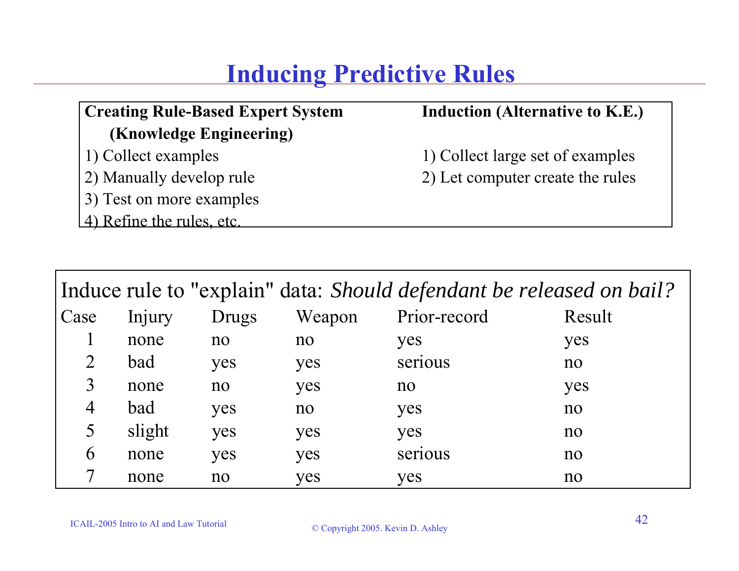# Inducing Predictive Rules

| **Creating Rule-Based Expert System (Knowledge Engineering)** | **Induction (Alternative to K.E.)** |
|---|---|
| 1) Collect examples | 1) Collect large set of examples |
| 2) Manually develop rule | 2) Let computer create the rules |
| 3) Test on more examples | |
| 4) Refine the rules, etc. | |

Induce rule to "explain" data: *Should defendant be released on bail?*

| Case | Injury | Drugs | Weapon | Prior-record | Result |
|---|---|---|---|---|---|
| 1 | none | no | no | yes | yes |
| 2 | bad | yes | yes | serious | no |
| 3 | none | no | yes | no | yes |
| 4 | bad | yes | no | yes | no |
| 5 | slight | yes | yes | yes | no |
| 6 | none | yes | yes | serious | no |
| 7 | none | no | yes | yes | no |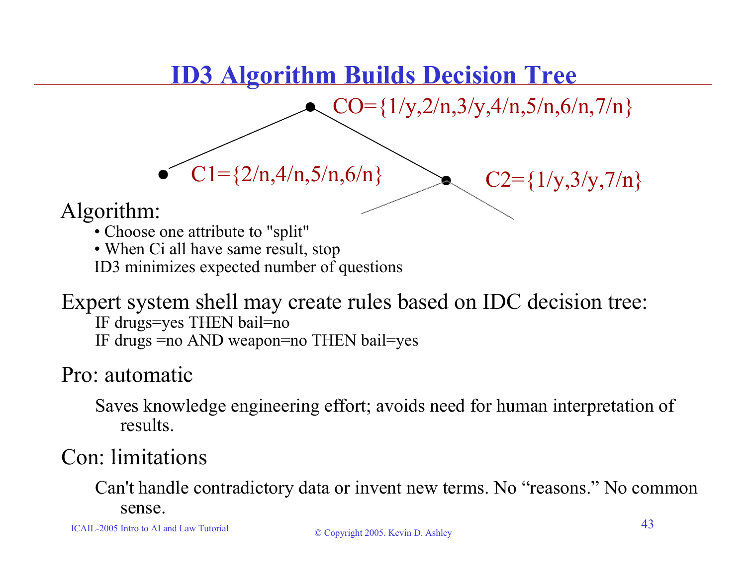# ID3 Algorithm Builds Decision Tree

CO={1/y,2/n,3/y,4/n,5/n,6/n,7/n}

C1={2/n,4/n,5/n,6/n}

C2={1/y,3/y,7/n}

Algorithm:

- Choose one attribute to "split"
- When Ci all have same result, stop

ID3 minimizes expected number of questions

Expert system shell may create rules based on IDC decision tree:

IF drugs=yes THEN bail=no

IF drugs =no AND weapon=no THEN bail=yes

Pro: automatic

Saves knowledge engineering effort; avoids need for human interpretation of results.

Con: limitations

Can't handle contradictory data or invent new terms. No “reasons.” No common sense.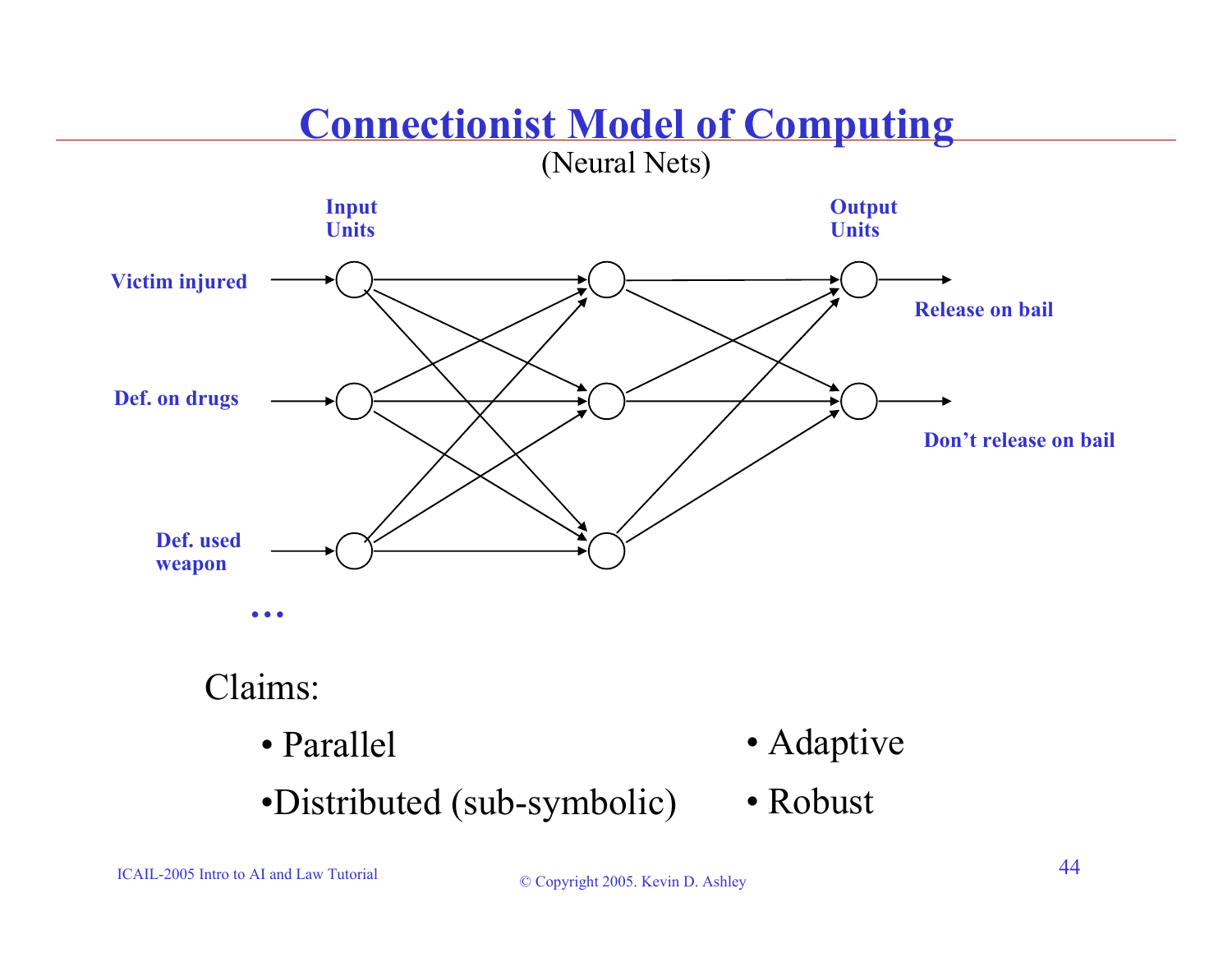# Connectionist Model of Computing

(Neural Nets)

Input Units

Output Units

Victim injured

Def. on drugs

Def. used weapon

…

Release on bail

Don't release on bail

Claims:

- Parallel
- Distributed (sub-symbolic)
- Adaptive
- Robust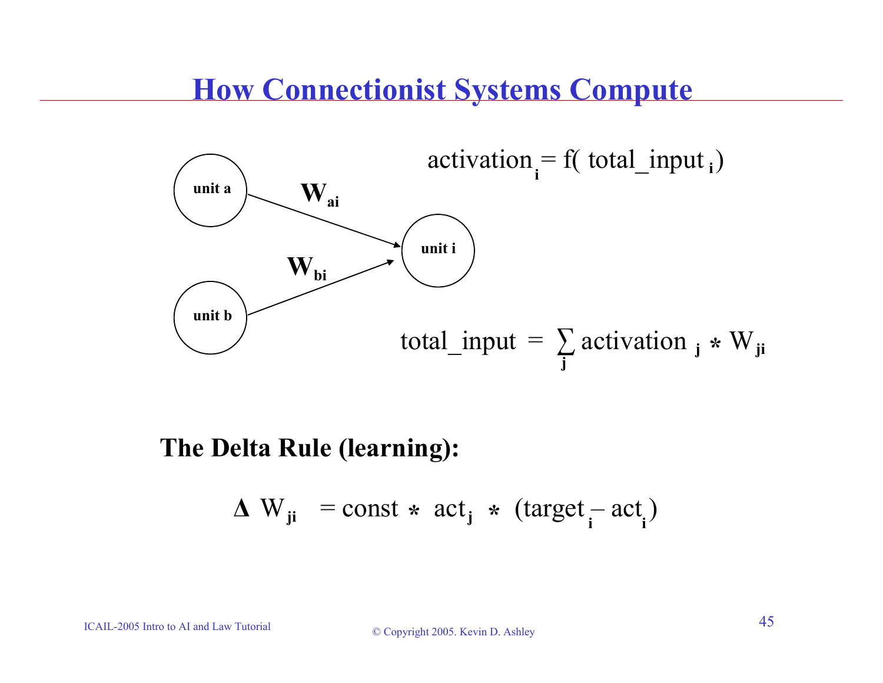# How Connectionist Systems Compute

unit a

unit b

unit i

$W_{ai}$

$W_{bi}$

$$\text{activation}_i = f(\text{ total\_input}_i)$$

$$\text{total\_input} = \sum_j \text{activation}_j * W_{ji}$$

**The Delta Rule (learning):**

$$\Delta W_{ji} = \text{const} * \text{act}_j * (\text{target}_i - \text{act}_i)$$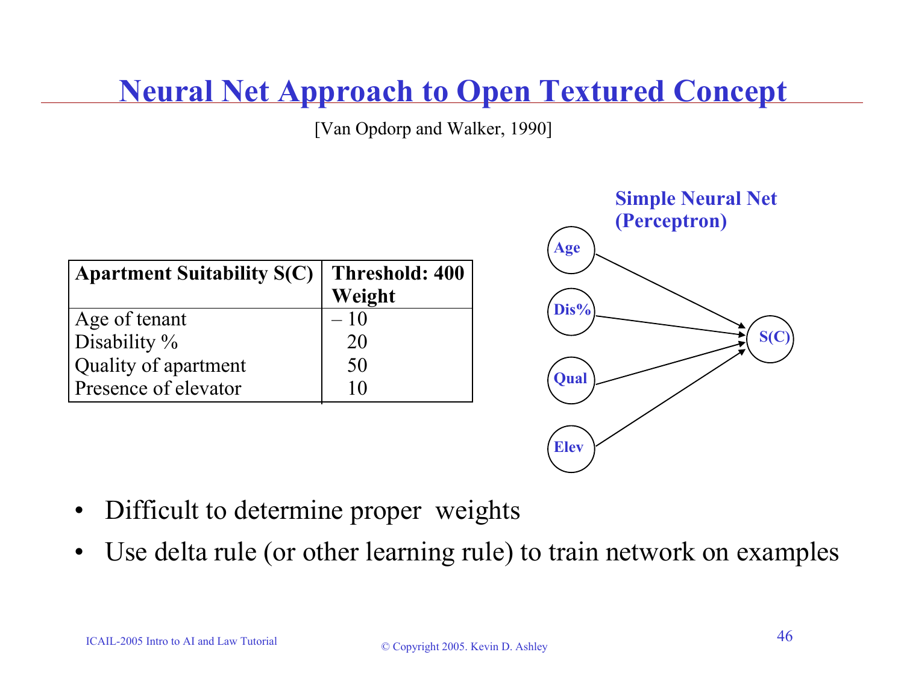# Neural Net Approach to Open Textured Concept

[Van Opdorp and Walker, 1990]

| Apartment Suitability S(C) | Threshold: 400 Weight |
|---|---|
| Age of tenant | – 10 |
| Disability % | 20 |
| Quality of apartment | 50 |
| Presence of elevator | 10 |

**Simple Neural Net (Perceptron)**

Age, Dis%, Qual, Elev → S(C)

- Difficult to determine proper weights
- Use delta rule (or other learning rule) to train network on examples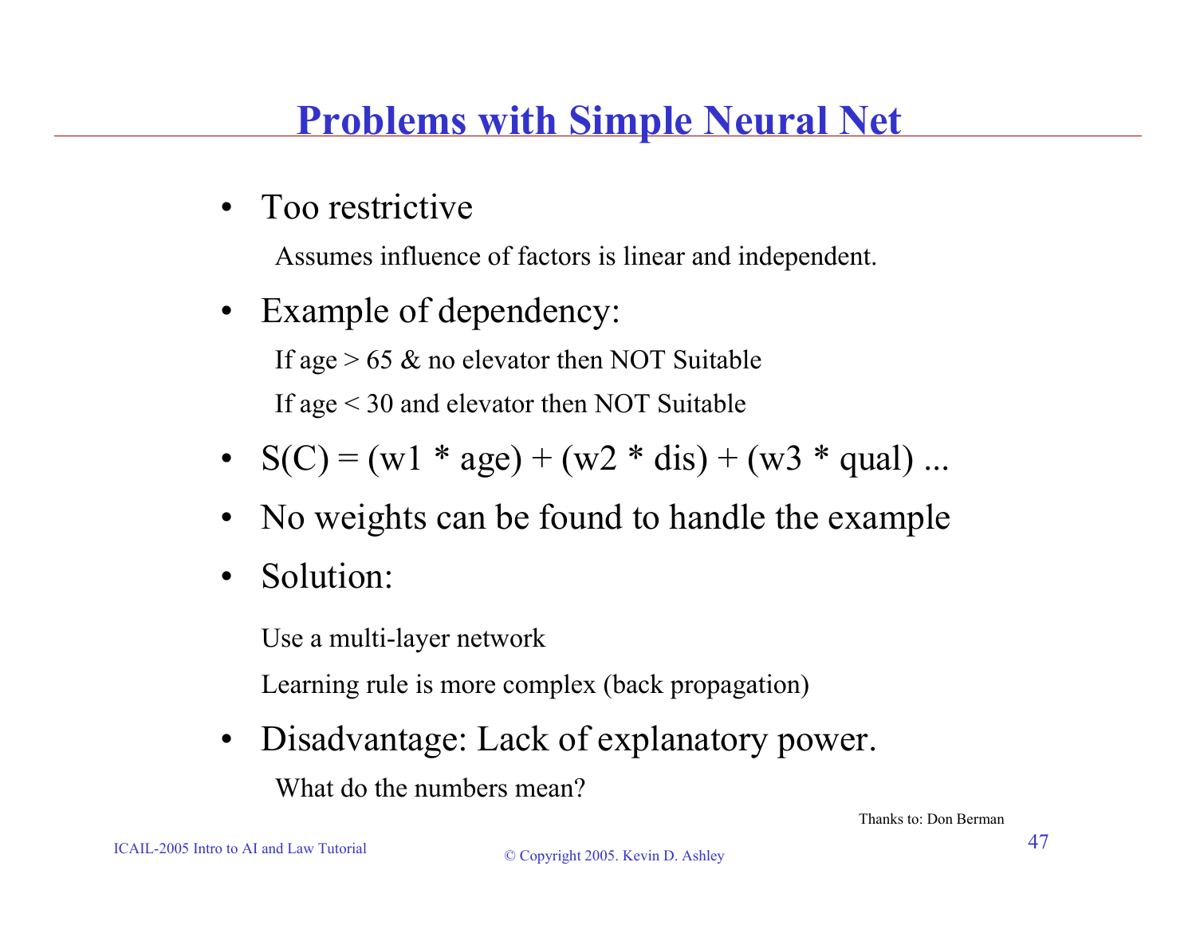# Problems with Simple Neural Net

- Too restrictive

  Assumes influence of factors is linear and independent.

- Example of dependency:

  If age > 65 & no elevator then NOT Suitable

  If age < 30 and elevator then NOT Suitable

- S(C) = (w1 * age) + (w2 * dis) + (w3 * qual) ...
- No weights can be found to handle the example
- Solution:

  Use a multi-layer network

  Learning rule is more complex (back propagation)

- Disadvantage: Lack of explanatory power.

  What do the numbers mean?

Thanks to: Don Berman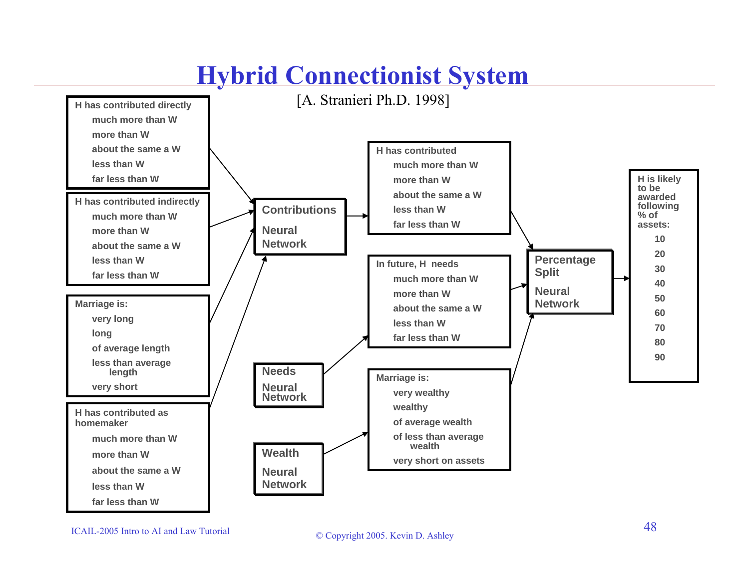# Hybrid Connectionist System

[A. Stranieri Ph.D. 1998]

**H has contributed directly**
- much more than W
- more than W
- about the same a W
- less than W
- far less than W

**H has contributed indirectly**
- much more than W
- more than W
- about the same a W
- less than W
- far less than W

**Marriage is:**
- very long
- long
- of average length
- less than average length
- very short

**H has contributed as homemaker**
- much more than W
- more than W
- about the same a W
- less than W
- far less than W

→ **Contributions Neural Network** →

**H has contributed**
- much more than W
- more than W
- about the same a W
- less than W
- far less than W

**Needs Neural Network** →

**In future, H needs**
- much more than W
- more than W
- about the same a W
- less than W
- far less than W

**Wealth Neural Network** →

**Marriage is:**
- very wealthy
- wealthy
- of average wealth
- of less than average wealth
- very short on assets

→ **Percentage Split Neural Network** →

**H is likely to be awarded following % of assets:**
- 10
- 20
- 30
- 40
- 50
- 60
- 70
- 80
- 90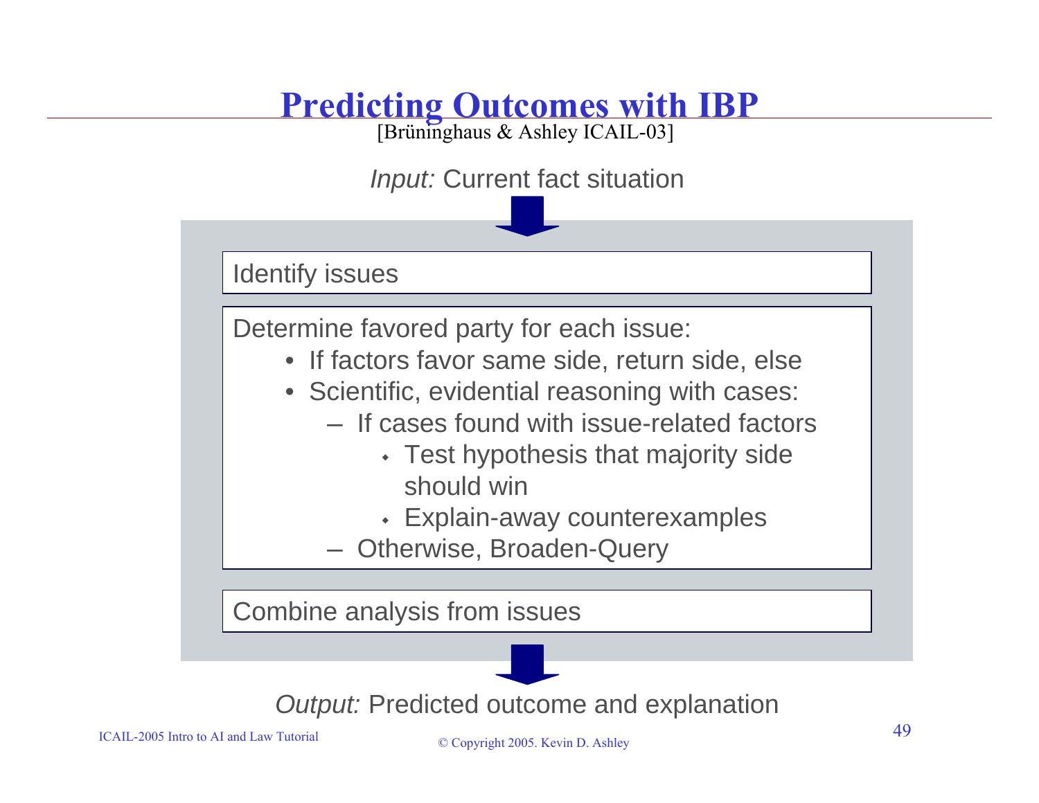# Predicting Outcomes with IBP

[Brüninghaus & Ashley ICAIL-03]

*Input:* Current fact situation

Identify issues

Determine favored party for each issue:

- If factors favor same side, return side, else
- Scientific, evidential reasoning with cases:
  - If cases found with issue-related factors
    - Test hypothesis that majority side should win
    - Explain-away counterexamples
  - Otherwise, Broaden-Query

Combine analysis from issues

*Output:* Predicted outcome and explanation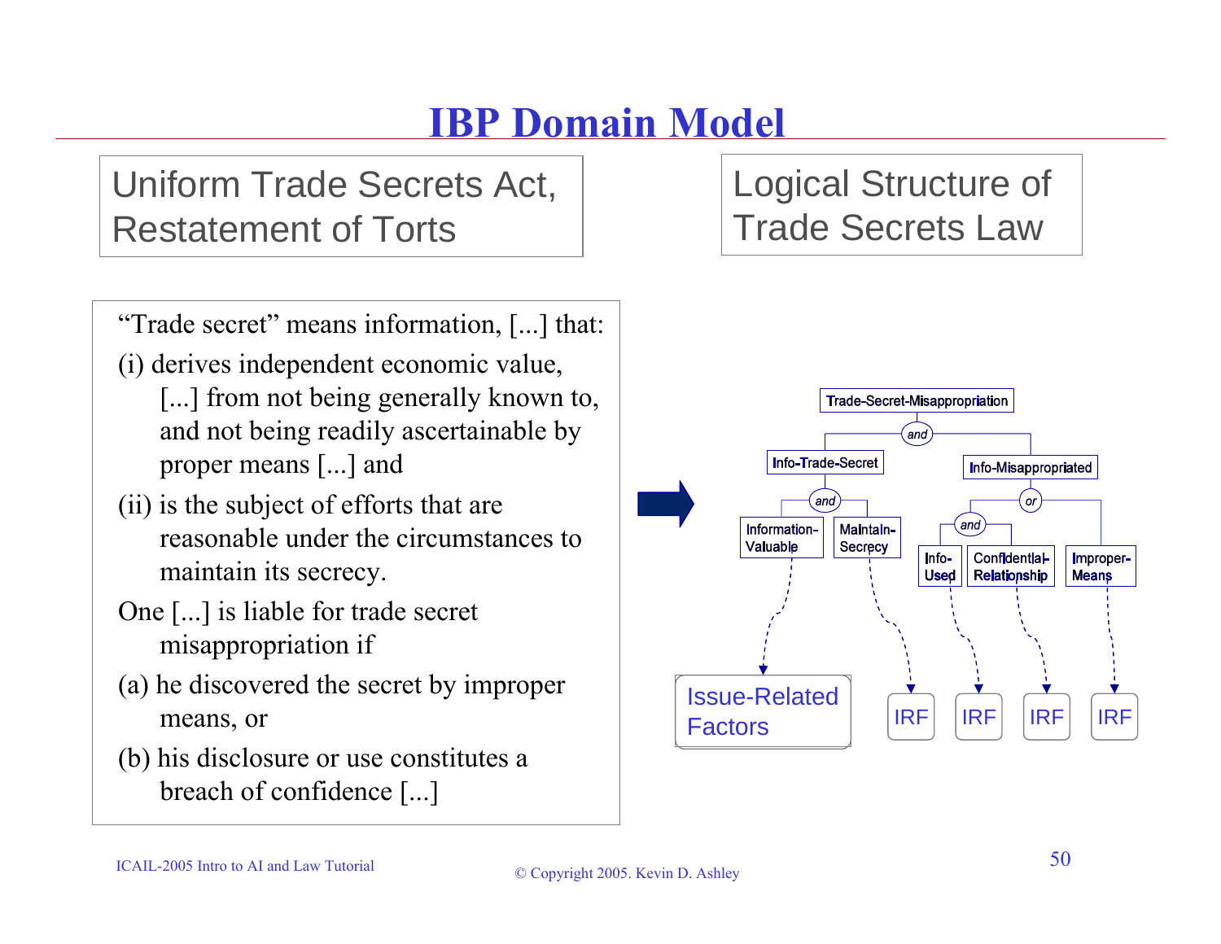# IBP Domain Model

**Uniform Trade Secrets Act, Restatement of Torts**

**Logical Structure of Trade Secrets Law**

"Trade secret" means information, [...] that:

(i) derives independent economic value, [...] from not being generally known to, and not being readily ascertainable by proper means [...] and

(ii) is the subject of efforts that are reasonable under the circumstances to maintain its secrecy.

One [...] is liable for trade secret misappropriation if

(a) he discovered the secret by improper means, or

(b) his disclosure or use constitutes a breach of confidence [...]

- Trade-Secret-Misappropriation (and)
  - Info-Trade-Secret (and)
    - Information-Valuable → Issue-Related Factors
    - Maintain-Secrecy → IRF
  - Info-Misappropriated (or)
    - (and)
      - Info-Used → IRF
      - Confidential-Relationship → IRF
    - Improper-Means → IRF

ICAIL-2005 Intro to AI and Law Tutorial

© Copyright 2005. Kevin D. Ashley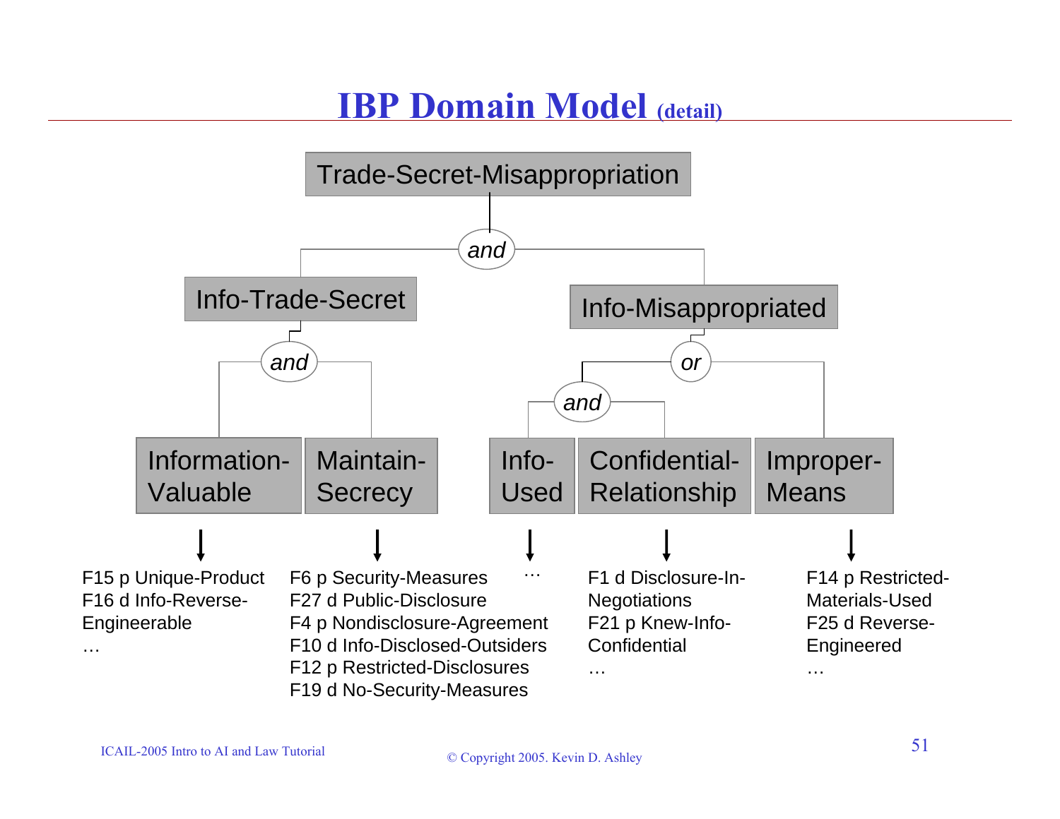# IBP Domain Model (detail)

- **Trade-Secret-Misappropriation** = *and*:
  - **Info-Trade-Secret** = *and*:
    - **Information-Valuable**
      - F15 p Unique-Product
      - F16 d Info-Reverse-Engineerable
      - …
    - **Maintain-Secrecy**
      - F6 p Security-Measures
      - F27 d Public-Disclosure
      - F4 p Nondisclosure-Agreement
      - F10 d Info-Disclosed-Outsiders
      - F12 p Restricted-Disclosures
      - F19 d No-Security-Measures
  - **Info-Misappropriated** = *or*:
    - *and*:
      - **Info-Used**
        - …
      - **Confidential-Relationship**
        - F1 d Disclosure-In-Negotiations
        - F21 p Knew-Info-Confidential
        - …
    - **Improper-Means**
      - F14 p Restricted-Materials-Used
      - F25 d Reverse-Engineered
      - …

ICAIL-2005 Intro to AI and Law Tutorial

© Copyright 2005. Kevin D. Ashley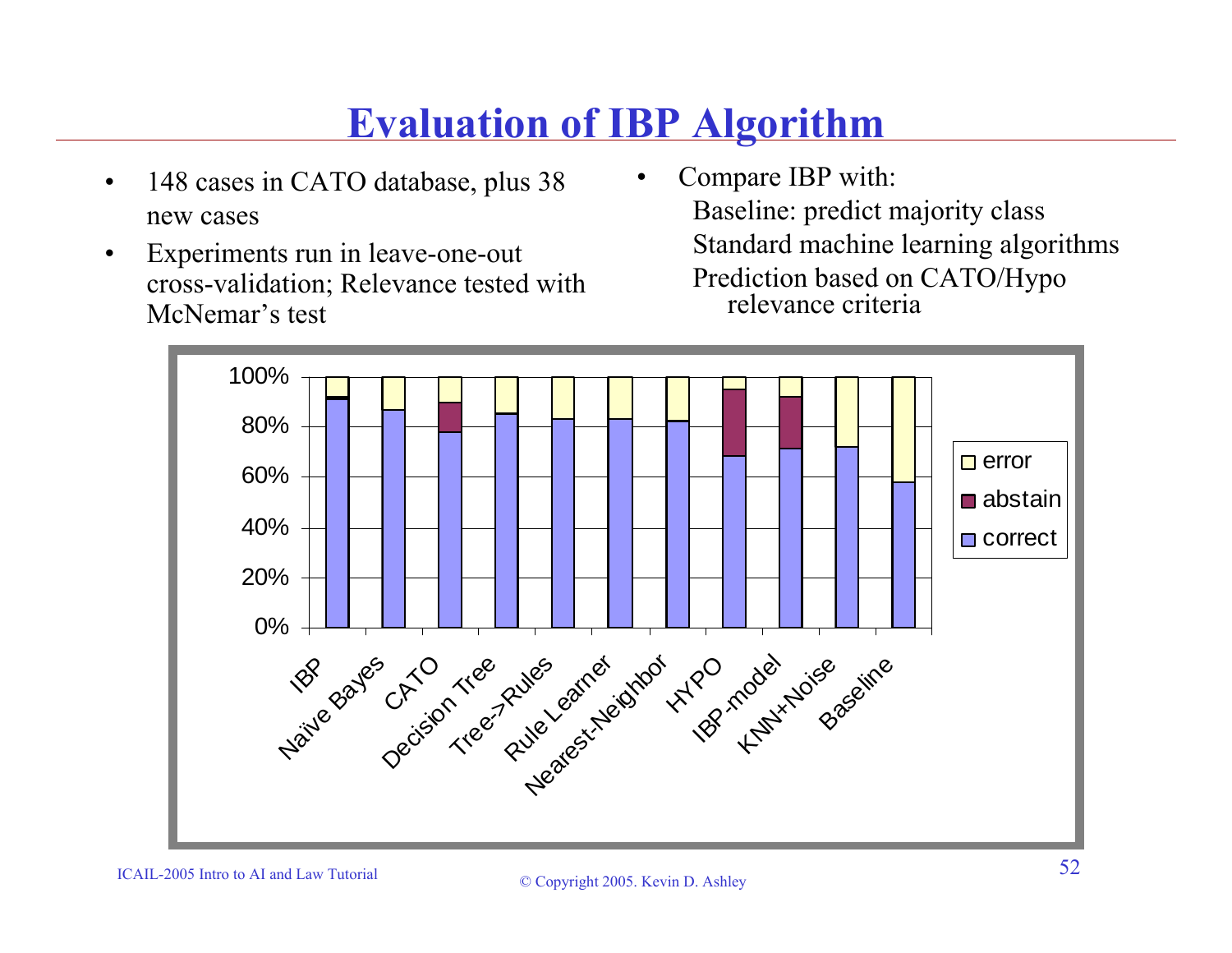# Evaluation of IBP Algorithm

- 148 cases in CATO database, plus 38 new cases
- Experiments run in leave-one-out cross-validation; Relevance tested with McNemar's test

- Compare IBP with:
  - Baseline: predict majority class
  - Standard machine learning algorithms
  - Prediction based on CATO/Hypo relevance criteria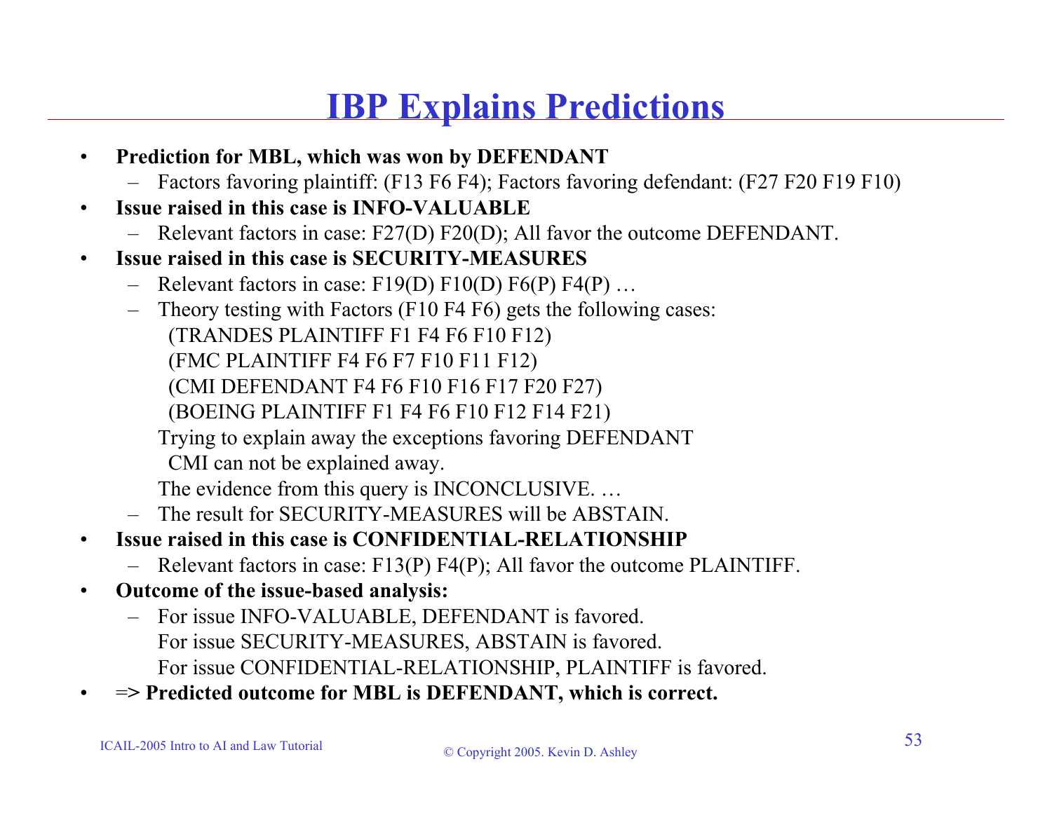# IBP Explains Predictions

- **Prediction for MBL, which was won by DEFENDANT**
  - Factors favoring plaintiff: (F13 F6 F4); Factors favoring defendant: (F27 F20 F19 F10)
- **Issue raised in this case is INFO-VALUABLE**
  - Relevant factors in case: F27(D) F20(D); All favor the outcome DEFENDANT.
- **Issue raised in this case is SECURITY-MEASURES**
  - Relevant factors in case: F19(D) F10(D) F6(P) F4(P) …
  - Theory testing with Factors (F10 F4 F6) gets the following cases:
    (TRANDES PLAINTIFF F1 F4 F6 F10 F12)
    (FMC PLAINTIFF F4 F6 F7 F10 F11 F12)
    (CMI DEFENDANT F4 F6 F10 F16 F17 F20 F27)
    (BOEING PLAINTIFF F1 F4 F6 F10 F12 F14 F21)
    Trying to explain away the exceptions favoring DEFENDANT
    CMI can not be explained away.
    The evidence from this query is INCONCLUSIVE. …
  - The result for SECURITY-MEASURES will be ABSTAIN.
- **Issue raised in this case is CONFIDENTIAL-RELATIONSHIP**
  - Relevant factors in case: F13(P) F4(P); All favor the outcome PLAINTIFF.
- **Outcome of the issue-based analysis:**
  - For issue INFO-VALUABLE, DEFENDANT is favored.
    For issue SECURITY-MEASURES, ABSTAIN is favored.
    For issue CONFIDENTIAL-RELATIONSHIP, PLAINTIFF is favored.
- **=> Predicted outcome for MBL is DEFENDANT, which is correct.**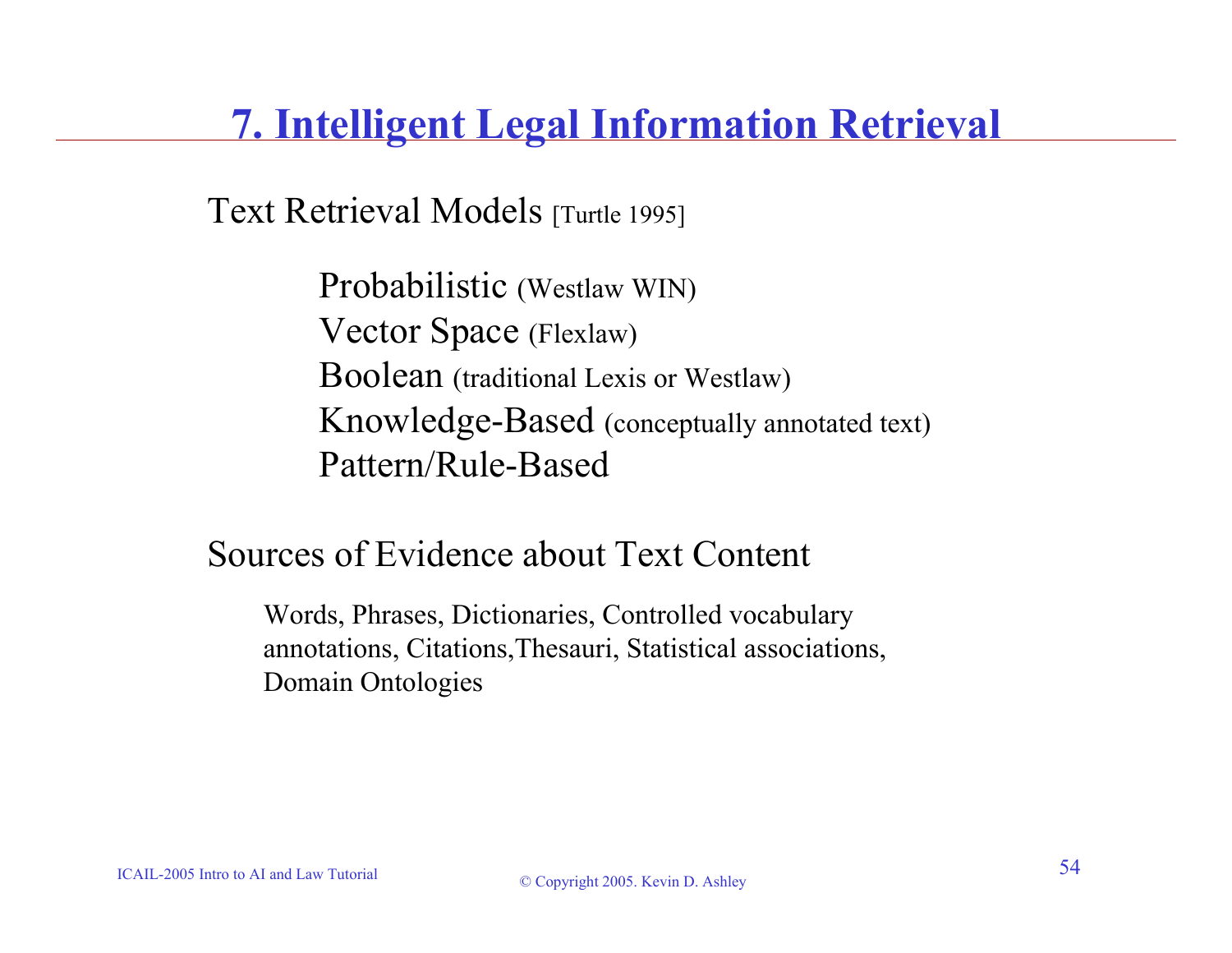# 7. Intelligent Legal Information Retrieval

Text Retrieval Models [Turtle 1995]

- Probabilistic (Westlaw WIN)
- Vector Space (Flexlaw)
- Boolean (traditional Lexis or Westlaw)
- Knowledge-Based (conceptually annotated text)
- Pattern/Rule-Based

Sources of Evidence about Text Content

Words, Phrases, Dictionaries, Controlled vocabulary annotations, Citations,Thesauri, Statistical associations, Domain Ontologies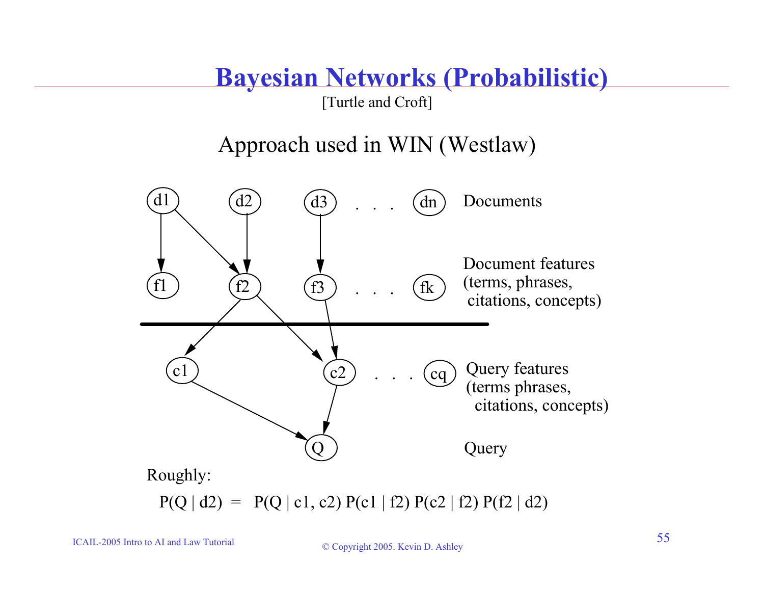# Bayesian Networks (Probabilistic)

[Turtle and Croft]

Approach used in WIN (Westlaw)

d1 d2 d3 . . . dn Documents

f1 f2 f3 . . . fk Document features (terms, phrases, citations, concepts)

c1 c2 . . . cq Query features (terms phrases, citations, concepts)

Q Query

Roughly:

$$P(Q \mid d2) = P(Q \mid c1, c2)\, P(c1 \mid f2)\, P(c2 \mid f2)\, P(f2 \mid d2)$$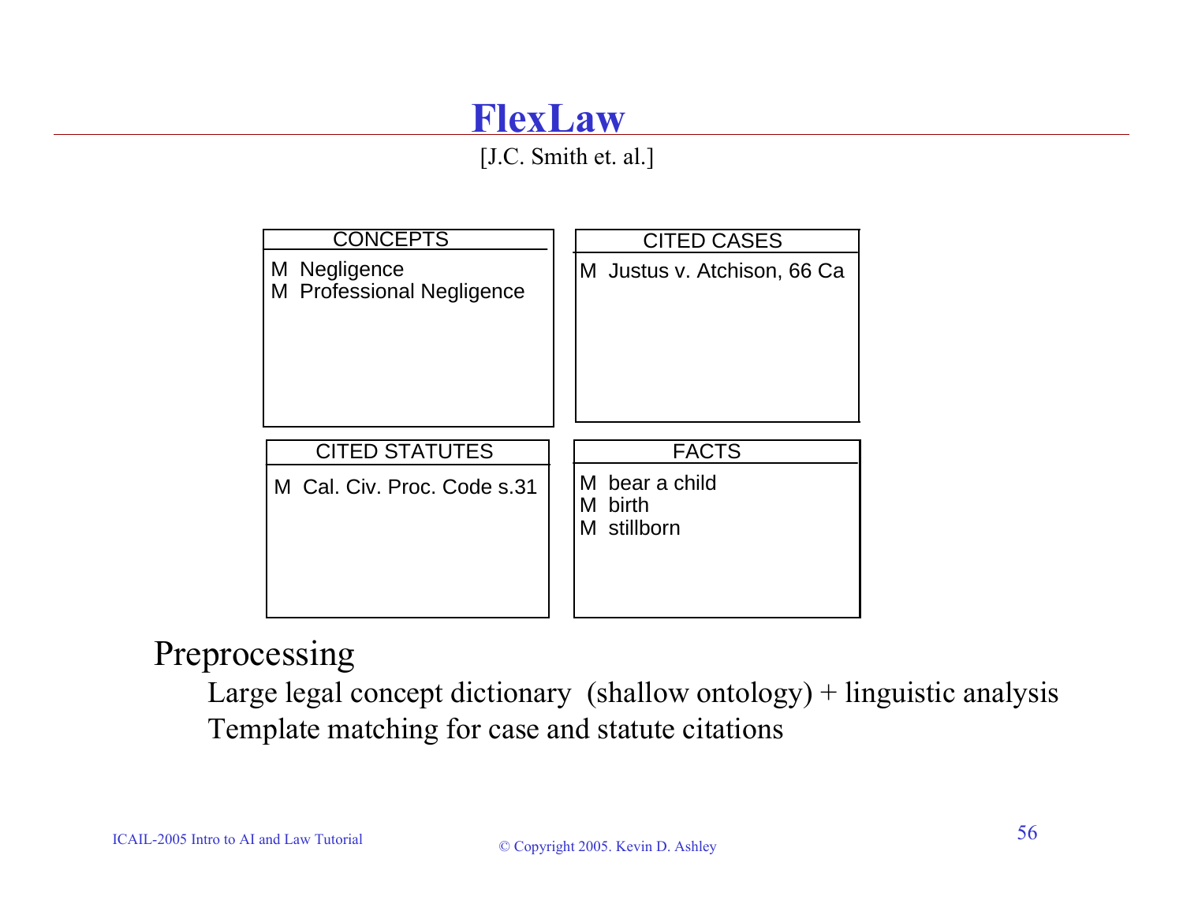# FlexLaw

[J.C. Smith et. al.]

| CONCEPTS | CITED CASES |
| --- | --- |
| M Negligence<br>M Professional Negligence | M Justus v. Atchison, 66 Ca |

| CITED STATUTES | FACTS |
| --- | --- |
| M Cal. Civ. Proc. Code s.31 | M bear a child<br>M birth<br>M stillborn |

Preprocessing

- Large legal concept dictionary (shallow ontology) + linguistic analysis
- Template matching for case and statute citations

ICAIL-2005 Intro to AI and Law Tutorial

© Copyright 2005. Kevin D. Ashley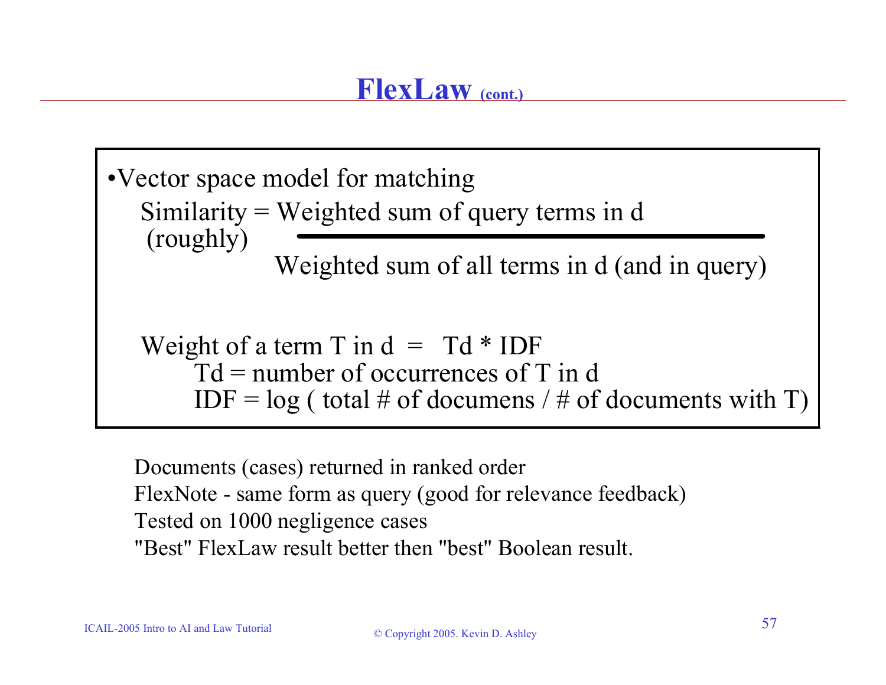# FlexLaw (cont.)

- Vector space model for matching

$$\text{Similarity (roughly)} = \frac{\text{Weighted sum of query terms in d}}{\text{Weighted sum of all terms in d (and in query)}}$$

Weight of a term T in d = Td * IDF

Td = number of occurrences of T in d

IDF = log ( total # of documens / # of documents with T)

Documents (cases) returned in ranked order

FlexNote - same form as query (good for relevance feedback)

Tested on 1000 negligence cases

"Best" FlexLaw result better then "best" Boolean result.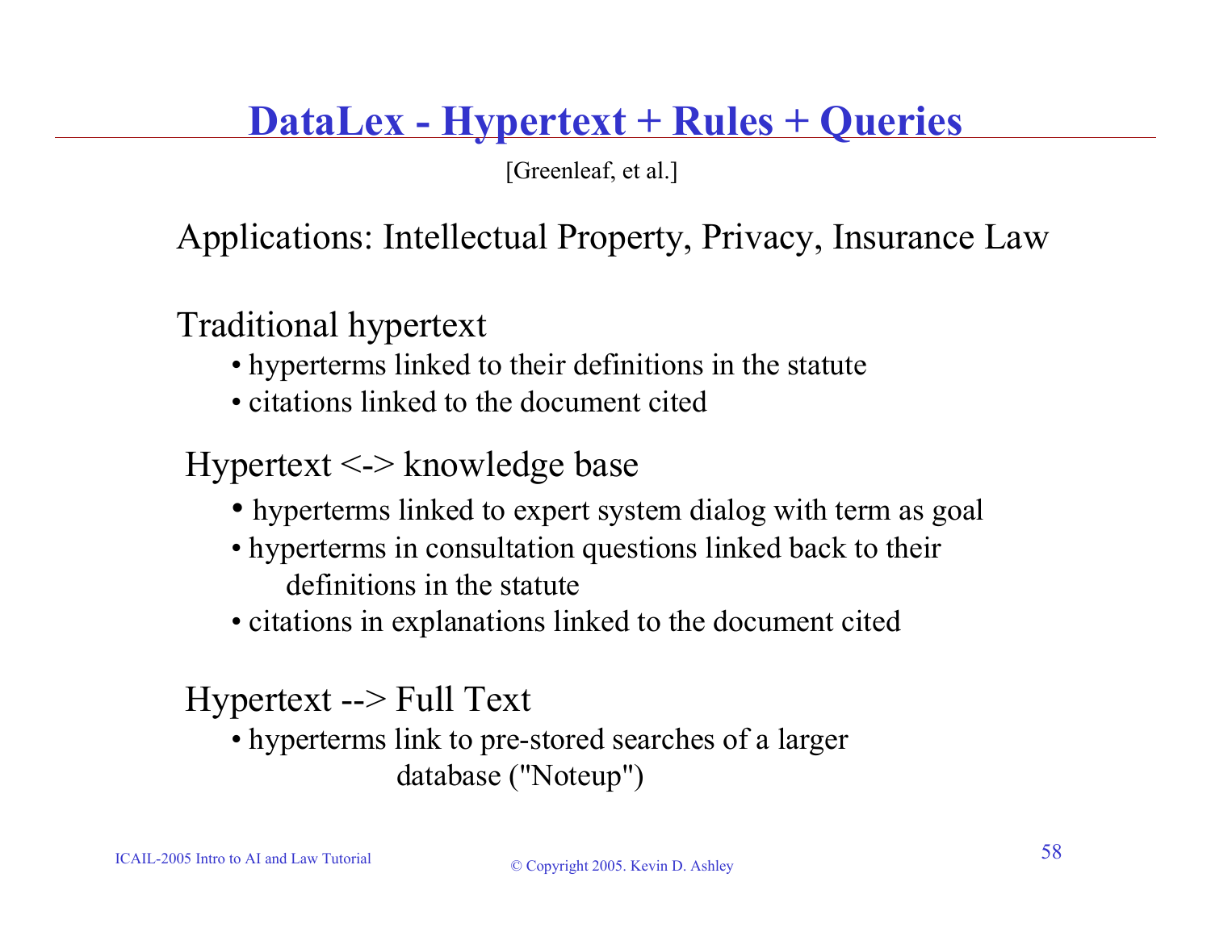# DataLex - Hypertext + Rules + Queries

[Greenleaf, et al.]

Applications: Intellectual Property, Privacy, Insurance Law

Traditional hypertext

- hyperterms linked to their definitions in the statute
- citations linked to the document cited

Hypertext <-> knowledge base

- hyperterms linked to expert system dialog with term as goal
- hyperterms in consultation questions linked back to their definitions in the statute
- citations in explanations linked to the document cited

Hypertext --> Full Text

- hyperterms link to pre-stored searches of a larger database ("Noteup")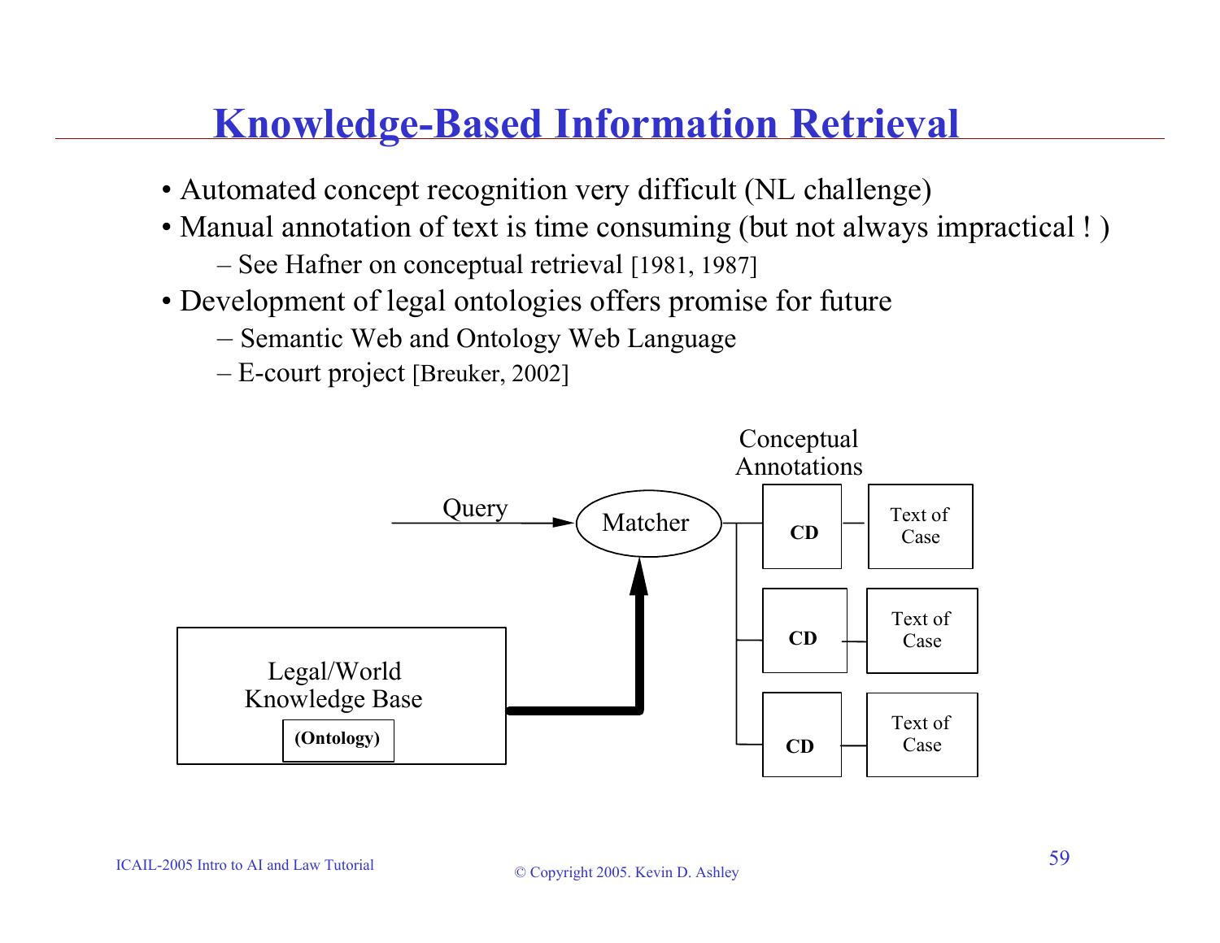# Knowledge-Based Information Retrieval

- Automated concept recognition very difficult (NL challenge)
- Manual annotation of text is time consuming (but not always impractical ! )
  - See Hafner on conceptual retrieval [1981, 1987]
- Development of legal ontologies offers promise for future
  - Semantic Web and Ontology Web Language
  - E-court project [Breuker, 2002]

Conceptual Annotations

Query

Matcher

CD | Text of Case

CD | Text of Case

CD | Text of Case

Legal/World Knowledge Base

**(Ontology)**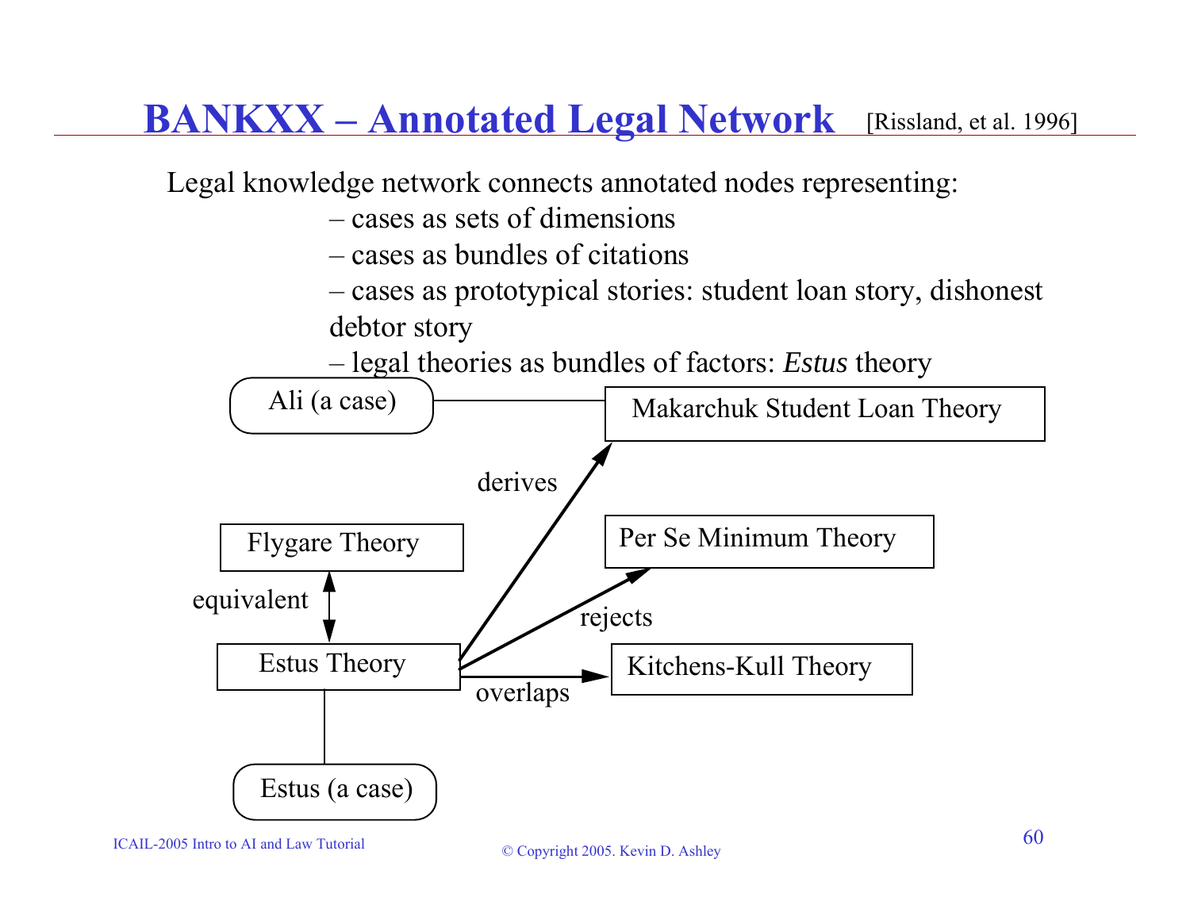# BANKXX – Annotated Legal Network [Rissland, et al. 1996]

Legal knowledge network connects annotated nodes representing:

- cases as sets of dimensions
- cases as bundles of citations
- cases as prototypical stories: student loan story, dishonest debtor story
- legal theories as bundles of factors: *Estus* theory

Ali (a case) — Makarchuk Student Loan Theory

Flygare Theory ↔ (equivalent) Estus Theory

Estus Theory → (derives) Makarchuk Student Loan Theory

Estus Theory → (rejects) Per Se Minimum Theory

Estus Theory → (overlaps) Kitchens-Kull Theory

Estus Theory — Estus (a case)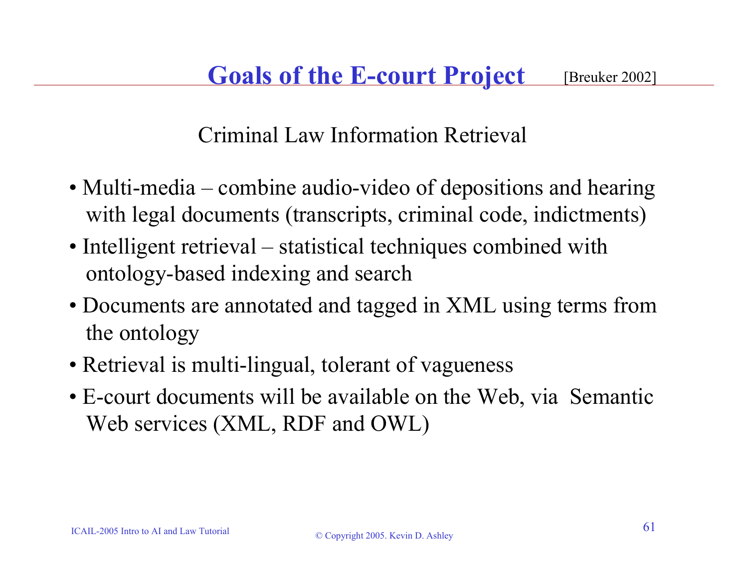# Goals of the E-court Project

[Breuker 2002]

Criminal Law Information Retrieval

- Multi-media – combine audio-video of depositions and hearing with legal documents (transcripts, criminal code, indictments)
- Intelligent retrieval – statistical techniques combined with ontology-based indexing and search
- Documents are annotated and tagged in XML using terms from the ontology
- Retrieval is multi-lingual, tolerant of vagueness
- E-court documents will be available on the Web, via Semantic Web services (XML, RDF and OWL)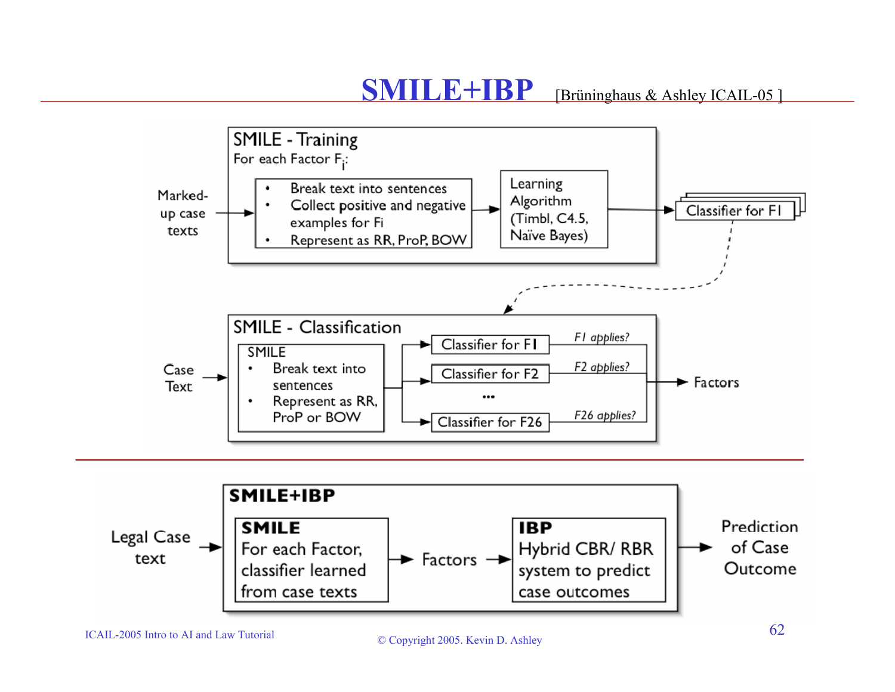# SMILE+IBP [Brüninghaus & Ashley ICAIL-05 ]

**SMILE - Training**

For each Factor $F_i$:

- Break text into sentences
- Collect positive and negative examples for Fi
- Represent as RR, ProP, BOW

Marked-up case texts → [Break text into sentences / Collect positive and negative examples / Represent] → Learning Algorithm (Timbl, C4.5, Naïve Bayes) → Classifier for FI

**SMILE - Classification**

Case Text → SMILE
- Break text into sentences
- Represent as RR, ProP or BOW

→ Classifier for F1 (F1 applies?), Classifier for F2 (F2 applies?), ..., Classifier for F26 (F26 applies?) → Factors

**SMILE+IBP**

Legal Case text → **SMILE** For each Factor, classifier learned from case texts → Factors → **IBP** Hybrid CBR/ RBR system to predict case outcomes → Prediction of Case Outcome

ICAIL-2005 Intro to AI and Law Tutorial

© Copyright 2005. Kevin D. Ashley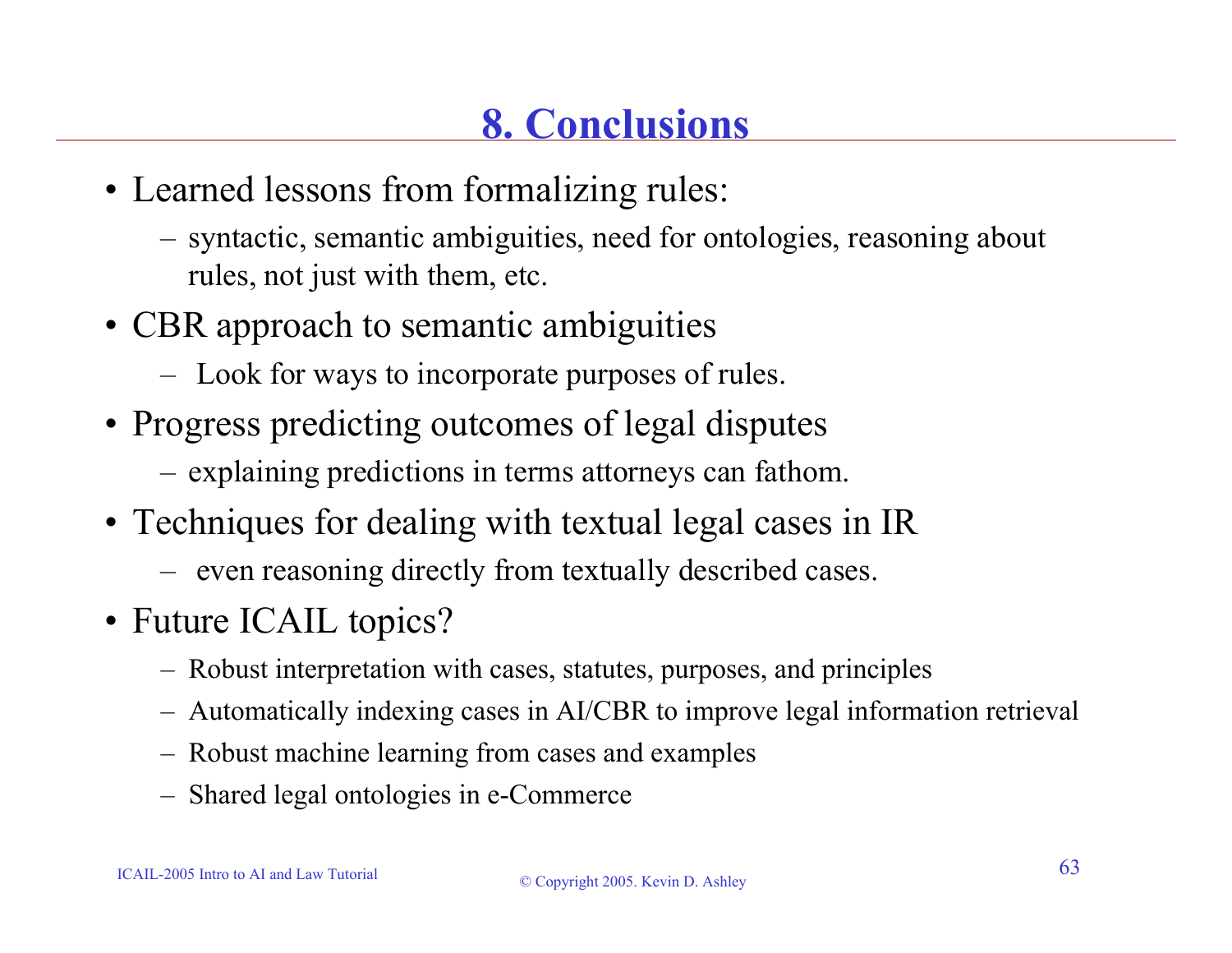# 8. Conclusions

- Learned lessons from formalizing rules:
  - syntactic, semantic ambiguities, need for ontologies, reasoning about rules, not just with them, etc.
- CBR approach to semantic ambiguities
  - Look for ways to incorporate purposes of rules.
- Progress predicting outcomes of legal disputes
  - explaining predictions in terms attorneys can fathom.
- Techniques for dealing with textual legal cases in IR
  - even reasoning directly from textually described cases.
- Future ICAIL topics?
  - Robust interpretation with cases, statutes, purposes, and principles
  - Automatically indexing cases in AI/CBR to improve legal information retrieval
  - Robust machine learning from cases and examples
  - Shared legal ontologies in e-Commerce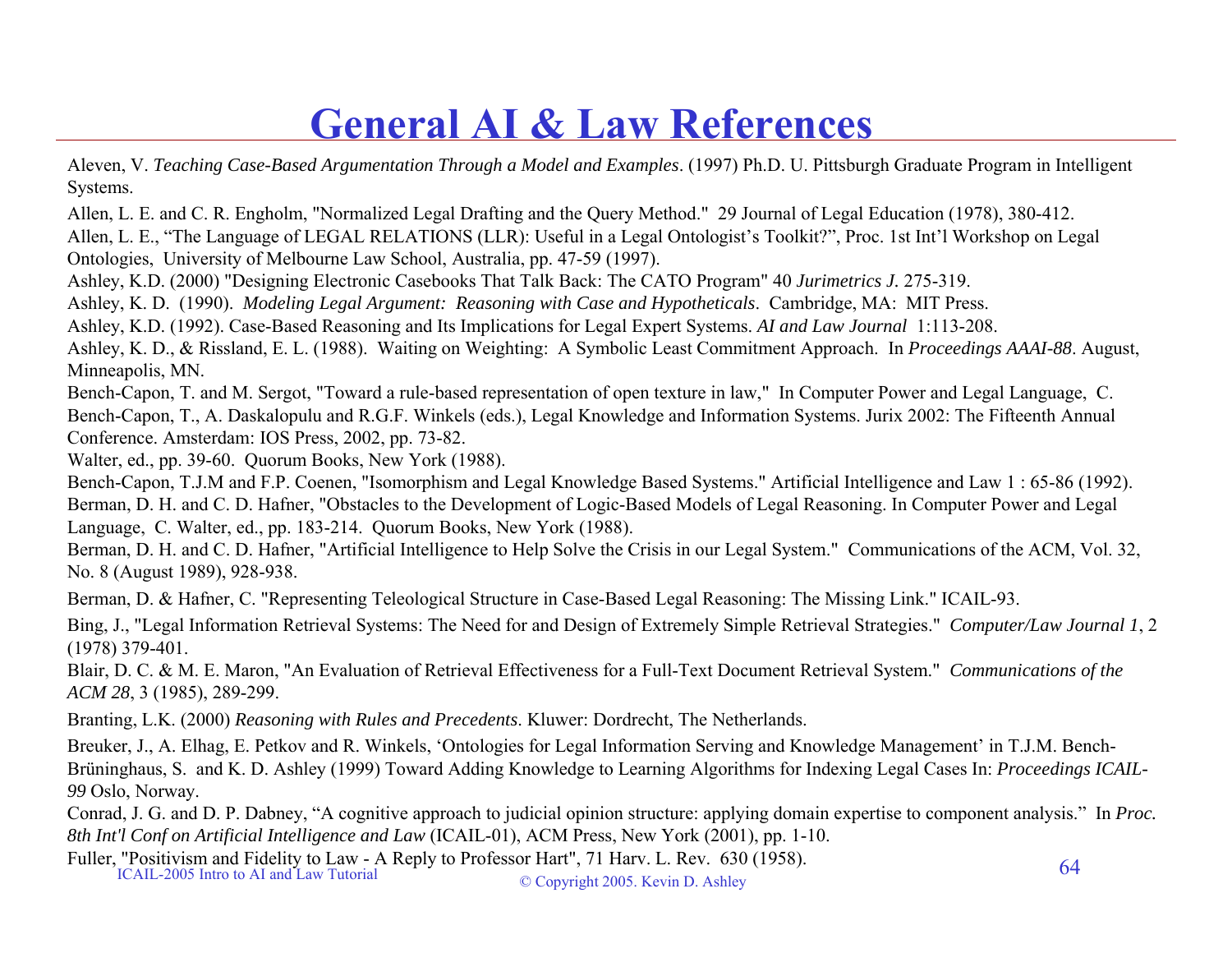# General AI & Law References

Aleven, V. *Teaching Case-Based Argumentation Through a Model and Examples*. (1997) Ph.D. U. Pittsburgh Graduate Program in Intelligent Systems.

Allen, L. E. and C. R. Engholm, "Normalized Legal Drafting and the Query Method." 29 Journal of Legal Education (1978), 380-412.

Allen, L. E., "The Language of LEGAL RELATIONS (LLR): Useful in a Legal Ontologist's Toolkit?", Proc. 1st Int'l Workshop on Legal Ontologies, University of Melbourne Law School, Australia, pp. 47-59 (1997).

Ashley, K.D. (2000) "Designing Electronic Casebooks That Talk Back: The CATO Program" 40 *Jurimetrics J*. 275-319.

Ashley, K. D. (1990). *Modeling Legal Argument: Reasoning with Case and Hypotheticals*. Cambridge, MA: MIT Press.

Ashley, K.D. (1992). Case-Based Reasoning and Its Implications for Legal Expert Systems. *AI and Law Journal* 1:113-208.

Ashley, K. D., & Rissland, E. L. (1988). Waiting on Weighting: A Symbolic Least Commitment Approach. In *Proceedings AAAI-88*. August, Minneapolis, MN.

Bench-Capon, T. and M. Sergot, "Toward a rule-based representation of open texture in law," In Computer Power and Legal Language, C. Bench-Capon, T., A. Daskalopulu and R.G.F. Winkels (eds.), Legal Knowledge and Information Systems. Jurix 2002: The Fifteenth Annual Conference. Amsterdam: IOS Press, 2002, pp. 73-82.

Walter, ed., pp. 39-60. Quorum Books, New York (1988).

Bench-Capon, T.J.M and F.P. Coenen, "Isomorphism and Legal Knowledge Based Systems." Artificial Intelligence and Law 1 : 65-86 (1992).

Berman, D. H. and C. D. Hafner, "Obstacles to the Development of Logic-Based Models of Legal Reasoning. In Computer Power and Legal Language, C. Walter, ed., pp. 183-214. Quorum Books, New York (1988).

Berman, D. H. and C. D. Hafner, "Artificial Intelligence to Help Solve the Crisis in our Legal System." Communications of the ACM, Vol. 32, No. 8 (August 1989), 928-938.

Berman, D. & Hafner, C. "Representing Teleological Structure in Case-Based Legal Reasoning: The Missing Link." ICAIL-93.

Bing, J., "Legal Information Retrieval Systems: The Need for and Design of Extremely Simple Retrieval Strategies." *Computer/Law Journal 1*, 2 (1978) 379-401.

Blair, D. C. & M. E. Maron, "An Evaluation of Retrieval Effectiveness for a Full-Text Document Retrieval System." *Communications of the ACM 28*, 3 (1985), 289-299.

Branting, L.K. (2000) *Reasoning with Rules and Precedents*. Kluwer: Dordrecht, The Netherlands.

Breuker, J., A. Elhag, E. Petkov and R. Winkels, 'Ontologies for Legal Information Serving and Knowledge Management' in T.J.M. Bench-Brüninghaus, S. and K. D. Ashley (1999) Toward Adding Knowledge to Learning Algorithms for Indexing Legal Cases In: *Proceedings ICAIL-99* Oslo, Norway.

Conrad, J. G. and D. P. Dabney, "A cognitive approach to judicial opinion structure: applying domain expertise to component analysis." In *Proc. 8th Int'l Conf on Artificial Intelligence and Law* (ICAIL-01), ACM Press, New York (2001), pp. 1-10.

Fuller, "Positivism and Fidelity to Law - A Reply to Professor Hart", 71 Harv. L. Rev. 630 (1958).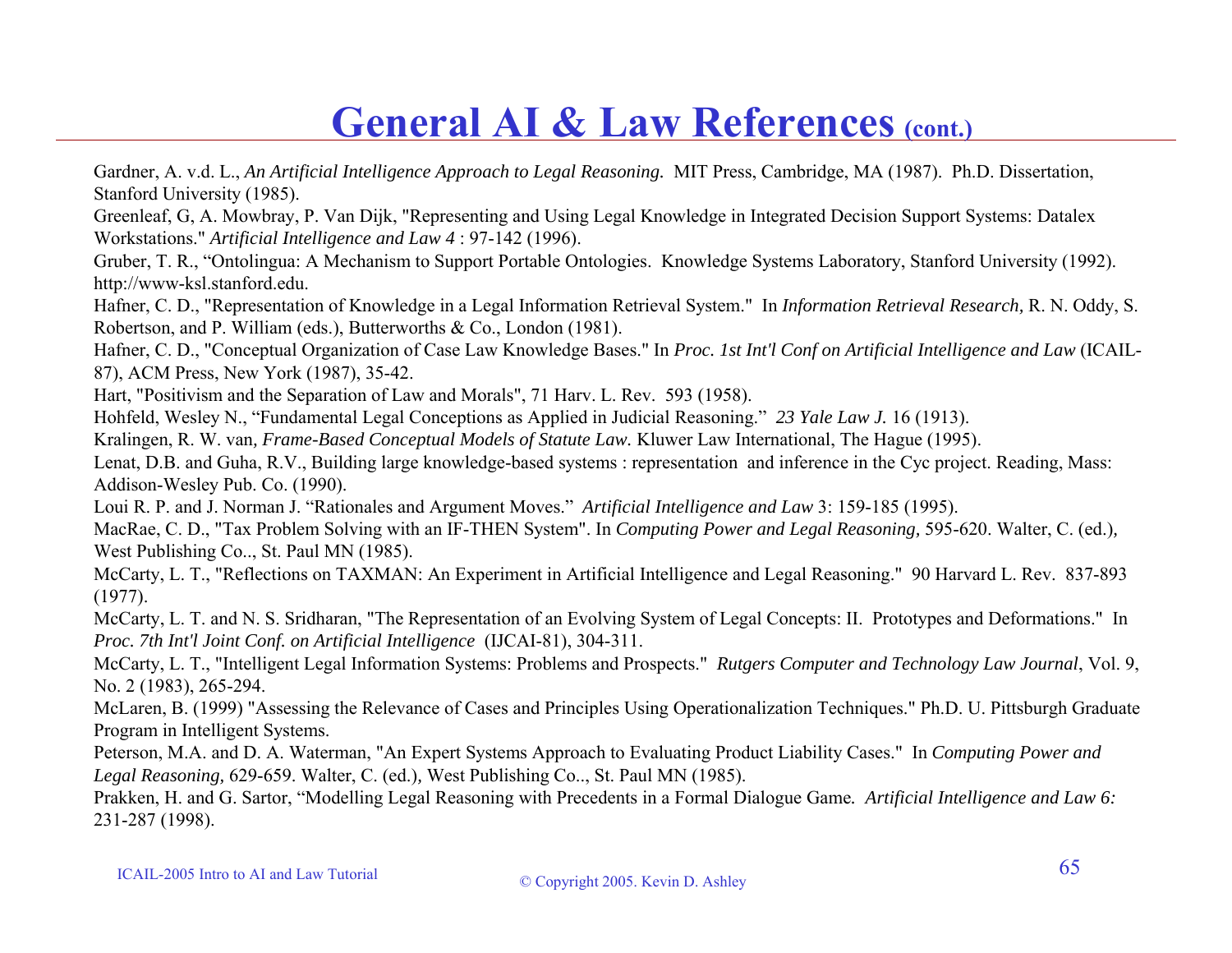# General AI & Law References (cont.)

Gardner, A. v.d. L., *An Artificial Intelligence Approach to Legal Reasoning.* MIT Press, Cambridge, MA (1987). Ph.D. Dissertation, Stanford University (1985).

Greenleaf, G, A. Mowbray, P. Van Dijk, "Representing and Using Legal Knowledge in Integrated Decision Support Systems: Datalex Workstations." *Artificial Intelligence and Law 4* : 97-142 (1996).

Gruber, T. R., "Ontolingua: A Mechanism to Support Portable Ontologies. Knowledge Systems Laboratory, Stanford University (1992). http://www-ksl.stanford.edu.

Hafner, C. D., "Representation of Knowledge in a Legal Information Retrieval System." In *Information Retrieval Research,* R. N. Oddy, S. Robertson, and P. William (eds.), Butterworths & Co., London (1981).

Hafner, C. D., "Conceptual Organization of Case Law Knowledge Bases." In *Proc. 1st Int'l Conf on Artificial Intelligence and Law* (ICAIL-87), ACM Press, New York (1987), 35-42.

Hart, "Positivism and the Separation of Law and Morals", 71 Harv. L. Rev. 593 (1958).

Hohfeld, Wesley N., "Fundamental Legal Conceptions as Applied in Judicial Reasoning." *23 Yale Law J.* 16 (1913).

Kralingen, R. W. van, *Frame-Based Conceptual Models of Statute Law.* Kluwer Law International, The Hague (1995).

Lenat, D.B. and Guha, R.V., Building large knowledge-based systems : representation and inference in the Cyc project. Reading, Mass: Addison-Wesley Pub. Co. (1990).

Loui R. P. and J. Norman J. "Rationales and Argument Moves." *Artificial Intelligence and Law* 3: 159-185 (1995).

MacRae, C. D., "Tax Problem Solving with an IF-THEN System". In *Computing Power and Legal Reasoning,* 595-620. Walter, C. (ed.), West Publishing Co.., St. Paul MN (1985).

McCarty, L. T., "Reflections on TAXMAN: An Experiment in Artificial Intelligence and Legal Reasoning." 90 Harvard L. Rev. 837-893 (1977).

McCarty, L. T. and N. S. Sridharan, "The Representation of an Evolving System of Legal Concepts: II. Prototypes and Deformations." In *Proc. 7th Int'l Joint Conf. on Artificial Intelligence* (IJCAI-81), 304-311.

McCarty, L. T., "Intelligent Legal Information Systems: Problems and Prospects." *Rutgers Computer and Technology Law Journal*, Vol. 9, No. 2 (1983), 265-294.

McLaren, B. (1999) "Assessing the Relevance of Cases and Principles Using Operationalization Techniques." Ph.D. U. Pittsburgh Graduate Program in Intelligent Systems.

Peterson, M.A. and D. A. Waterman, "An Expert Systems Approach to Evaluating Product Liability Cases." In *Computing Power and Legal Reasoning,* 629-659. Walter, C. (ed.), West Publishing Co.., St. Paul MN (1985).

Prakken, H. and G. Sartor, "Modelling Legal Reasoning with Precedents in a Formal Dialogue Game*. Artificial Intelligence and Law 6:* 231-287 (1998).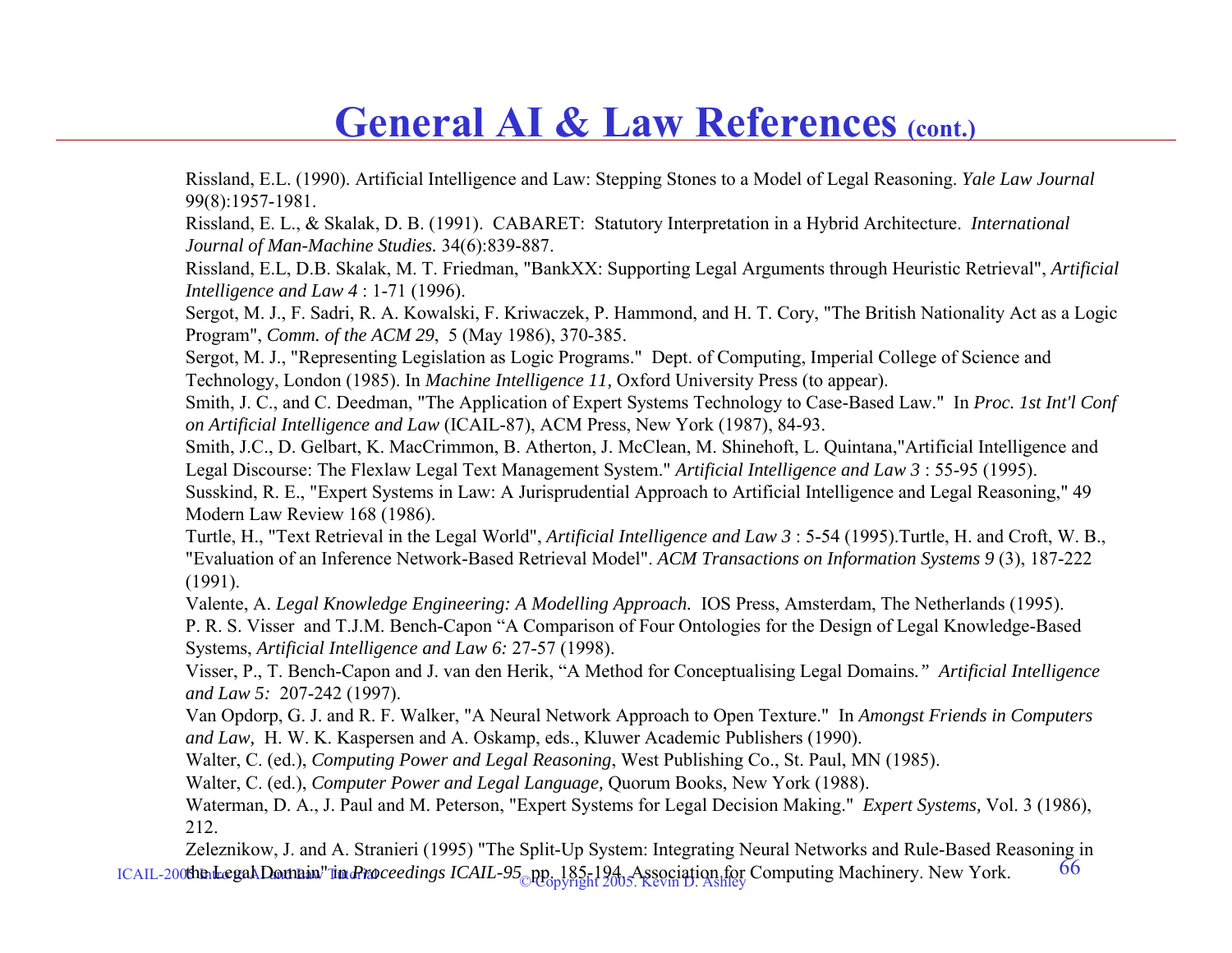# General AI & Law References (cont.)

Rissland, E.L. (1990). Artificial Intelligence and Law: Stepping Stones to a Model of Legal Reasoning. *Yale Law Journal* 99(8):1957-1981.

Rissland, E. L., & Skalak, D. B. (1991). CABARET: Statutory Interpretation in a Hybrid Architecture. *International Journal of Man-Machine Studies.* 34(6):839-887.

Rissland, E.L, D.B. Skalak, M. T. Friedman, "BankXX: Supporting Legal Arguments through Heuristic Retrieval", *Artificial Intelligence and Law 4* : 1-71 (1996).

Sergot, M. J., F. Sadri, R. A. Kowalski, F. Kriwaczek, P. Hammond, and H. T. Cory, "The British Nationality Act as a Logic Program", *Comm. of the ACM 29*, 5 (May 1986), 370-385.

Sergot, M. J., "Representing Legislation as Logic Programs." Dept. of Computing, Imperial College of Science and Technology, London (1985). In *Machine Intelligence 11,* Oxford University Press (to appear).

Smith, J. C., and C. Deedman, "The Application of Expert Systems Technology to Case-Based Law." In *Proc. 1st Int'l Conf on Artificial Intelligence and Law* (ICAIL-87), ACM Press, New York (1987), 84-93.

Smith, J.C., D. Gelbart, K. MacCrimmon, B. Atherton, J. McClean, M. Shinehoft, L. Quintana,"Artificial Intelligence and Legal Discourse: The Flexlaw Legal Text Management System." *Artificial Intelligence and Law 3* : 55-95 (1995).

Susskind, R. E., "Expert Systems in Law: A Jurisprudential Approach to Artificial Intelligence and Legal Reasoning," 49 Modern Law Review 168 (1986).

Turtle, H., "Text Retrieval in the Legal World", *Artificial Intelligence and Law 3* : 5-54 (1995).Turtle, H. and Croft, W. B., "Evaluation of an Inference Network-Based Retrieval Model". *ACM Transactions on Information Systems 9* (3), 187-222 (1991).

Valente, A. *Legal Knowledge Engineering: A Modelling Approach.* IOS Press, Amsterdam, The Netherlands (1995).

P. R. S. Visser and T.J.M. Bench-Capon "A Comparison of Four Ontologies for the Design of Legal Knowledge-Based Systems, *Artificial Intelligence and Law 6:* 27-57 (1998).

Visser, P., T. Bench-Capon and J. van den Herik, "A Method for Conceptualising Legal Domains." *Artificial Intelligence and Law 5:* 207-242 (1997).

Van Opdorp, G. J. and R. F. Walker, "A Neural Network Approach to Open Texture." In *Amongst Friends in Computers and Law,* H. W. K. Kaspersen and A. Oskamp, eds., Kluwer Academic Publishers (1990).

Walter, C. (ed.), *Computing Power and Legal Reasoning*, West Publishing Co., St. Paul, MN (1985).

Walter, C. (ed.), *Computer Power and Legal Language,* Quorum Books, New York (1988).

Waterman, D. A., J. Paul and M. Peterson, "Expert Systems for Legal Decision Making." *Expert Systems,* Vol. 3 (1986), 212.

Zeleznikow, J. and A. Stranieri (1995) "The Split-Up System: Integrating Neural Networks and Rule-Based Reasoning in the Legal Domain" in *Proceedings ICAIL-95* pp. 185-194, Association for Computing Machinery. New York.